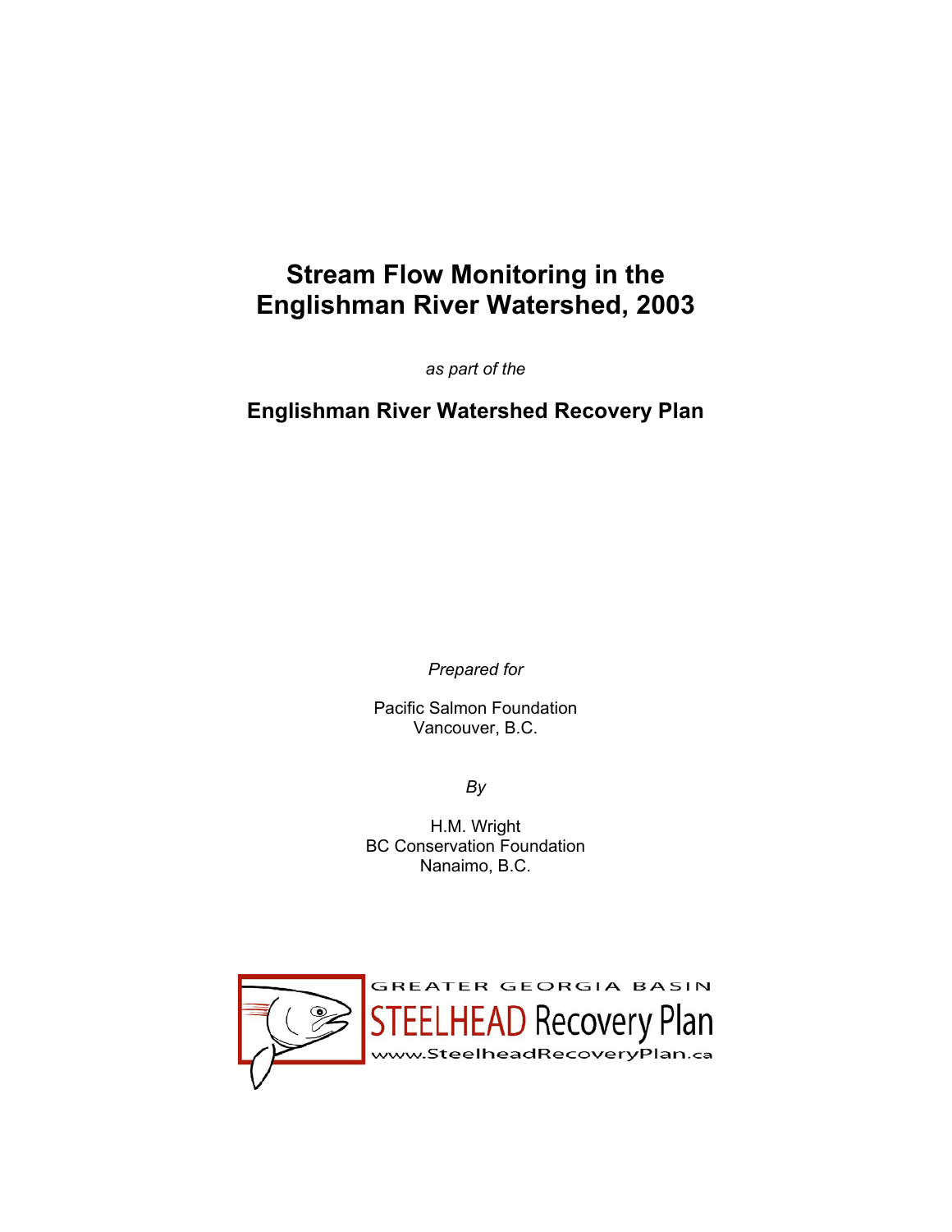# Stream Flow Monitoring in the Englishman River Watershed, 2003

*as part of the*

**Englishman River Watershed Recovery Plan**

*Prepared for*

Pacific Salmon Foundation
Vancouver, B.C.

*By*

H.M. Wright
BC Conservation Foundation
Nanaimo, B.C.

GREATER GEORGIA BASIN
STEELHEAD Recovery Plan
www.SteelheadRecoveryPlan.ca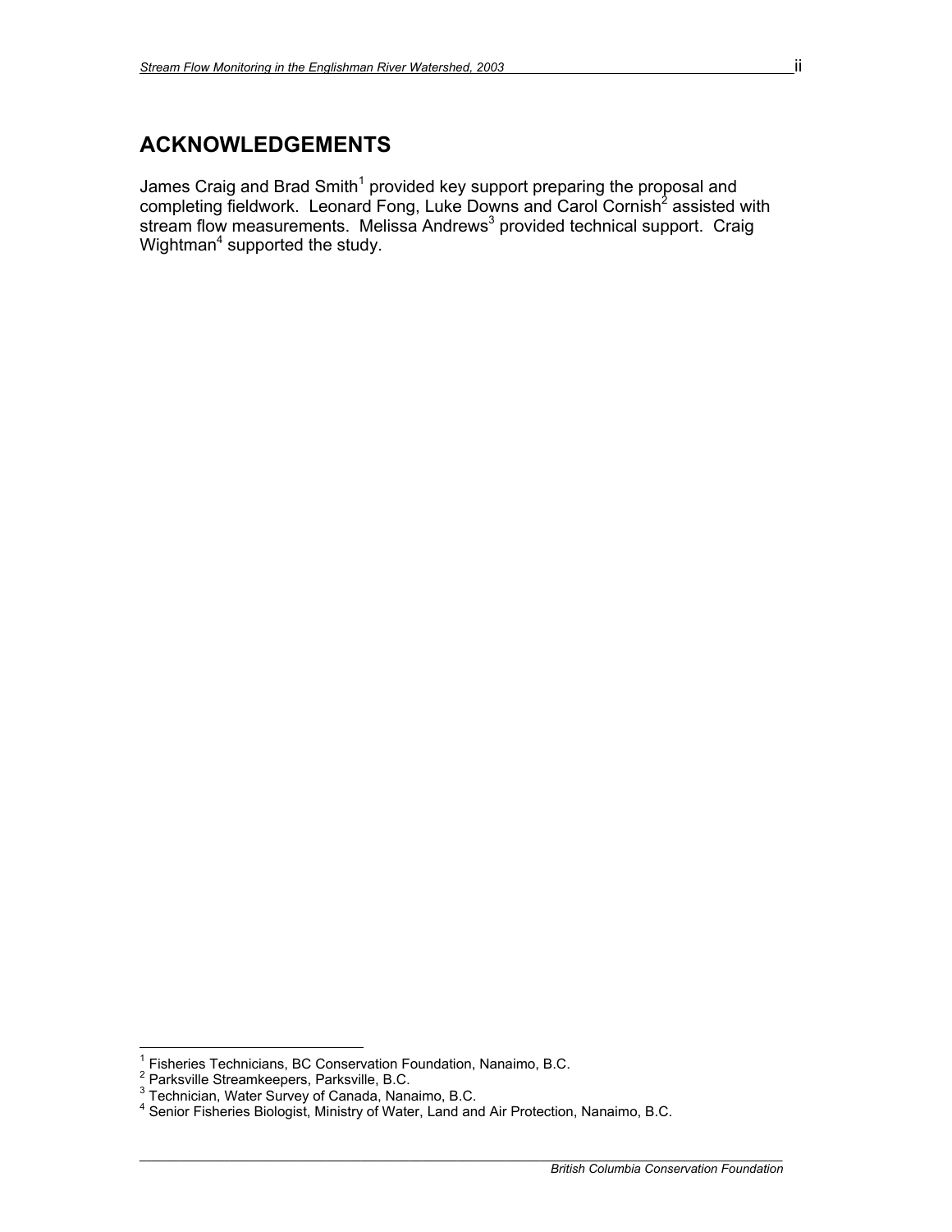## ACKNOWLEDGEMENTS

James Craig and Brad Smith[1] provided key support preparing the proposal and completing fieldwork. Leonard Fong, Luke Downs and Carol Cornish[2] assisted with stream flow measurements. Melissa Andrews[3] provided technical support. Craig Wightman[4] supported the study.

---

[1] Fisheries Technicians, BC Conservation Foundation, Nanaimo, B.C.
[2] Parksville Streamkeepers, Parksville, B.C.
[3] Technician, Water Survey of Canada, Nanaimo, B.C.
[4] Senior Fisheries Biologist, Ministry of Water, Land and Air Protection, Nanaimo, B.C.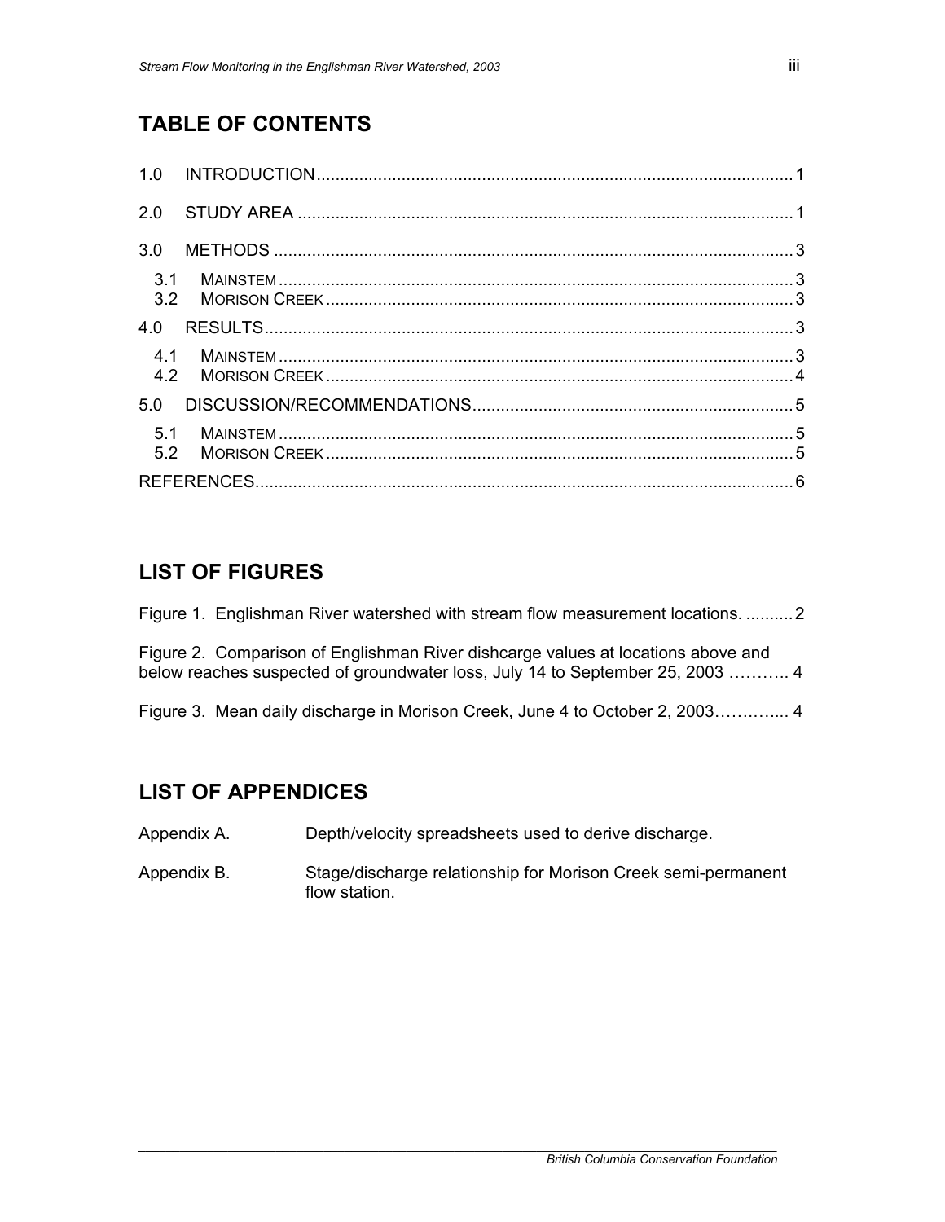## TABLE OF CONTENTS

1.0 INTRODUCTION .................................................................................................... 1

2.0 STUDY AREA ........................................................................................................ 1

3.0 METHODS ............................................................................................................. 3

- 3.1 MAINSTEM ............................................................................................................ 3
- 3.2 MORISON CREEK .................................................................................................. 3

4.0 RESULTS ............................................................................................................... 3

- 4.1 MAINSTEM ............................................................................................................ 3
- 4.2 MORISON CREEK .................................................................................................. 4

5.0 DISCUSSION/RECOMMENDATIONS .................................................................. 5

- 5.1 MAINSTEM ............................................................................................................ 5
- 5.2 MORISON CREEK .................................................................................................. 5

REFERENCES ................................................................................................................. 6

## LIST OF FIGURES

Figure 1. Englishman River watershed with stream flow measurement locations. .......... 2

Figure 2. Comparison of Englishman River dishcarge values at locations above and below reaches suspected of groundwater loss, July 14 to September 25, 2003 ……….. 4

Figure 3. Mean daily discharge in Morison Creek, June 4 to October 2, 2003………….. 4

## LIST OF APPENDICES

Appendix A. Depth/velocity spreadsheets used to derive discharge.

Appendix B. Stage/discharge relationship for Morison Creek semi-permanent flow station.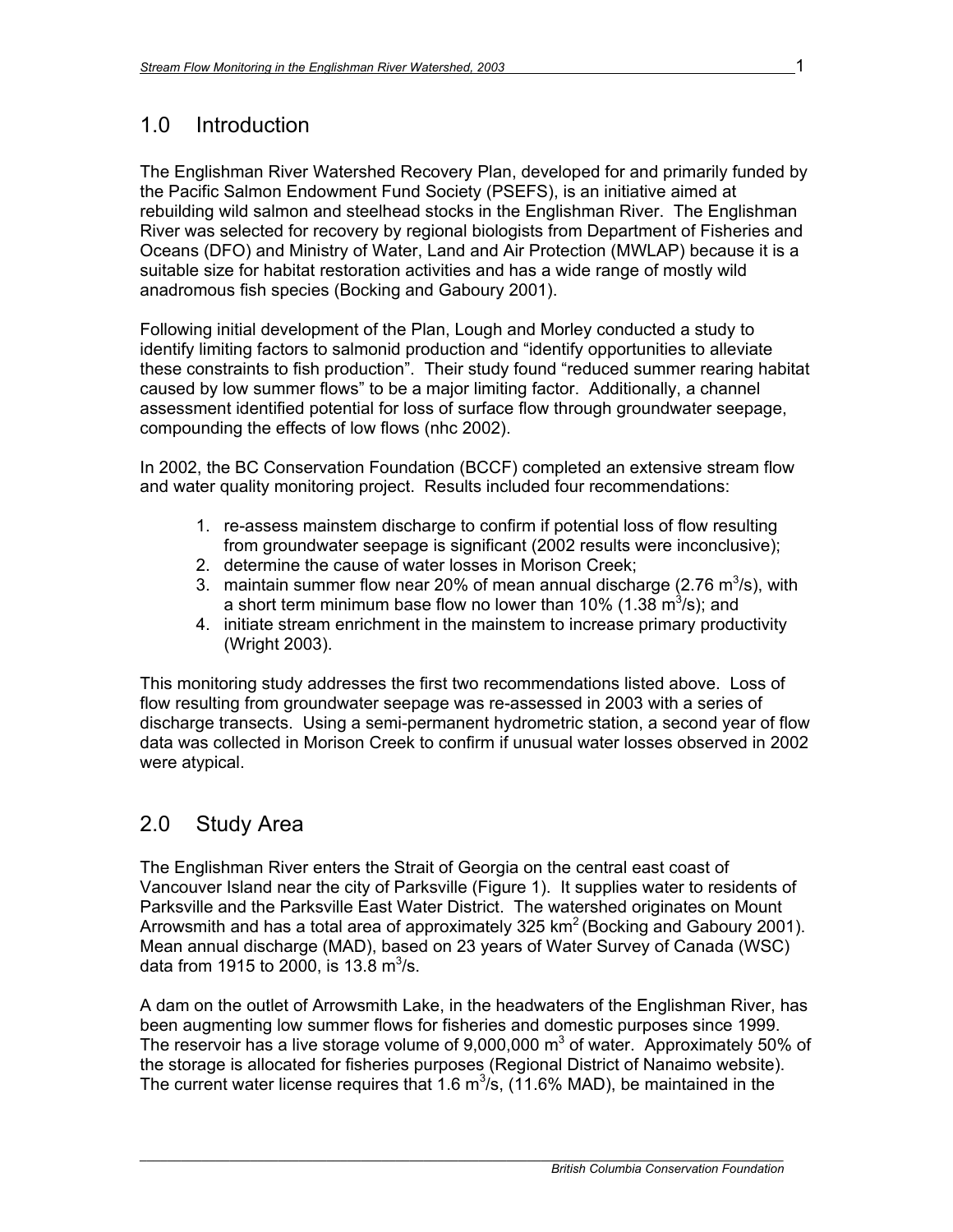## 1.0 Introduction

The Englishman River Watershed Recovery Plan, developed for and primarily funded by the Pacific Salmon Endowment Fund Society (PSEFS), is an initiative aimed at rebuilding wild salmon and steelhead stocks in the Englishman River. The Englishman River was selected for recovery by regional biologists from Department of Fisheries and Oceans (DFO) and Ministry of Water, Land and Air Protection (MWLAP) because it is a suitable size for habitat restoration activities and has a wide range of mostly wild anadromous fish species (Bocking and Gaboury 2001).

Following initial development of the Plan, Lough and Morley conducted a study to identify limiting factors to salmonid production and "identify opportunities to alleviate these constraints to fish production". Their study found "reduced summer rearing habitat caused by low summer flows" to be a major limiting factor. Additionally, a channel assessment identified potential for loss of surface flow through groundwater seepage, compounding the effects of low flows (nhc 2002).

In 2002, the BC Conservation Foundation (BCCF) completed an extensive stream flow and water quality monitoring project. Results included four recommendations:

1. re-assess mainstem discharge to confirm if potential loss of flow resulting from groundwater seepage is significant (2002 results were inconclusive);
2. determine the cause of water losses in Morison Creek;
3. maintain summer flow near 20% of mean annual discharge (2.76 $m^3$/s), with a short term minimum base flow no lower than 10% (1.38 $m^3$/s); and
4. initiate stream enrichment in the mainstem to increase primary productivity (Wright 2003).

This monitoring study addresses the first two recommendations listed above. Loss of flow resulting from groundwater seepage was re-assessed in 2003 with a series of discharge transects. Using a semi-permanent hydrometric station, a second year of flow data was collected in Morison Creek to confirm if unusual water losses observed in 2002 were atypical.

## 2.0 Study Area

The Englishman River enters the Strait of Georgia on the central east coast of Vancouver Island near the city of Parksville (Figure 1). It supplies water to residents of Parksville and the Parksville East Water District. The watershed originates on Mount Arrowsmith and has a total area of approximately 325 $km^2$ (Bocking and Gaboury 2001). Mean annual discharge (MAD), based on 23 years of Water Survey of Canada (WSC) data from 1915 to 2000, is 13.8 $m^3$/s.

A dam on the outlet of Arrowsmith Lake, in the headwaters of the Englishman River, has been augmenting low summer flows for fisheries and domestic purposes since 1999. The reservoir has a live storage volume of 9,000,000 $m^3$ of water. Approximately 50% of the storage is allocated for fisheries purposes (Regional District of Nanaimo website). The current water license requires that 1.6 $m^3$/s, (11.6% MAD), be maintained in the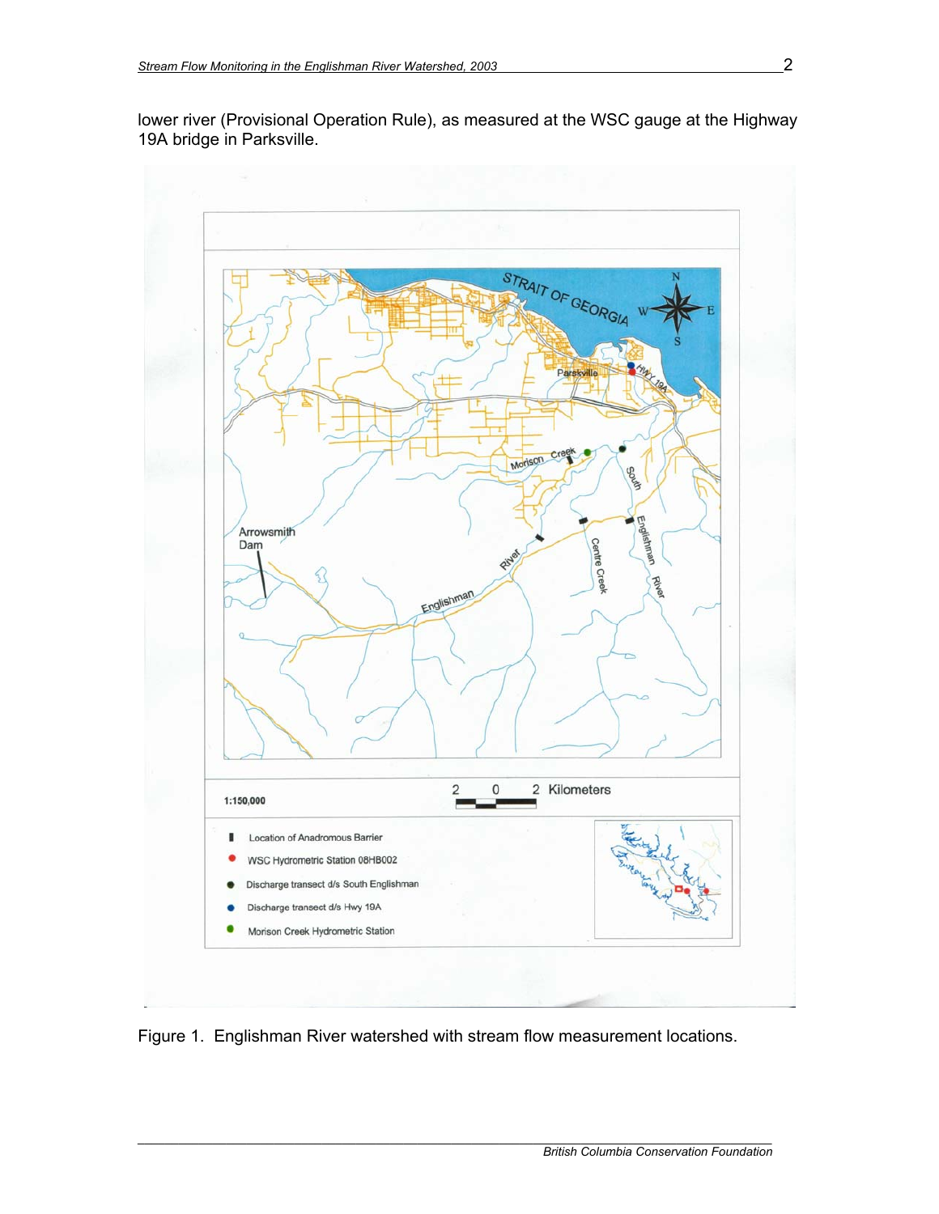lower river (Provisional Operation Rule), as measured at the WSC gauge at the Highway 19A bridge in Parksville.

Figure 1. Englishman River watershed with stream flow measurement locations.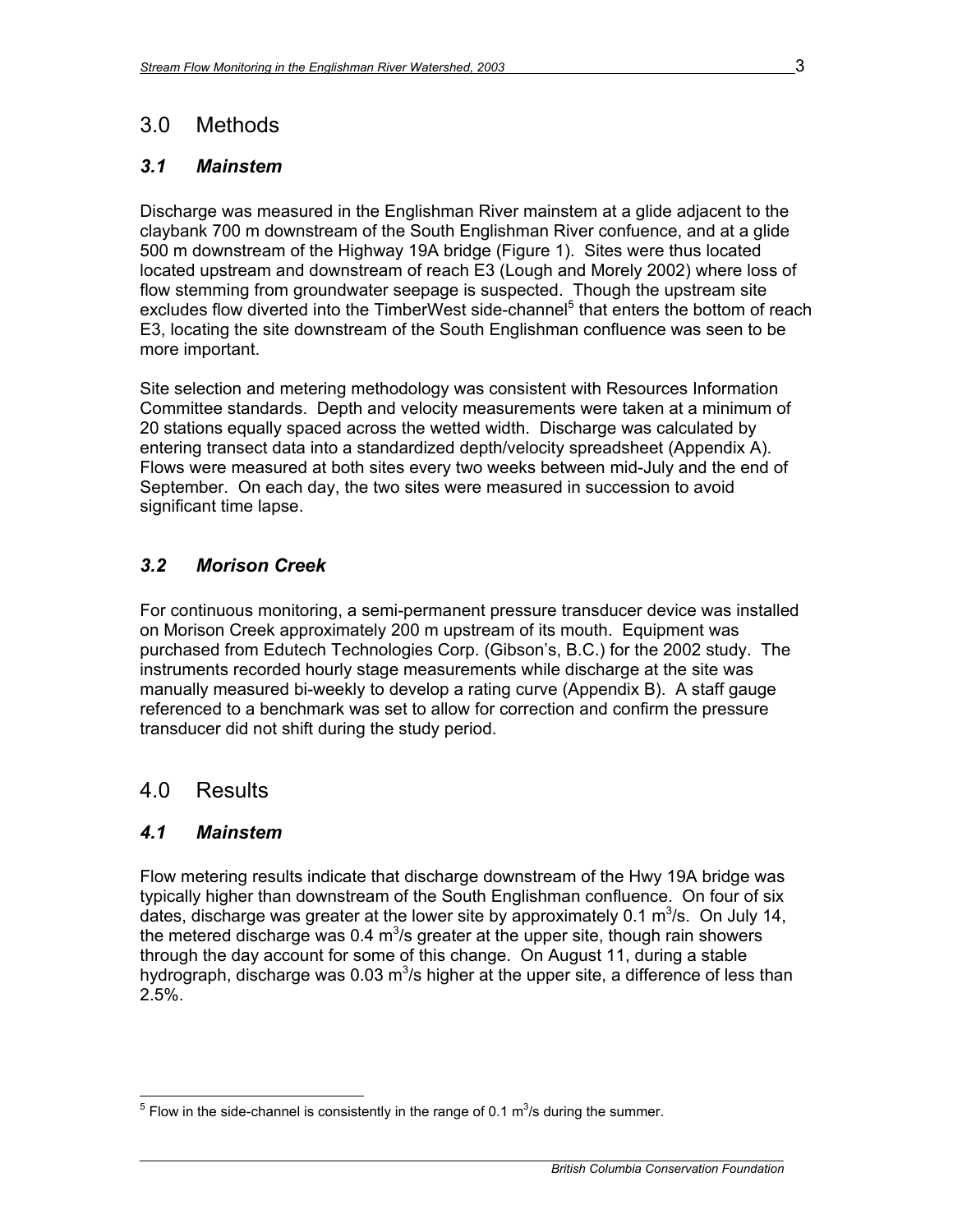## 3.0 Methods

### *3.1 Mainstem*

Discharge was measured in the Englishman River mainstem at a glide adjacent to the claybank 700 m downstream of the South Englishman River confuence, and at a glide 500 m downstream of the Highway 19A bridge (Figure 1). Sites were thus located located upstream and downstream of reach E3 (Lough and Morely 2002) where loss of flow stemming from groundwater seepage is suspected. Though the upstream site excludes flow diverted into the TimberWest side-channel[5] that enters the bottom of reach E3, locating the site downstream of the South Englishman confluence was seen to be more important.

Site selection and metering methodology was consistent with Resources Information Committee standards. Depth and velocity measurements were taken at a minimum of 20 stations equally spaced across the wetted width. Discharge was calculated by entering transect data into a standardized depth/velocity spreadsheet (Appendix A). Flows were measured at both sites every two weeks between mid-July and the end of September. On each day, the two sites were measured in succession to avoid significant time lapse.

### *3.2 Morison Creek*

For continuous monitoring, a semi-permanent pressure transducer device was installed on Morison Creek approximately 200 m upstream of its mouth. Equipment was purchased from Edutech Technologies Corp. (Gibson's, B.C.) for the 2002 study. The instruments recorded hourly stage measurements while discharge at the site was manually measured bi-weekly to develop a rating curve (Appendix B). A staff gauge referenced to a benchmark was set to allow for correction and confirm the pressure transducer did not shift during the study period.

## 4.0 Results

### *4.1 Mainstem*

Flow metering results indicate that discharge downstream of the Hwy 19A bridge was typically higher than downstream of the South Englishman confluence. On four of six dates, discharge was greater at the lower site by approximately 0.1 $m^3$/s. On July 14, the metered discharge was 0.4 $m^3$/s greater at the upper site, though rain showers through the day account for some of this change. On August 11, during a stable hydrograph, discharge was 0.03 $m^3$/s higher at the upper site, a difference of less than 2.5%.

---

[5] Flow in the side-channel is consistently in the range of 0.1 $m^3$/s during the summer.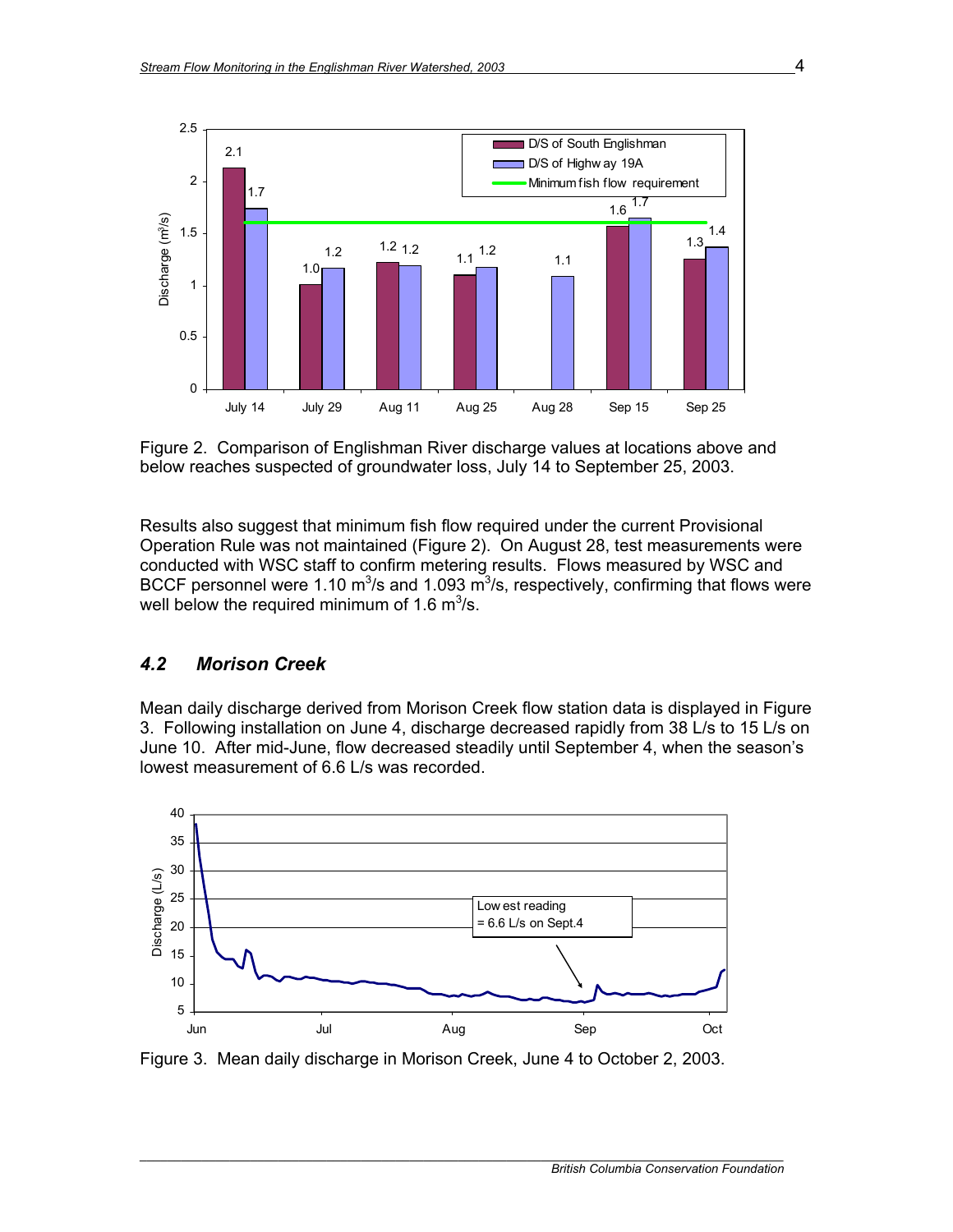Figure 2. Comparison of Englishman River discharge values at locations above and below reaches suspected of groundwater loss, July 14 to September 25, 2003.

Results also suggest that minimum fish flow required under the current Provisional Operation Rule was not maintained (Figure 2). On August 28, test measurements were conducted with WSC staff to confirm metering results. Flows measured by WSC and BCCF personnel were 1.10 $m^3$/s and 1.093 $m^3$/s, respectively, confirming that flows were well below the required minimum of 1.6 $m^3$/s.

### *4.2 Morison Creek*

Mean daily discharge derived from Morison Creek flow station data is displayed in Figure 3. Following installation on June 4, discharge decreased rapidly from 38 L/s to 15 L/s on June 10. After mid-June, flow decreased steadily until September 4, when the season's lowest measurement of 6.6 L/s was recorded.

Figure 3. Mean daily discharge in Morison Creek, June 4 to October 2, 2003.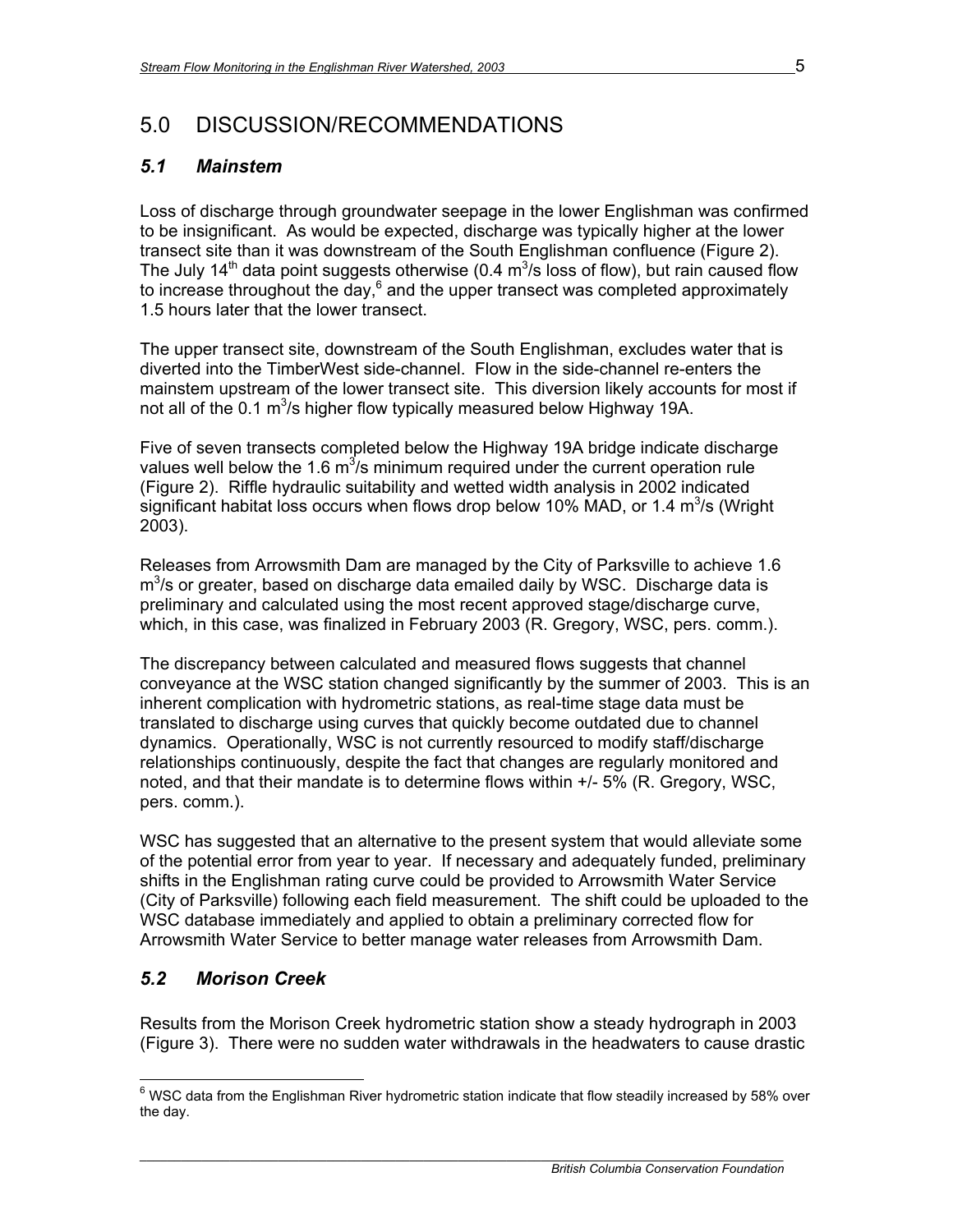# 5.0 DISCUSSION/RECOMMENDATIONS

## *5.1 Mainstem*

Loss of discharge through groundwater seepage in the lower Englishman was confirmed to be insignificant. As would be expected, discharge was typically higher at the lower transect site than it was downstream of the South Englishman confluence (Figure 2). The July 14th data point suggests otherwise (0.4 $m^3$/s loss of flow), but rain caused flow to increase throughout the day,[6] and the upper transect was completed approximately 1.5 hours later that the lower transect.

The upper transect site, downstream of the South Englishman, excludes water that is diverted into the TimberWest side-channel. Flow in the side-channel re-enters the mainstem upstream of the lower transect site. This diversion likely accounts for most if not all of the 0.1 $m^3$/s higher flow typically measured below Highway 19A.

Five of seven transects completed below the Highway 19A bridge indicate discharge values well below the 1.6 $m^3$/s minimum required under the current operation rule (Figure 2). Riffle hydraulic suitability and wetted width analysis in 2002 indicated significant habitat loss occurs when flows drop below 10% MAD, or 1.4 $m^3$/s (Wright 2003).

Releases from Arrowsmith Dam are managed by the City of Parksville to achieve 1.6 $m^3$/s or greater, based on discharge data emailed daily by WSC. Discharge data is preliminary and calculated using the most recent approved stage/discharge curve, which, in this case, was finalized in February 2003 (R. Gregory, WSC, pers. comm.).

The discrepancy between calculated and measured flows suggests that channel conveyance at the WSC station changed significantly by the summer of 2003. This is an inherent complication with hydrometric stations, as real-time stage data must be translated to discharge using curves that quickly become outdated due to channel dynamics. Operationally, WSC is not currently resourced to modify staff/discharge relationships continuously, despite the fact that changes are regularly monitored and noted, and that their mandate is to determine flows within +/- 5% (R. Gregory, WSC, pers. comm.).

WSC has suggested that an alternative to the present system that would alleviate some of the potential error from year to year. If necessary and adequately funded, preliminary shifts in the Englishman rating curve could be provided to Arrowsmith Water Service (City of Parksville) following each field measurement. The shift could be uploaded to the WSC database immediately and applied to obtain a preliminary corrected flow for Arrowsmith Water Service to better manage water releases from Arrowsmith Dam.

## *5.2 Morison Creek*

Results from the Morison Creek hydrometric station show a steady hydrograph in 2003 (Figure 3). There were no sudden water withdrawals in the headwaters to cause drastic

[6] WSC data from the Englishman River hydrometric station indicate that flow steadily increased by 58% over the day.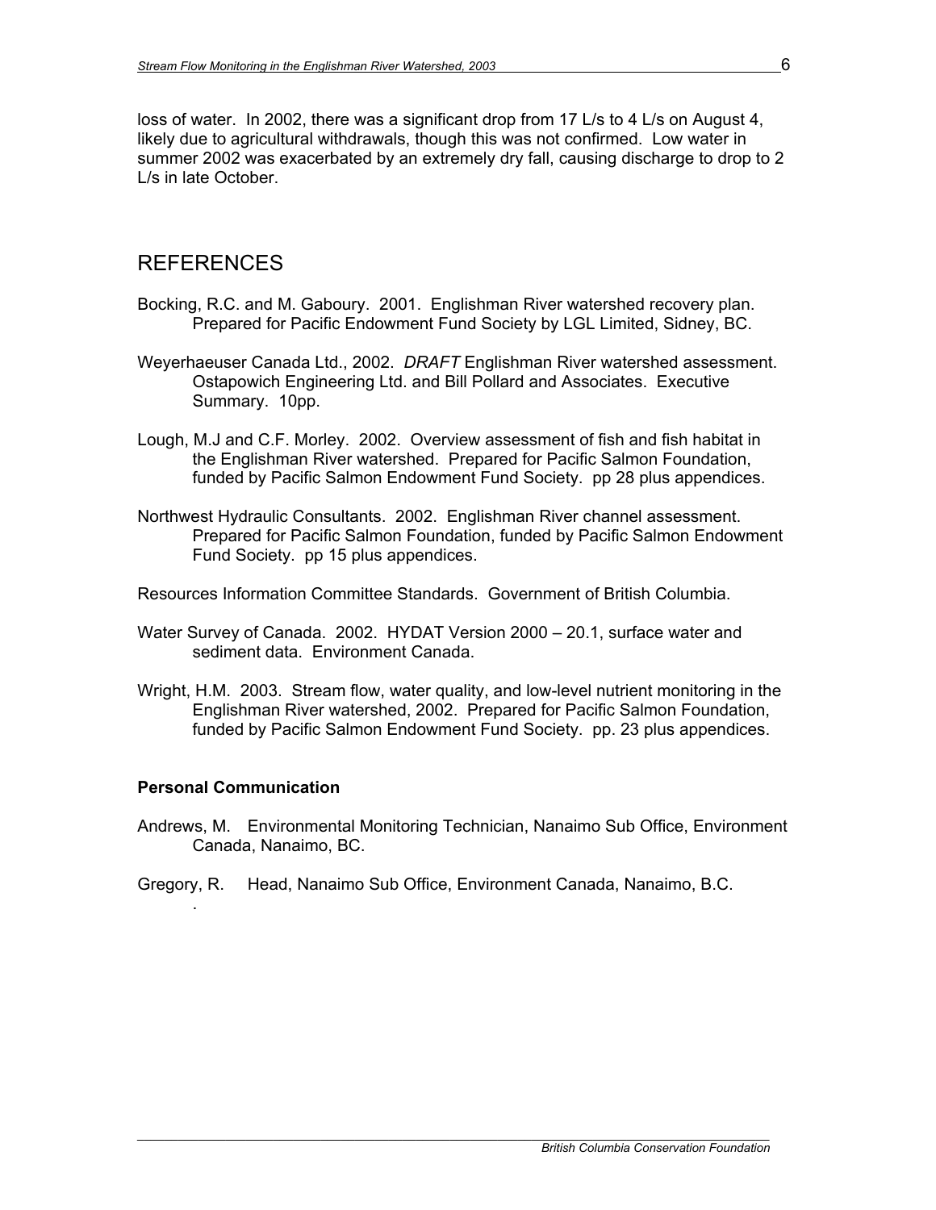loss of water. In 2002, there was a significant drop from 17 L/s to 4 L/s on August 4, likely due to agricultural withdrawals, though this was not confirmed. Low water in summer 2002 was exacerbated by an extremely dry fall, causing discharge to drop to 2 L/s in late October.

# REFERENCES

Bocking, R.C. and M. Gaboury. 2001. Englishman River watershed recovery plan. Prepared for Pacific Endowment Fund Society by LGL Limited, Sidney, BC.

Weyerhaeuser Canada Ltd., 2002. *DRAFT* Englishman River watershed assessment. Ostapowich Engineering Ltd. and Bill Pollard and Associates. Executive Summary. 10pp.

Lough, M.J and C.F. Morley. 2002. Overview assessment of fish and fish habitat in the Englishman River watershed. Prepared for Pacific Salmon Foundation, funded by Pacific Salmon Endowment Fund Society. pp 28 plus appendices.

Northwest Hydraulic Consultants. 2002. Englishman River channel assessment. Prepared for Pacific Salmon Foundation, funded by Pacific Salmon Endowment Fund Society. pp 15 plus appendices.

Resources Information Committee Standards. Government of British Columbia.

Water Survey of Canada. 2002. HYDAT Version 2000 – 20.1, surface water and sediment data. Environment Canada.

Wright, H.M. 2003. Stream flow, water quality, and low-level nutrient monitoring in the Englishman River watershed, 2002. Prepared for Pacific Salmon Foundation, funded by Pacific Salmon Endowment Fund Society. pp. 23 plus appendices.

### Personal Communication

Andrews, M. Environmental Monitoring Technician, Nanaimo Sub Office, Environment Canada, Nanaimo, BC.

Gregory, R. Head, Nanaimo Sub Office, Environment Canada, Nanaimo, B.C.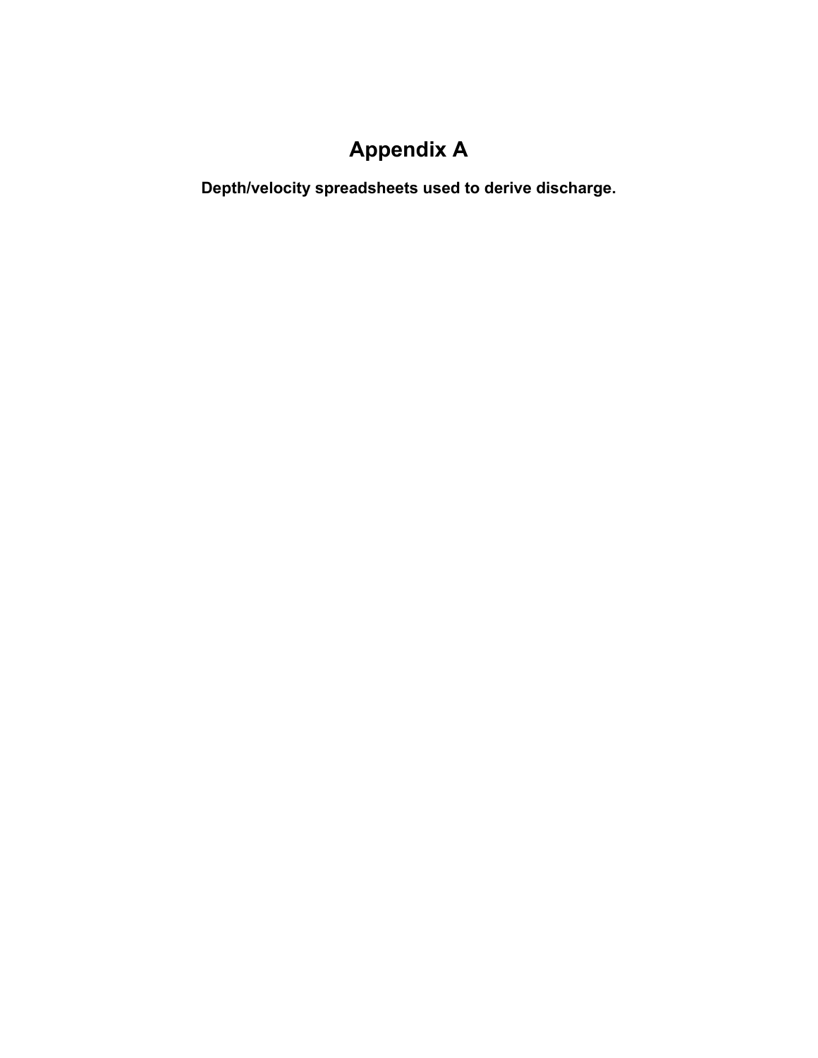# Appendix A

## Depth/velocity spreadsheets used to derive discharge.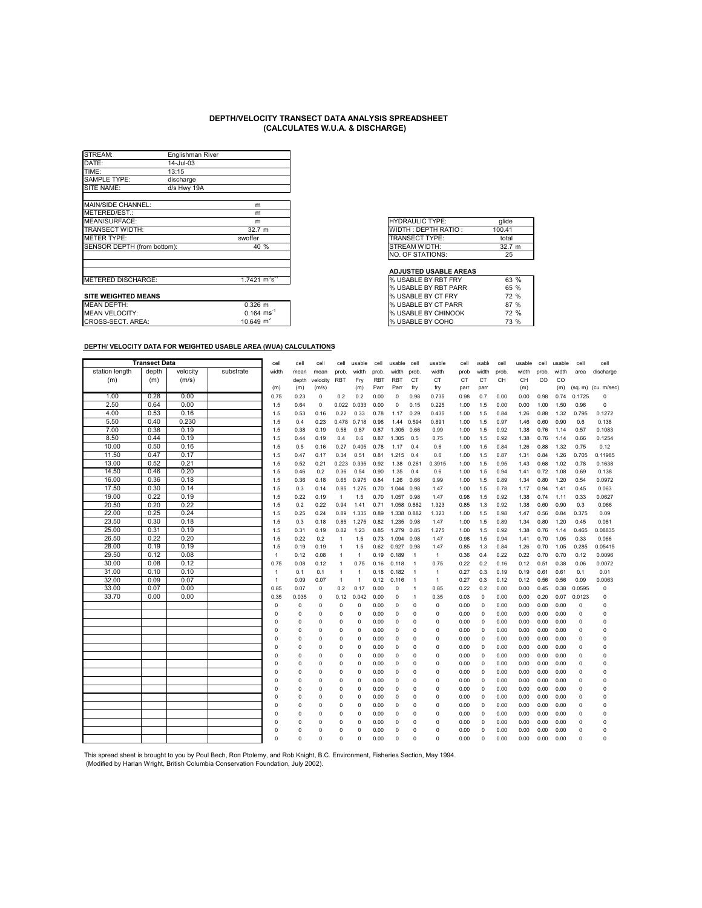## DEPTH/VELOCITY TRANSECT DATA ANALYSIS SPREADSHEET
### (CALCULATES W.U.A. & DISCHARGE)

| | | |
|---|---|---|
| STREAM: | Englishman River | |
| DATE: | 14-Jul-03 | |
| TIME: | 13:15 | |
| SAMPLE TYPE: | discharge | |
| SITE NAME: | d/s Hwy 19A | |
| MAIN/SIDE CHANNEL: | | m |
| METERED/EST.: | | m |
| MEAN/SURFACE: | | m |
| TRANSECT WIDTH: | | 32.7 m |
| METER TYPE: | swoffer | |
| SENSOR DEPTH (from bottom): | | 40 % |
| METERED DISCHARGE: | | 1.7421 $m^3s^{-1}$ |

| | |
|---|---|
| HYDRAULIC TYPE: | glide |
| WIDTH : DEPTH RATIO : | 100.41 |
| TRANSECT TYPE: | total |
| STREAM WIDTH: | 32.7 m |
| NO. OF STATIONS: | 25 |

**SITE WEIGHTED MEANS**

| | |
|---|---|
| MEAN DEPTH: | 0.326 m |
| MEAN VELOCITY: | 0.164 $ms^{-1}$ |
| CROSS-SECT. AREA: | 10.649 $m^2$ |

**ADJUSTED USABLE AREAS**

| | |
|---|---|
| % USABLE BY RBT FRY | 63 % |
| % USABLE BY RBT PARR | 65 % |
| % USABLE BY CT FRY | 72 % |
| % USABLE BY CT PARR | 87 % |
| % USABLE BY CHINOOK | 72 % |
| % USABLE BY COHO | 73 % |

**DEPTH/ VELOCITY DATA FOR WEIGHTED USABLE AREA (WUA) CALCULATIONS**

| Transect Data | | | | cell | cell | cell | cell | usable | cell | usable | cell | usable | cell | usable | cell | usable | cell | usable | cell | cell |
|---|---|---|---|---|---|---|---|---|---|---|---|---|---|---|---|---|---|---|---|---|
| station length (m) | depth (m) | velocity (m/s) | substrate | width (m) | mean depth (m) | mean velocity (m/s) | prob. RBT | width Fry (m) | prob. RBT Parr | width RBT Parr | prob. CT fry | width CT fry | prob CT parr | width CT parr | prob. CH | width CH (m) | prob. CO | width CO (m) | area (sq. m) | discharge (cu. m/sec) |
| 1.00 | 0.28 | 0.00 | | 0.75 | 0.23 | 0 | 0.2 | 0.2 | 0.00 | 0 | 0.98 | 0.735 | 0.98 | 0.7 | 0.00 | 0.00 | 0.98 | 0.74 | 0.1725 | 0 |
| 2.50 | 0.64 | 0.00 | | 1.5 | 0.64 | 0 | 0.022 | 0.033 | 0.00 | 0 | 0.15 | 0.225 | 1.00 | 1.5 | 0.00 | 0.00 | 1.00 | 1.50 | 0.96 | 0 |
| 4.00 | 0.53 | 0.16 | | 1.5 | 0.53 | 0.16 | 0.22 | 0.33 | 0.78 | 1.17 | 0.29 | 0.435 | 1.00 | 1.5 | 0.84 | 1.26 | 0.88 | 1.32 | 0.795 | 0.1272 |
| 5.50 | 0.40 | 0.230 | | 1.5 | 0.4 | 0.23 | 0.478 | 0.718 | 0.96 | 1.44 | 0.594 | 0.891 | 1.00 | 1.5 | 0.97 | 1.46 | 0.60 | 0.90 | 0.6 | 0.138 |
| 7.00 | 0.38 | 0.19 | | 1.5 | 0.38 | 0.19 | 0.58 | 0.87 | 0.87 | 1.305 | 0.66 | 0.99 | 1.00 | 1.5 | 0.92 | 1.38 | 0.76 | 1.14 | 0.57 | 0.1083 |
| 8.50 | 0.44 | 0.19 | | 1.5 | 0.44 | 0.19 | 0.4 | 0.6 | 0.87 | 1.305 | 0.5 | 0.75 | 1.00 | 1.5 | 0.92 | 1.38 | 0.76 | 1.14 | 0.66 | 0.1254 |
| 10.00 | 0.50 | 0.16 | | 1.5 | 0.5 | 0.16 | 0.27 | 0.405 | 0.78 | 1.17 | 0.4 | 0.6 | 1.00 | 1.5 | 0.84 | 1.26 | 0.88 | 1.32 | 0.75 | 0.12 |
| 11.50 | 0.47 | 0.17 | | 1.5 | 0.47 | 0.17 | 0.34 | 0.51 | 0.81 | 1.215 | 0.4 | 0.6 | 1.00 | 1.5 | 0.87 | 1.31 | 0.84 | 1.26 | 0.705 | 0.11985 |
| 13.00 | 0.52 | 0.21 | | 1.5 | 0.52 | 0.21 | 0.223 | 0.335 | 0.92 | 1.38 | 0.261 | 0.3915 | 1.00 | 1.5 | 0.95 | 1.43 | 0.68 | 1.02 | 0.78 | 0.1638 |
| 14.50 | 0.46 | 0.20 | | 1.5 | 0.46 | 0.2 | 0.36 | 0.54 | 0.90 | 1.35 | 0.4 | 0.6 | 1.00 | 1.5 | 0.94 | 1.41 | 0.72 | 1.08 | 0.69 | 0.138 |
| 16.00 | 0.36 | 0.18 | | 1.5 | 0.36 | 0.18 | 0.65 | 0.975 | 0.84 | 1.26 | 0.66 | 0.99 | 1.00 | 1.5 | 0.89 | 1.34 | 0.80 | 1.20 | 0.54 | 0.0972 |
| 17.50 | 0.30 | 0.14 | | 1.5 | 0.3 | 0.14 | 0.85 | 1.275 | 0.70 | 1.044 | 0.98 | 1.47 | 1.00 | 1.5 | 0.78 | 1.17 | 0.94 | 1.41 | 0.45 | 0.063 |
| 19.00 | 0.22 | 0.19 | | 1.5 | 0.22 | 0.19 | 1 | 1.5 | 0.70 | 1.057 | 0.98 | 1.47 | 0.98 | 1.5 | 0.92 | 1.38 | 0.74 | 1.11 | 0.33 | 0.0627 |
| 20.50 | 0.20 | 0.22 | | 1.5 | 0.2 | 0.22 | 0.94 | 1.41 | 0.71 | 1.058 | 0.882 | 1.323 | 0.85 | 1.3 | 0.92 | 1.38 | 0.60 | 0.90 | 0.3 | 0.066 |
| 22.00 | 0.25 | 0.24 | | 1.5 | 0.25 | 0.24 | 0.89 | 1.335 | 0.89 | 1.338 | 0.882 | 1.323 | 1.00 | 1.5 | 0.98 | 1.47 | 0.56 | 0.84 | 0.375 | 0.09 |
| 23.50 | 0.30 | 0.18 | | 1.5 | 0.3 | 0.18 | 0.85 | 1.275 | 0.82 | 1.235 | 0.98 | 1.47 | 1.00 | 1.5 | 0.89 | 1.34 | 0.80 | 1.20 | 0.45 | 0.081 |
| 25.00 | 0.31 | 0.19 | | 1.5 | 0.31 | 0.19 | 0.82 | 1.23 | 0.85 | 1.279 | 0.85 | 1.275 | 1.00 | 1.5 | 0.92 | 1.38 | 0.76 | 1.14 | 0.465 | 0.08835 |
| 26.50 | 0.22 | 0.20 | | 1.5 | 0.22 | 0.2 | 1 | 1.5 | 0.73 | 1.094 | 0.98 | 1.47 | 0.98 | 1.5 | 0.94 | 1.41 | 0.70 | 1.05 | 0.33 | 0.066 |
| 28.00 | 0.19 | 0.19 | | 1.5 | 0.19 | 0.19 | 1 | 1.5 | 0.62 | 0.927 | 0.98 | 1.47 | 0.85 | 1.3 | 0.84 | 1.26 | 0.70 | 1.05 | 0.285 | 0.05415 |
| 29.50 | 0.12 | 0.08 | | 1 | 0.12 | 0.08 | 1 | 1 | 0.19 | 0.189 | 1 | 1 | 0.36 | 0.4 | 0.22 | 0.22 | 0.70 | 0.70 | 0.12 | 0.0096 |
| 30.00 | 0.08 | 0.12 | | 0.75 | 0.08 | 0.12 | 1 | 0.75 | 0.16 | 0.118 | 1 | 0.75 | 0.22 | 0.2 | 0.16 | 0.12 | 0.51 | 0.38 | 0.06 | 0.0072 |
| 31.00 | 0.10 | 0.10 | | 1 | 0.1 | 0.1 | 1 | 1 | 0.18 | 0.182 | 1 | 1 | 0.27 | 0.3 | 0.19 | 0.19 | 0.61 | 0.61 | 0.1 | 0.01 |
| 32.00 | 0.09 | 0.07 | | 1 | 0.09 | 0.07 | 1 | 1 | 0.12 | 0.116 | 1 | 1 | 0.27 | 0.3 | 0.12 | 0.12 | 0.56 | 0.56 | 0.09 | 0.0063 |
| 33.00 | 0.07 | 0.00 | | 0.85 | 0.07 | 0 | 0.2 | 0.17 | 0.00 | 0 | 1 | 0.85 | 0.22 | 0.2 | 0.00 | 0.00 | 0.45 | 0.38 | 0.0595 | 0 |
| 33.70 | 0.00 | 0.00 | | 0.35 | 0.035 | 0 | 0.12 | 0.042 | 0.00 | 0 | 1 | 0.35 | 0.03 | 0 | 0.00 | 0.00 | 0.20 | 0.07 | 0.0123 | 0 |
| | | | | 0 | 0 | 0 | 0 | 0 | 0.00 | 0 | 0 | 0 | 0.00 | 0 | 0.00 | 0.00 | 0.00 | 0.00 | 0 | 0 |
| | | | | 0 | 0 | 0 | 0 | 0 | 0.00 | 0 | 0 | 0 | 0.00 | 0 | 0.00 | 0.00 | 0.00 | 0.00 | 0 | 0 |
| | | | | 0 | 0 | 0 | 0 | 0 | 0.00 | 0 | 0 | 0 | 0.00 | 0 | 0.00 | 0.00 | 0.00 | 0.00 | 0 | 0 |
| | | | | 0 | 0 | 0 | 0 | 0 | 0.00 | 0 | 0 | 0 | 0.00 | 0 | 0.00 | 0.00 | 0.00 | 0.00 | 0 | 0 |
| | | | | 0 | 0 | 0 | 0 | 0 | 0.00 | 0 | 0 | 0 | 0.00 | 0 | 0.00 | 0.00 | 0.00 | 0.00 | 0 | 0 |
| | | | | 0 | 0 | 0 | 0 | 0 | 0.00 | 0 | 0 | 0 | 0.00 | 0 | 0.00 | 0.00 | 0.00 | 0.00 | 0 | 0 |
| | | | | 0 | 0 | 0 | 0 | 0 | 0.00 | 0 | 0 | 0 | 0.00 | 0 | 0.00 | 0.00 | 0.00 | 0.00 | 0 | 0 |
| | | | | 0 | 0 | 0 | 0 | 0 | 0.00 | 0 | 0 | 0 | 0.00 | 0 | 0.00 | 0.00 | 0.00 | 0.00 | 0 | 0 |
| | | | | 0 | 0 | 0 | 0 | 0 | 0.00 | 0 | 0 | 0 | 0.00 | 0 | 0.00 | 0.00 | 0.00 | 0.00 | 0 | 0 |
| | | | | 0 | 0 | 0 | 0 | 0 | 0.00 | 0 | 0 | 0 | 0.00 | 0 | 0.00 | 0.00 | 0.00 | 0.00 | 0 | 0 |
| | | | | 0 | 0 | 0 | 0 | 0 | 0.00 | 0 | 0 | 0 | 0.00 | 0 | 0.00 | 0.00 | 0.00 | 0.00 | 0 | 0 |
| | | | | 0 | 0 | 0 | 0 | 0 | 0.00 | 0 | 0 | 0 | 0.00 | 0 | 0.00 | 0.00 | 0.00 | 0.00 | 0 | 0 |
| | | | | 0 | 0 | 0 | 0 | 0 | 0.00 | 0 | 0 | 0 | 0.00 | 0 | 0.00 | 0.00 | 0.00 | 0.00 | 0 | 0 |
| | | | | 0 | 0 | 0 | 0 | 0 | 0.00 | 0 | 0 | 0 | 0.00 | 0 | 0.00 | 0.00 | 0.00 | 0.00 | 0 | 0 |
| | | | | 0 | 0 | 0 | 0 | 0 | 0.00 | 0 | 0 | 0 | 0.00 | 0 | 0.00 | 0.00 | 0.00 | 0.00 | 0 | 0 |
| | | | | 0 | 0 | 0 | 0 | 0 | 0.00 | 0 | 0 | 0 | 0.00 | 0 | 0.00 | 0.00 | 0.00 | 0.00 | 0 | 0 |
| | | | | 0 | 0 | 0 | 0 | 0 | 0.00 | 0 | 0 | 0 | 0.00 | 0 | 0.00 | 0.00 | 0.00 | 0.00 | 0 | 0 |

This spread sheet is brought to you by Poul Bech, Ron Ptolemy, and Rob Knight, B.C. Environment, Fisheries Section, May 1994.
(Modified by Harlan Wright, British Columbia Conservation Foundation, July 2002).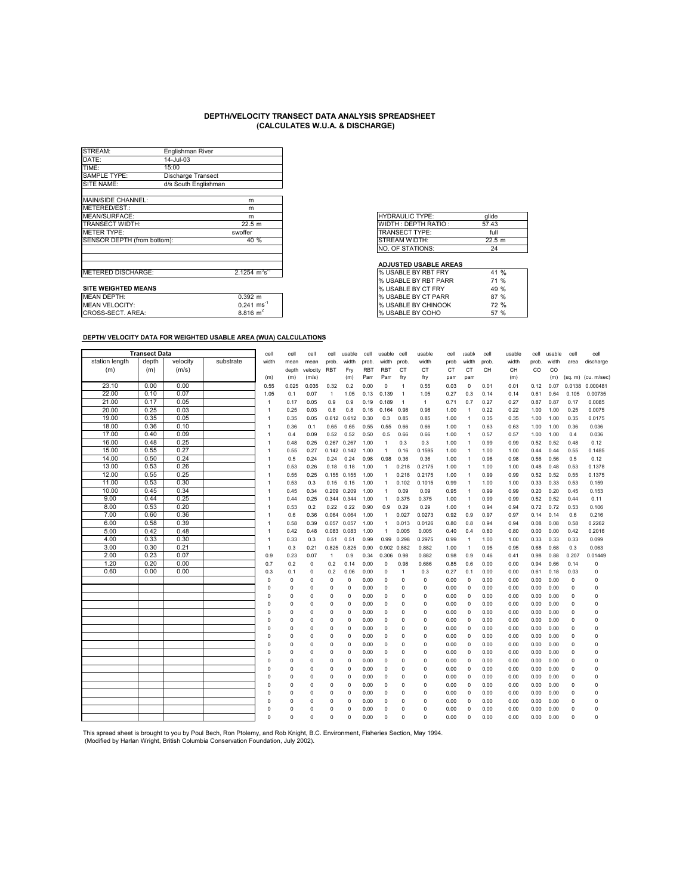# DEPTH/VELOCITY TRANSECT DATA ANALYSIS SPREADSHEET
## (CALCULATES W.U.A. & DISCHARGE)

| | | |
|---|---|---|
| STREAM: | Englishman River | |
| DATE: | 14-Jul-03 | |
| TIME: | 15:00 | |
| SAMPLE TYPE: | Discharge Transect | |
| SITE NAME: | d/s South Englishman | |
| | | |
| MAIN/SIDE CHANNEL: | | m |
| METERED/EST.: | | m |
| MEAN/SURFACE: | | m |
| TRANSECT WIDTH: | | 22.5 m |
| METER TYPE: | | swoffer |
| SENSOR DEPTH (from bottom): | | 40 % |
| | | |
| METERED DISCHARGE: | | 2.1254 $m^3s^{-1}$ |

**SITE WEIGHTED MEANS**

| | |
|---|---|
| MEAN DEPTH: | 0.392 m |
| MEAN VELOCITY: | 0.241 $ms^{-1}$ |
| CROSS-SECT. AREA: | 8.816 $m^2$ |

| | |
|---|---|
| HYDRAULIC TYPE: | glide |
| WIDTH : DEPTH RATIO : | 57.43 |
| TRANSECT TYPE: | full |
| STREAM WIDTH: | 22.5 m |
| NO. OF STATIONS: | 24 |

**ADJUSTED USABLE AREAS**

| | |
|---|---|
| % USABLE BY RBT FRY | 41 % |
| % USABLE BY RBT PARR | 71 % |
| % USABLE BY CT FRY | 49 % |
| % USABLE BY CT PARR | 87 % |
| % USABLE BY CHINOOK | 72 % |
| % USABLE BY COHO | 57 % |

**DEPTH/ VELOCITY DATA FOR WEIGHTED USABLE AREA (WUA) CALCULATIONS**

| Transect Data | | | | cell | cell | cell | cell | usable | cell | usable | cell | usable | cell | usable | cell | usable | cell | usable | cell | cell |
|---|---|---|---|---|---|---|---|---|---|---|---|---|---|---|---|---|---|---|---|---|
| station length (m) | depth (m) | velocity (m/s) | substrate | width (m) | mean depth (m) | mean velocity (m/s) | prob. RBT | width Fry (m) | prob. RBT Parr | width RBT Parr | prob. CT fry | width CT fry | prob CT parr | width CT parr | prob. CH | width CH (m) | prob. CO | width CO (m) | area (sq. m) | discharge (cu. m/sec) |
| 23.10 | 0.00 | 0.00 | | 0.55 | 0.025 | 0.035 | 0.32 | 0.2 | 0.00 | 0 | 1 | 0.55 | 0.03 | 0 | 0.01 | 0.01 | 0.12 | 0.07 | 0.0138 | 0.000481 |
| 22.00 | 0.10 | 0.07 | | 1.05 | 0.1 | 0.07 | 1 | 1.05 | 0.13 | 0.139 | 1 | 1.05 | 0.27 | 0.3 | 0.14 | 0.14 | 0.61 | 0.64 | 0.105 | 0.00735 |
| 21.00 | 0.17 | 0.05 | | 1 | 0.17 | 0.05 | 0.9 | 0.9 | 0.19 | 0.189 | 1 | 1 | 0.71 | 0.7 | 0.27 | 0.27 | 0.87 | 0.87 | 0.17 | 0.0085 |
| 20.00 | 0.25 | 0.03 | | 1 | 0.25 | 0.03 | 0.8 | 0.8 | 0.16 | 0.164 | 0.98 | 0.98 | 1.00 | 1 | 0.22 | 0.22 | 1.00 | 1.00 | 0.25 | 0.0075 |
| 19.00 | 0.35 | 0.05 | | 1 | 0.35 | 0.05 | 0.612 | 0.612 | 0.30 | 0.3 | 0.85 | 0.85 | 1.00 | 1 | 0.35 | 0.35 | 1.00 | 1.00 | 0.35 | 0.0175 |
| 18.00 | 0.36 | 0.10 | | 1 | 0.36 | 0.1 | 0.65 | 0.65 | 0.55 | 0.55 | 0.66 | 0.66 | 1.00 | 1 | 0.63 | 0.63 | 1.00 | 1.00 | 0.36 | 0.036 |
| 17.00 | 0.40 | 0.09 | | 1 | 0.4 | 0.09 | 0.52 | 0.52 | 0.50 | 0.5 | 0.66 | 0.66 | 1.00 | 1 | 0.57 | 0.57 | 1.00 | 1.00 | 0.4 | 0.036 |
| 16.00 | 0.48 | 0.25 | | 1 | 0.48 | 0.25 | 0.267 | 0.267 | 1.00 | 1 | 0.3 | 0.3 | 1.00 | 1 | 0.99 | 0.99 | 0.52 | 0.52 | 0.48 | 0.12 |
| 15.00 | 0.55 | 0.27 | | 1 | 0.55 | 0.27 | 0.142 | 0.142 | 1.00 | 1 | 0.16 | 0.1595 | 1.00 | 1 | 1.00 | 1.00 | 0.44 | 0.44 | 0.55 | 0.1485 |
| 14.00 | 0.50 | 0.24 | | 1 | 0.5 | 0.24 | 0.24 | 0.24 | 0.98 | 0.98 | 0.36 | 0.36 | 1.00 | 1 | 0.98 | 0.98 | 0.56 | 0.56 | 0.5 | 0.12 |
| 13.00 | 0.53 | 0.26 | | 1 | 0.53 | 0.26 | 0.18 | 0.18 | 1.00 | 1 | 0.218 | 0.2175 | 1.00 | 1 | 1.00 | 1.00 | 0.48 | 0.48 | 0.53 | 0.1378 |
| 12.00 | 0.55 | 0.25 | | 1 | 0.55 | 0.25 | 0.155 | 0.155 | 1.00 | 1 | 0.218 | 0.2175 | 1.00 | 1 | 0.99 | 0.99 | 0.52 | 0.52 | 0.55 | 0.1375 |
| 11.00 | 0.53 | 0.30 | | 1 | 0.53 | 0.3 | 0.15 | 0.15 | 1.00 | 1 | 0.102 | 0.1015 | 0.99 | 1 | 1.00 | 1.00 | 0.33 | 0.33 | 0.53 | 0.159 |
| 10.00 | 0.45 | 0.34 | | 1 | 0.45 | 0.34 | 0.209 | 0.209 | 1.00 | 1 | 0.09 | 0.09 | 0.95 | 1 | 0.99 | 0.99 | 0.20 | 0.20 | 0.45 | 0.153 |
| 9.00 | 0.44 | 0.25 | | 1 | 0.44 | 0.25 | 0.344 | 0.344 | 1.00 | 1 | 0.375 | 0.375 | 1.00 | 1 | 0.99 | 0.99 | 0.52 | 0.52 | 0.44 | 0.11 |
| 8.00 | 0.53 | 0.20 | | 1 | 0.53 | 0.2 | 0.22 | 0.22 | 0.90 | 0.9 | 0.29 | 0.29 | 1.00 | 1 | 0.94 | 0.94 | 0.72 | 0.72 | 0.53 | 0.106 |
| 7.00 | 0.60 | 0.36 | | 1 | 0.6 | 0.36 | 0.064 | 0.064 | 1.00 | 1 | 0.027 | 0.0273 | 0.92 | 0.9 | 0.97 | 0.97 | 0.14 | 0.14 | 0.6 | 0.216 |
| 6.00 | 0.58 | 0.39 | | 1 | 0.58 | 0.39 | 0.057 | 0.057 | 1.00 | 1 | 0.013 | 0.0126 | 0.80 | 0.8 | 0.94 | 0.94 | 0.08 | 0.08 | 0.58 | 0.2262 |
| 5.00 | 0.42 | 0.48 | | 1 | 0.42 | 0.48 | 0.083 | 0.083 | 1.00 | 1 | 0.005 | 0.005 | 0.40 | 0.4 | 0.80 | 0.80 | 0.00 | 0.00 | 0.42 | 0.2016 |
| 4.00 | 0.33 | 0.30 | | 1 | 0.33 | 0.3 | 0.51 | 0.51 | 0.99 | 0.99 | 0.298 | 0.2975 | 0.99 | 1 | 1.00 | 1.00 | 0.33 | 0.33 | 0.33 | 0.099 |
| 3.00 | 0.30 | 0.21 | | 1 | 0.3 | 0.21 | 0.825 | 0.825 | 0.90 | 0.902 | 0.882 | 0.882 | 1.00 | 1 | 0.95 | 0.95 | 0.68 | 0.68 | 0.3 | 0.063 |
| 2.00 | 0.23 | 0.07 | | 0.9 | 0.23 | 0.07 | 1 | 0.9 | 0.34 | 0.306 | 0.98 | 0.882 | 0.98 | 0.9 | 0.46 | 0.41 | 0.98 | 0.88 | 0.207 | 0.01449 |
| 1.20 | 0.20 | 0.00 | | 0.7 | 0.2 | 0 | 0.2 | 0.14 | 0.00 | 0 | 0.98 | 0.686 | 0.85 | 0.6 | 0.00 | 0.00 | 0.94 | 0.66 | 0.14 | 0 |
| 0.60 | 0.00 | 0.00 | | 0.3 | 0.1 | 0 | 0.2 | 0.06 | 0.00 | 0 | 1 | 0.3 | 0.27 | 0.1 | 0.00 | 0.00 | 0.61 | 0.18 | 0.03 | 0 |
| | | | | 0 | 0 | 0 | 0 | 0 | 0.00 | 0 | 0 | 0 | 0.00 | 0 | 0.00 | 0.00 | 0.00 | 0.00 | 0 | 0 |
| | | | | 0 | 0 | 0 | 0 | 0 | 0.00 | 0 | 0 | 0 | 0.00 | 0 | 0.00 | 0.00 | 0.00 | 0.00 | 0 | 0 |
| | | | | 0 | 0 | 0 | 0 | 0 | 0.00 | 0 | 0 | 0 | 0.00 | 0 | 0.00 | 0.00 | 0.00 | 0.00 | 0 | 0 |
| | | | | 0 | 0 | 0 | 0 | 0 | 0.00 | 0 | 0 | 0 | 0.00 | 0 | 0.00 | 0.00 | 0.00 | 0.00 | 0 | 0 |
| | | | | 0 | 0 | 0 | 0 | 0 | 0.00 | 0 | 0 | 0 | 0.00 | 0 | 0.00 | 0.00 | 0.00 | 0.00 | 0 | 0 |
| | | | | 0 | 0 | 0 | 0 | 0 | 0.00 | 0 | 0 | 0 | 0.00 | 0 | 0.00 | 0.00 | 0.00 | 0.00 | 0 | 0 |
| | | | | 0 | 0 | 0 | 0 | 0 | 0.00 | 0 | 0 | 0 | 0.00 | 0 | 0.00 | 0.00 | 0.00 | 0.00 | 0 | 0 |
| | | | | 0 | 0 | 0 | 0 | 0 | 0.00 | 0 | 0 | 0 | 0.00 | 0 | 0.00 | 0.00 | 0.00 | 0.00 | 0 | 0 |
| | | | | 0 | 0 | 0 | 0 | 0 | 0.00 | 0 | 0 | 0 | 0.00 | 0 | 0.00 | 0.00 | 0.00 | 0.00 | 0 | 0 |
| | | | | 0 | 0 | 0 | 0 | 0 | 0.00 | 0 | 0 | 0 | 0.00 | 0 | 0.00 | 0.00 | 0.00 | 0.00 | 0 | 0 |
| | | | | 0 | 0 | 0 | 0 | 0 | 0.00 | 0 | 0 | 0 | 0.00 | 0 | 0.00 | 0.00 | 0.00 | 0.00 | 0 | 0 |
| | | | | 0 | 0 | 0 | 0 | 0 | 0.00 | 0 | 0 | 0 | 0.00 | 0 | 0.00 | 0.00 | 0.00 | 0.00 | 0 | 0 |
| | | | | 0 | 0 | 0 | 0 | 0 | 0.00 | 0 | 0 | 0 | 0.00 | 0 | 0.00 | 0.00 | 0.00 | 0.00 | 0 | 0 |
| | | | | 0 | 0 | 0 | 0 | 0 | 0.00 | 0 | 0 | 0 | 0.00 | 0 | 0.00 | 0.00 | 0.00 | 0.00 | 0 | 0 |
| | | | | 0 | 0 | 0 | 0 | 0 | 0.00 | 0 | 0 | 0 | 0.00 | 0 | 0.00 | 0.00 | 0.00 | 0.00 | 0 | 0 |
| | | | | 0 | 0 | 0 | 0 | 0 | 0.00 | 0 | 0 | 0 | 0.00 | 0 | 0.00 | 0.00 | 0.00 | 0.00 | 0 | 0 |
| | | | | 0 | 0 | 0 | 0 | 0 | 0.00 | 0 | 0 | 0 | 0.00 | 0 | 0.00 | 0.00 | 0.00 | 0.00 | 0 | 0 |
| | | | | 0 | 0 | 0 | 0 | 0 | 0.00 | 0 | 0 | 0 | 0.00 | 0 | 0.00 | 0.00 | 0.00 | 0.00 | 0 | 0 |

This spread sheet is brought to you by Poul Bech, Ron Ptolemy, and Rob Knight, B.C. Environment, Fisheries Section, May 1994.
(Modified by Harlan Wright, British Columbia Conservation Foundation, July 2002).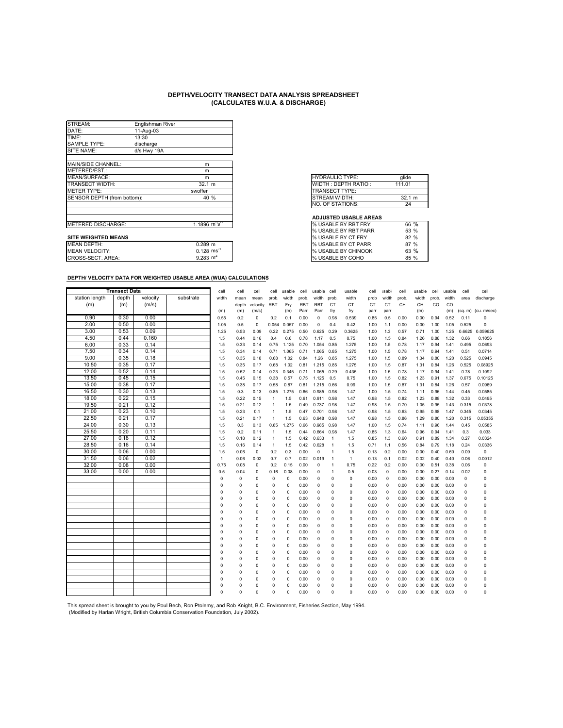# DEPTH/VELOCITY TRANSECT DATA ANALYSIS SPREADSHEET
## (CALCULATES W.U.A. & DISCHARGE)

| | |
|---|---|
| STREAM: | Englishman River |
| DATE: | 11-Aug-03 |
| TIME: | 13:30 |
| SAMPLE TYPE: | discharge |
| SITE NAME: | d/s Hwy 19A |
| | |
| MAIN/SIDE CHANNEL: | m |
| METERED/EST.: | m |
| MEAN/SURFACE: | m |
| TRANSECT WIDTH: | 32.1 m |
| METER TYPE: | swoffer |
| SENSOR DEPTH (from bottom): | 40 % |
| | |
| | |
| METERED DISCHARGE: | 1.1896 $m^3s^{-1}$ |

| | |
|---|---|
| HYDRAULIC TYPE: | glide |
| WIDTH : DEPTH RATIO : | 111.01 |
| TRANSECT TYPE: | |
| STREAM WIDTH: | 32.1 m |
| NO. OF STATIONS: | 24 |

**SITE WEIGHTED MEANS**

| | |
|---|---|
| MEAN DEPTH: | 0.289 m |
| MEAN VELOCITY: | 0.128 $ms^{-1}$ |
| CROSS-SECT. AREA: | 9.283 $m^2$ |

**ADJUSTED USABLE AREAS**

| | |
|---|---|
| % USABLE BY RBT FRY | 66 % |
| % USABLE BY RBT PARR | 53 % |
| % USABLE BY CT FRY | 82 % |
| % USABLE BY CT PARR | 87 % |
| % USABLE BY CHINOOK | 63 % |
| % USABLE BY COHO | 85 % |

**DEPTH/ VELOCITY DATA FOR WEIGHTED USABLE AREA (WUA) CALCULATIONS**

| Transect Data | | | | cell | cell | cell | cell | usable | cell | usable | cell | usable | cell | usable | cell | usable | cell | usable | cell | cell |
|---|---|---|---|---|---|---|---|---|---|---|---|---|---|---|---|---|---|---|---|---|
| station length (m) | depth (m) | velocity (m/s) | substrate | width (m) | mean depth (m) | mean velocity (m/s) | prob. RBT | width Fry (m) | prob. RBT Parr | width RBT Parr | prob. CT fry | width CT fry | prob CT parr | width CT parr | prob. CH | width CH (m) | prob. CO | width CO (m) | area (sq. m) | discharge (cu. m/sec) |
| 0.90 | 0.30 | 0.00 | | 0.55 | 0.2 | 0 | 0.2 | 0.1 | 0.00 | 0 | 0.98 | 0.539 | 0.85 | 0.5 | 0.00 | 0.00 | 0.94 | 0.52 | 0.11 | 0 |
| 2.00 | 0.50 | 0.00 | | 1.05 | 0.5 | 0 | 0.054 | 0.057 | 0.00 | 0 | 0.4 | 0.42 | 1.00 | 1.1 | 0.00 | 0.00 | 1.00 | 1.05 | 0.525 | 0 |
| 3.00 | 0.53 | 0.09 | | 1.25 | 0.53 | 0.09 | 0.22 | 0.275 | 0.50 | 0.625 | 0.29 | 0.3625 | 1.00 | 1.3 | 0.57 | 0.71 | 1.00 | 1.25 | 0.6625 | 0.059625 |
| 4.50 | 0.44 | 0.160 | | 1.5 | 0.44 | 0.16 | 0.4 | 0.6 | 0.78 | 1.17 | 0.5 | 0.75 | 1.00 | 1.5 | 0.84 | 1.26 | 0.88 | 1.32 | 0.66 | 0.1056 |
| 6.00 | 0.33 | 0.14 | | 1.5 | 0.33 | 0.14 | 0.75 | 1.125 | 0.70 | 1.054 | 0.85 | 1.275 | 1.00 | 1.5 | 0.78 | 1.17 | 0.94 | 1.41 | 0.495 | 0.0693 |
| 7.50 | 0.34 | 0.14 | | 1.5 | 0.34 | 0.14 | 0.71 | 1.065 | 0.71 | 1.065 | 0.85 | 1.275 | 1.00 | 1.5 | 0.78 | 1.17 | 0.94 | 1.41 | 0.51 | 0.0714 |
| 9.00 | 0.35 | 0.18 | | 1.5 | 0.35 | 0.18 | 0.68 | 1.02 | 0.84 | 1.26 | 0.85 | 1.275 | 1.00 | 1.5 | 0.89 | 1.34 | 0.80 | 1.20 | 0.525 | 0.0945 |
| 10.50 | 0.35 | 0.17 | | 1.5 | 0.35 | 0.17 | 0.68 | 1.02 | 0.81 | 1.215 | 0.85 | 1.275 | 1.00 | 1.5 | 0.87 | 1.31 | 0.84 | 1.26 | 0.525 | 0.08925 |
| 12.00 | 0.52 | 0.14 | | 1.5 | 0.52 | 0.14 | 0.23 | 0.345 | 0.71 | 1.065 | 0.29 | 0.435 | 1.00 | 1.5 | 0.78 | 1.17 | 0.94 | 1.41 | 0.78 | 0.1092 |
| 13.50 | 0.45 | 0.15 | | 1.5 | 0.45 | 0.15 | 0.38 | 0.57 | 0.75 | 1.125 | 0.5 | 0.75 | 1.00 | 1.5 | 0.82 | 1.23 | 0.91 | 1.37 | 0.675 | 0.10125 |
| 15.00 | 0.38 | 0.17 | | 1.5 | 0.38 | 0.17 | 0.58 | 0.87 | 0.81 | 1.215 | 0.66 | 0.99 | 1.00 | 1.5 | 0.87 | 1.31 | 0.84 | 1.26 | 0.57 | 0.0969 |
| 16.50 | 0.30 | 0.13 | | 1.5 | 0.3 | 0.13 | 0.85 | 1.275 | 0.66 | 0.985 | 0.98 | 1.47 | 1.00 | 1.5 | 0.74 | 1.11 | 0.96 | 1.44 | 0.45 | 0.0585 |
| 18.00 | 0.22 | 0.15 | | 1.5 | 0.22 | 0.15 | 1 | 1.5 | 0.61 | 0.911 | 0.98 | 1.47 | 0.98 | 1.5 | 0.82 | 1.23 | 0.88 | 1.32 | 0.33 | 0.0495 |
| 19.50 | 0.21 | 0.12 | | 1.5 | 0.21 | 0.12 | 1 | 1.5 | 0.49 | 0.737 | 0.98 | 1.47 | 0.98 | 1.5 | 0.70 | 1.05 | 0.95 | 1.43 | 0.315 | 0.0378 |
| 21.00 | 0.23 | 0.10 | | 1.5 | 0.23 | 0.1 | 1 | 1.5 | 0.47 | 0.701 | 0.98 | 1.47 | 0.98 | 1.5 | 0.63 | 0.95 | 0.98 | 1.47 | 0.345 | 0.0345 |
| 22.50 | 0.21 | 0.17 | | 1.5 | 0.21 | 0.17 | 1 | 1.5 | 0.63 | 0.948 | 0.98 | 1.47 | 0.98 | 1.5 | 0.86 | 1.29 | 0.80 | 1.20 | 0.315 | 0.05355 |
| 24.00 | 0.30 | 0.13 | | 1.5 | 0.3 | 0.13 | 0.85 | 1.275 | 0.66 | 0.985 | 0.98 | 1.47 | 1.00 | 1.5 | 0.74 | 1.11 | 0.96 | 1.44 | 0.45 | 0.0585 |
| 25.50 | 0.20 | 0.11 | | 1.5 | 0.2 | 0.11 | 1 | 1.5 | 0.44 | 0.664 | 0.98 | 1.47 | 0.85 | 1.3 | 0.64 | 0.96 | 0.94 | 1.41 | 0.3 | 0.033 |
| 27.00 | 0.18 | 0.12 | | 1.5 | 0.18 | 0.12 | 1 | 1.5 | 0.42 | 0.633 | 1 | 1.5 | 0.85 | 1.3 | 0.60 | 0.91 | 0.89 | 1.34 | 0.27 | 0.0324 |
| 28.50 | 0.16 | 0.14 | | 1.5 | 0.16 | 0.14 | 1 | 1.5 | 0.42 | 0.628 | 1 | 1.5 | 0.71 | 1.1 | 0.56 | 0.84 | 0.79 | 1.18 | 0.24 | 0.0336 |
| 30.00 | 0.06 | 0.00 | | 1.5 | 0.06 | 0 | 0.2 | 0.3 | 0.00 | 0 | 1 | 1.5 | 0.13 | 0.2 | 0.00 | 0.00 | 0.40 | 0.60 | 0.09 | 0 |
| 31.50 | 0.06 | 0.02 | | 1 | 0.06 | 0.02 | 0.7 | 0.7 | 0.02 | 0.019 | 1 | 1 | 0.13 | 0.1 | 0.02 | 0.02 | 0.40 | 0.40 | 0.06 | 0.0012 |
| 32.00 | 0.08 | 0.00 | | 0.75 | 0.08 | 0 | 0.2 | 0.15 | 0.00 | 0 | 1 | 0.75 | 0.22 | 0.2 | 0.00 | 0.00 | 0.51 | 0.38 | 0.06 | 0 |
| 33.00 | 0.00 | 0.00 | | 0.5 | 0.04 | 0 | 0.16 | 0.08 | 0.00 | 0 | 1 | 0.5 | 0.03 | 0 | 0.00 | 0.00 | 0.27 | 0.14 | 0.02 | 0 |
| | | | | 0 | 0 | 0 | 0 | 0 | 0.00 | 0 | 0 | 0 | 0.00 | 0 | 0.00 | 0.00 | 0.00 | 0.00 | 0 | 0 |
| | | | | 0 | 0 | 0 | 0 | 0 | 0.00 | 0 | 0 | 0 | 0.00 | 0 | 0.00 | 0.00 | 0.00 | 0.00 | 0 | 0 |
| | | | | 0 | 0 | 0 | 0 | 0 | 0.00 | 0 | 0 | 0 | 0.00 | 0 | 0.00 | 0.00 | 0.00 | 0.00 | 0 | 0 |
| | | | | 0 | 0 | 0 | 0 | 0 | 0.00 | 0 | 0 | 0 | 0.00 | 0 | 0.00 | 0.00 | 0.00 | 0.00 | 0 | 0 |
| | | | | 0 | 0 | 0 | 0 | 0 | 0.00 | 0 | 0 | 0 | 0.00 | 0 | 0.00 | 0.00 | 0.00 | 0.00 | 0 | 0 |
| | | | | 0 | 0 | 0 | 0 | 0 | 0.00 | 0 | 0 | 0 | 0.00 | 0 | 0.00 | 0.00 | 0.00 | 0.00 | 0 | 0 |
| | | | | 0 | 0 | 0 | 0 | 0 | 0.00 | 0 | 0 | 0 | 0.00 | 0 | 0.00 | 0.00 | 0.00 | 0.00 | 0 | 0 |
| | | | | 0 | 0 | 0 | 0 | 0 | 0.00 | 0 | 0 | 0 | 0.00 | 0 | 0.00 | 0.00 | 0.00 | 0.00 | 0 | 0 |
| | | | | 0 | 0 | 0 | 0 | 0 | 0.00 | 0 | 0 | 0 | 0.00 | 0 | 0.00 | 0.00 | 0.00 | 0.00 | 0 | 0 |
| | | | | 0 | 0 | 0 | 0 | 0 | 0.00 | 0 | 0 | 0 | 0.00 | 0 | 0.00 | 0.00 | 0.00 | 0.00 | 0 | 0 |
| | | | | 0 | 0 | 0 | 0 | 0 | 0.00 | 0 | 0 | 0 | 0.00 | 0 | 0.00 | 0.00 | 0.00 | 0.00 | 0 | 0 |
| | | | | 0 | 0 | 0 | 0 | 0 | 0.00 | 0 | 0 | 0 | 0.00 | 0 | 0.00 | 0.00 | 0.00 | 0.00 | 0 | 0 |
| | | | | 0 | 0 | 0 | 0 | 0 | 0.00 | 0 | 0 | 0 | 0.00 | 0 | 0.00 | 0.00 | 0.00 | 0.00 | 0 | 0 |
| | | | | 0 | 0 | 0 | 0 | 0 | 0.00 | 0 | 0 | 0 | 0.00 | 0 | 0.00 | 0.00 | 0.00 | 0.00 | 0 | 0 |
| | | | | 0 | 0 | 0 | 0 | 0 | 0.00 | 0 | 0 | 0 | 0.00 | 0 | 0.00 | 0.00 | 0.00 | 0.00 | 0 | 0 |
| | | | | 0 | 0 | 0 | 0 | 0 | 0.00 | 0 | 0 | 0 | 0.00 | 0 | 0.00 | 0.00 | 0.00 | 0.00 | 0 | 0 |
| | | | | 0 | 0 | 0 | 0 | 0 | 0.00 | 0 | 0 | 0 | 0.00 | 0 | 0.00 | 0.00 | 0.00 | 0.00 | 0 | 0 |
| | | | | 0 | 0 | 0 | 0 | 0 | 0.00 | 0 | 0 | 0 | 0.00 | 0 | 0.00 | 0.00 | 0.00 | 0.00 | 0 | 0 |
| | | | | 0 | 0 | 0 | 0 | 0 | 0.00 | 0 | 0 | 0 | 0.00 | 0 | 0.00 | 0.00 | 0.00 | 0.00 | 0 | 0 |
| | | | | 0 | 0 | 0 | 0 | 0 | 0.00 | 0 | 0 | 0 | 0.00 | 0 | 0.00 | 0.00 | 0.00 | 0.00 | 0 | 0 |

This spread sheet is brought to you by Poul Bech, Ron Ptolemy, and Rob Knight, B.C. Environment, Fisheries Section, May 1994.
(Modified by Harlan Wright, British Columbia Conservation Foundation, July 2002).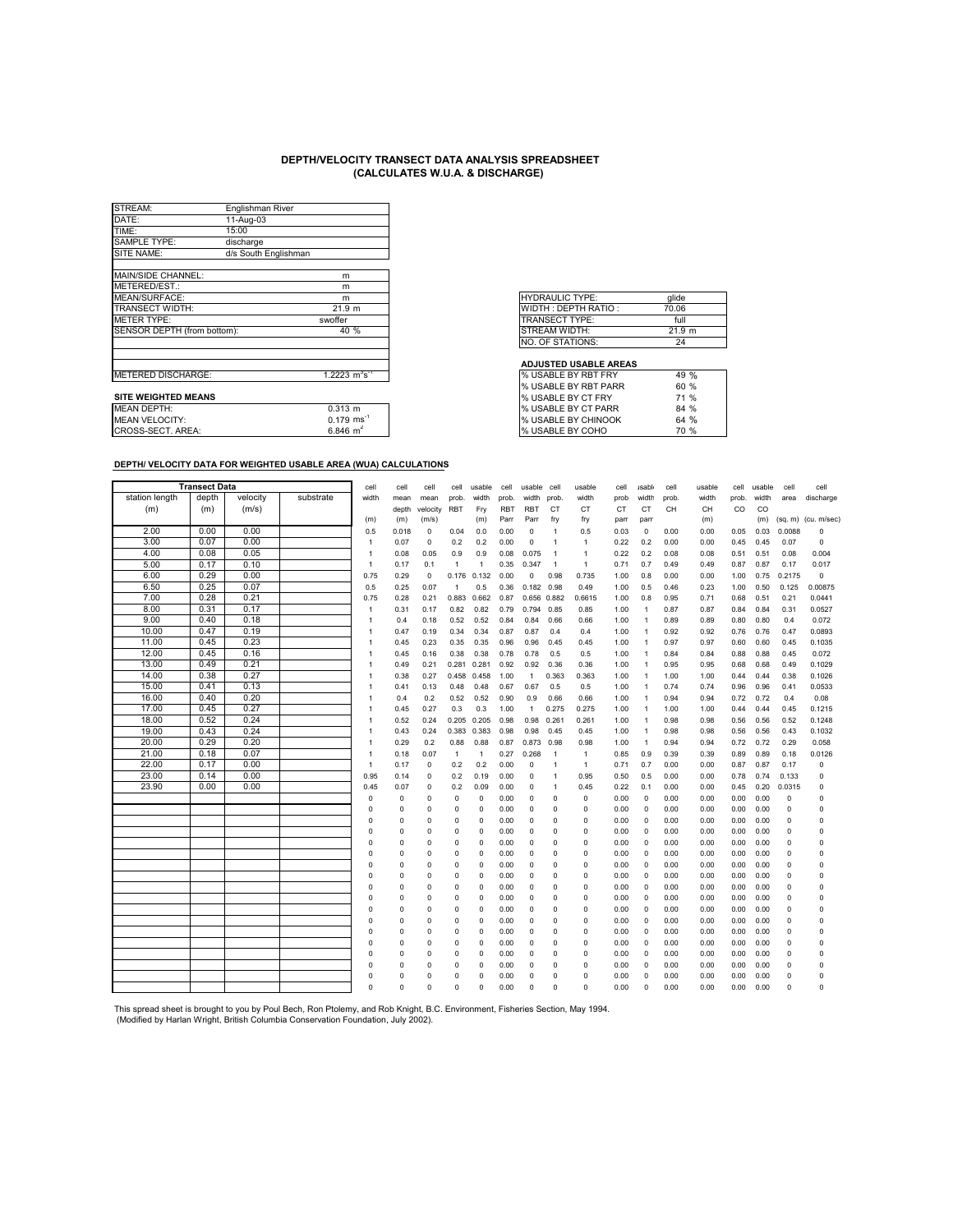# DEPTH/VELOCITY TRANSECT DATA ANALYSIS SPREADSHEET
## (CALCULATES W.U.A. & DISCHARGE)

| | |
|---|---|
| STREAM: | Englishman River |
| DATE: | 11-Aug-03 |
| TIME: | 15:00 |
| SAMPLE TYPE: | discharge |
| SITE NAME: | d/s South Englishman |

| | |
|---|---|
| MAIN/SIDE CHANNEL: | m |
| METERED/EST.: | m |
| MEAN/SURFACE: | m |
| TRANSECT WIDTH: | 21.9 m |
| METER TYPE: | swoffer |
| SENSOR DEPTH (from bottom): | 40 % |
| | |
| | |
| METERED DISCHARGE: | 1.2223 $m^3s^{-1}$ |

| | |
|---|---|
| HYDRAULIC TYPE: | glide |
| WIDTH : DEPTH RATIO : | 70.06 |
| TRANSECT TYPE: | full |
| STREAM WIDTH: | 21.9 m |
| NO. OF STATIONS: | 24 |

**ADJUSTED USABLE AREAS**

| | |
|---|---|
| % USABLE BY RBT FRY | 49 % |
| % USABLE BY RBT PARR | 60 % |
| % USABLE BY CT FRY | 71 % |
| % USABLE BY CT PARR | 84 % |
| % USABLE BY CHINOOK | 64 % |
| % USABLE BY COHO | 70 % |

**SITE WEIGHTED MEANS**

| | |
|---|---|
| MEAN DEPTH: | 0.313 m |
| MEAN VELOCITY: | 0.179 $ms^{-1}$ |
| CROSS-SECT. AREA: | 6.846 $m^2$ |

**DEPTH/ VELOCITY DATA FOR WEIGHTED USABLE AREA (WUA) CALCULATIONS**

| Transect Data | | | | cell | cell | cell | cell | usable | cell | usable | cell | usable | cell | usable | cell | usable | cell | usable | cell | cell |
|---|---|---|---|---|---|---|---|---|---|---|---|---|---|---|---|---|---|---|---|---|
| station length (m) | depth (m) | velocity (m/s) | substrate | width (m) | mean depth (m) | mean velocity (m/s) | prob. RBT | width Fry (m) | prob. RBT Parr | width RBT Parr | prob. CT fry | width CT fry | prob CT parr | width CT parr | prob. CH | width CH (m) | prob. CO | width CO (m) | area (sq. m) | discharge (cu. m/sec) |
| 2.00 | 0.00 | 0.00 | | 0.5 | 0.018 | 0 | 0.04 | 0.0 | 0.00 | 0 | 1 | 0.5 | 0.03 | 0 | 0.00 | 0.00 | 0.05 | 0.03 | 0.0088 | 0 |
| 3.00 | 0.07 | 0.00 | | 1 | 0.07 | 0 | 0.2 | 0.2 | 0.00 | 0 | 1 | 1 | 0.22 | 0.2 | 0.00 | 0.00 | 0.45 | 0.45 | 0.07 | 0 |
| 4.00 | 0.08 | 0.05 | | 1 | 0.08 | 0.05 | 0.9 | 0.9 | 0.08 | 0.075 | 1 | 1 | 0.22 | 0.2 | 0.08 | 0.08 | 0.51 | 0.51 | 0.08 | 0.004 |
| 5.00 | 0.17 | 0.10 | | 1 | 0.17 | 0.1 | 1 | 1 | 0.35 | 0.347 | 1 | 1 | 0.71 | 0.7 | 0.49 | 0.49 | 0.87 | 0.87 | 0.17 | 0.017 |
| 6.00 | 0.29 | 0.00 | | 0.75 | 0.29 | 0 | 0.176 | 0.132 | 0.00 | 0 | 0.98 | 0.735 | 1.00 | 0.8 | 0.00 | 0.00 | 1.00 | 0.75 | 0.2175 | 0 |
| 6.50 | 0.25 | 0.07 | | 0.5 | 0.25 | 0.07 | 1 | 0.5 | 0.36 | 0.182 | 0.98 | 0.49 | 1.00 | 0.5 | 0.46 | 0.23 | 1.00 | 0.50 | 0.125 | 0.00875 |
| 7.00 | 0.28 | 0.21 | | 0.75 | 0.28 | 0.21 | 0.883 | 0.662 | 0.87 | 0.656 | 0.882 | 0.6615 | 1.00 | 0.8 | 0.95 | 0.71 | 0.68 | 0.51 | 0.21 | 0.0441 |
| 8.00 | 0.31 | 0.17 | | 1 | 0.31 | 0.17 | 0.82 | 0.82 | 0.79 | 0.794 | 0.85 | 0.85 | 1.00 | 1 | 0.87 | 0.87 | 0.84 | 0.84 | 0.31 | 0.0527 |
| 9.00 | 0.40 | 0.18 | | 1 | 0.4 | 0.18 | 0.52 | 0.52 | 0.84 | 0.84 | 0.66 | 0.66 | 1.00 | 1 | 0.89 | 0.89 | 0.80 | 0.80 | 0.4 | 0.072 |
| 10.00 | 0.47 | 0.19 | | 1 | 0.47 | 0.19 | 0.34 | 0.34 | 0.87 | 0.87 | 0.4 | 0.4 | 1.00 | 1 | 0.92 | 0.92 | 0.76 | 0.76 | 0.47 | 0.0893 |
| 11.00 | 0.45 | 0.23 | | 1 | 0.45 | 0.23 | 0.35 | 0.35 | 0.96 | 0.96 | 0.45 | 0.45 | 1.00 | 1 | 0.97 | 0.97 | 0.60 | 0.60 | 0.45 | 0.1035 |
| 12.00 | 0.45 | 0.16 | | 1 | 0.45 | 0.16 | 0.38 | 0.38 | 0.78 | 0.78 | 0.5 | 0.5 | 1.00 | 1 | 0.84 | 0.84 | 0.88 | 0.88 | 0.45 | 0.072 |
| 13.00 | 0.49 | 0.21 | | 1 | 0.49 | 0.21 | 0.281 | 0.281 | 0.92 | 0.92 | 0.36 | 0.36 | 1.00 | 1 | 0.95 | 0.95 | 0.68 | 0.68 | 0.49 | 0.1029 |
| 14.00 | 0.38 | 0.27 | | 1 | 0.38 | 0.27 | 0.458 | 0.458 | 1.00 | 1 | 0.363 | 0.363 | 1.00 | 1 | 1.00 | 1.00 | 0.44 | 0.44 | 0.38 | 0.1026 |
| 15.00 | 0.41 | 0.13 | | 1 | 0.41 | 0.13 | 0.48 | 0.48 | 0.67 | 0.67 | 0.5 | 0.5 | 1.00 | 1 | 0.74 | 0.74 | 0.96 | 0.96 | 0.41 | 0.0533 |
| 16.00 | 0.40 | 0.20 | | 1 | 0.4 | 0.2 | 0.52 | 0.52 | 0.90 | 0.9 | 0.66 | 0.66 | 1.00 | 1 | 0.94 | 0.94 | 0.72 | 0.72 | 0.4 | 0.08 |
| 17.00 | 0.45 | 0.27 | | 1 | 0.45 | 0.27 | 0.3 | 0.3 | 1.00 | 1 | 0.275 | 0.275 | 1.00 | 1 | 1.00 | 1.00 | 0.44 | 0.44 | 0.45 | 0.1215 |
| 18.00 | 0.52 | 0.24 | | 1 | 0.52 | 0.24 | 0.205 | 0.205 | 0.98 | 0.98 | 0.261 | 0.261 | 1.00 | 1 | 0.98 | 0.98 | 0.56 | 0.56 | 0.52 | 0.1248 |
| 19.00 | 0.43 | 0.24 | | 1 | 0.43 | 0.24 | 0.383 | 0.383 | 0.98 | 0.98 | 0.45 | 0.45 | 1.00 | 1 | 0.98 | 0.98 | 0.56 | 0.56 | 0.43 | 0.1032 |
| 20.00 | 0.29 | 0.20 | | 1 | 0.29 | 0.2 | 0.88 | 0.88 | 0.87 | 0.873 | 0.98 | 0.98 | 1.00 | 1 | 0.94 | 0.94 | 0.72 | 0.72 | 0.29 | 0.058 |
| 21.00 | 0.18 | 0.07 | | 1 | 0.18 | 0.07 | 1 | 1 | 0.27 | 0.268 | 1 | 1 | 0.85 | 0.9 | 0.39 | 0.39 | 0.89 | 0.89 | 0.18 | 0.0126 |
| 22.00 | 0.17 | 0.00 | | 1 | 0.17 | 0 | 0.2 | 0.2 | 0.00 | 0 | 1 | 1 | 0.71 | 0.7 | 0.00 | 0.00 | 0.87 | 0.87 | 0.17 | 0 |
| 23.00 | 0.14 | 0.00 | | 0.95 | 0.14 | 0 | 0.2 | 0.19 | 0.00 | 0 | 1 | 0.95 | 0.50 | 0.5 | 0.00 | 0.00 | 0.78 | 0.74 | 0.133 | 0 |
| 23.90 | 0.00 | 0.00 | | 0.45 | 0.07 | 0 | 0.2 | 0.09 | 0.00 | 0 | 1 | 0.45 | 0.22 | 0.1 | 0.00 | 0.00 | 0.45 | 0.20 | 0.0315 | 0 |
| | | | | 0 | 0 | 0 | 0 | 0 | 0.00 | 0 | 0 | 0 | 0.00 | 0 | 0.00 | 0.00 | 0.00 | 0.00 | 0 | 0 |
| | | | | 0 | 0 | 0 | 0 | 0 | 0.00 | 0 | 0 | 0 | 0.00 | 0 | 0.00 | 0.00 | 0.00 | 0.00 | 0 | 0 |
| | | | | 0 | 0 | 0 | 0 | 0 | 0.00 | 0 | 0 | 0 | 0.00 | 0 | 0.00 | 0.00 | 0.00 | 0.00 | 0 | 0 |
| | | | | 0 | 0 | 0 | 0 | 0 | 0.00 | 0 | 0 | 0 | 0.00 | 0 | 0.00 | 0.00 | 0.00 | 0.00 | 0 | 0 |
| | | | | 0 | 0 | 0 | 0 | 0 | 0.00 | 0 | 0 | 0 | 0.00 | 0 | 0.00 | 0.00 | 0.00 | 0.00 | 0 | 0 |
| | | | | 0 | 0 | 0 | 0 | 0 | 0.00 | 0 | 0 | 0 | 0.00 | 0 | 0.00 | 0.00 | 0.00 | 0.00 | 0 | 0 |
| | | | | 0 | 0 | 0 | 0 | 0 | 0.00 | 0 | 0 | 0 | 0.00 | 0 | 0.00 | 0.00 | 0.00 | 0.00 | 0 | 0 |
| | | | | 0 | 0 | 0 | 0 | 0 | 0.00 | 0 | 0 | 0 | 0.00 | 0 | 0.00 | 0.00 | 0.00 | 0.00 | 0 | 0 |
| | | | | 0 | 0 | 0 | 0 | 0 | 0.00 | 0 | 0 | 0 | 0.00 | 0 | 0.00 | 0.00 | 0.00 | 0.00 | 0 | 0 |
| | | | | 0 | 0 | 0 | 0 | 0 | 0.00 | 0 | 0 | 0 | 0.00 | 0 | 0.00 | 0.00 | 0.00 | 0.00 | 0 | 0 |
| | | | | 0 | 0 | 0 | 0 | 0 | 0.00 | 0 | 0 | 0 | 0.00 | 0 | 0.00 | 0.00 | 0.00 | 0.00 | 0 | 0 |
| | | | | 0 | 0 | 0 | 0 | 0 | 0.00 | 0 | 0 | 0 | 0.00 | 0 | 0.00 | 0.00 | 0.00 | 0.00 | 0 | 0 |
| | | | | 0 | 0 | 0 | 0 | 0 | 0.00 | 0 | 0 | 0 | 0.00 | 0 | 0.00 | 0.00 | 0.00 | 0.00 | 0 | 0 |
| | | | | 0 | 0 | 0 | 0 | 0 | 0.00 | 0 | 0 | 0 | 0.00 | 0 | 0.00 | 0.00 | 0.00 | 0.00 | 0 | 0 |
| | | | | 0 | 0 | 0 | 0 | 0 | 0.00 | 0 | 0 | 0 | 0.00 | 0 | 0.00 | 0.00 | 0.00 | 0.00 | 0 | 0 |
| | | | | 0 | 0 | 0 | 0 | 0 | 0.00 | 0 | 0 | 0 | 0.00 | 0 | 0.00 | 0.00 | 0.00 | 0.00 | 0 | 0 |
| | | | | 0 | 0 | 0 | 0 | 0 | 0.00 | 0 | 0 | 0 | 0.00 | 0 | 0.00 | 0.00 | 0.00 | 0.00 | 0 | 0 |

This spread sheet is brought to you by Poul Bech, Ron Ptolemy, and Rob Knight, B.C. Environment, Fisheries Section, May 1994.
(Modified by Harlan Wright, British Columbia Conservation Foundation, July 2002).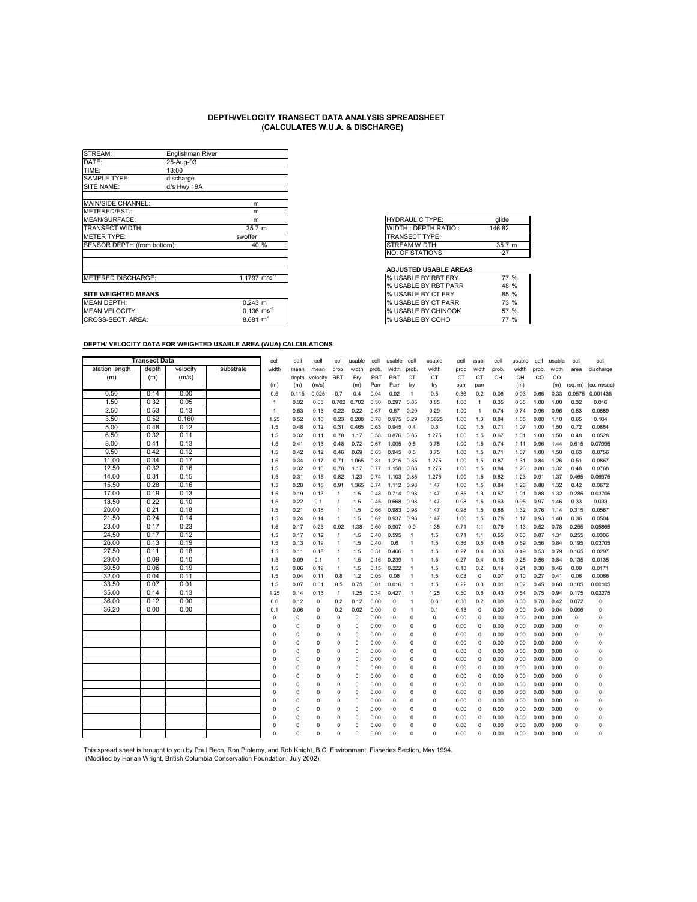**DEPTH/VELOCITY TRANSECT DATA ANALYSIS SPREADSHEET**
**(CALCULATES W.U.A. & DISCHARGE)**

| | | |
|---|---|---|
| STREAM: | Englishman River | |
| DATE: | 25-Aug-03 | |
| TIME: | 13:00 | |
| SAMPLE TYPE: | discharge | |
| SITE NAME: | d/s Hwy 19A | |
| | | |
| MAIN/SIDE CHANNEL: | | m |
| METERED/EST.: | | m |
| MEAN/SURFACE: | | m |
| TRANSECT WIDTH: | | 35.7 m |
| METER TYPE: | swoffer | |
| SENSOR DEPTH (from bottom): | | 40 % |
| | | |
| METERED DISCHARGE: | | 1.1797 $m^3s^{-1}$ |

| | |
|---|---|
| HYDRAULIC TYPE: | glide |
| WIDTH : DEPTH RATIO : | 146.82 |
| TRANSECT TYPE: | |
| STREAM WIDTH: | 35.7 m |
| NO. OF STATIONS: | 27 |

**SITE WEIGHTED MEANS**

| | |
|---|---|
| MEAN DEPTH: | 0.243 m |
| MEAN VELOCITY: | 0.136 $ms^{-1}$ |
| CROSS-SECT. AREA: | 8.681 $m^2$ |

**ADJUSTED USABLE AREAS**

| | |
|---|---|
| % USABLE BY RBT FRY | 77 % |
| % USABLE BY RBT PARR | 48 % |
| % USABLE BY CT FRY | 85 % |
| % USABLE BY CT PARR | 73 % |
| % USABLE BY CHINOOK | 57 % |
| % USABLE BY COHO | 77 % |

**DEPTH/ VELOCITY DATA FOR WEIGHTED USABLE AREA (WUA) CALCULATIONS**

| Transect Data | | | | cell | cell | cell | cell | usable | cell | usable | cell | usable | cell | usable | cell | usable | cell | usable | cell | cell |
|---|---|---|---|---|---|---|---|---|---|---|---|---|---|---|---|---|---|---|---|---|
| station length (m) | depth (m) | velocity (m/s) | substrate | width (m) | mean depth (m) | mean velocity (m/s) | prob. RBT | width Fry (m) | prob. RBT Parr | width RBT Parr | prob. CT fry | width CT fry | prob CT parr | width CT parr | prob. CH | width CH (m) | prob. CO | width CO (m) | area (sq. m) | discharge (cu. m/sec) |
| 0.50 | 0.14 | 0.00 | | 0.5 | 0.115 | 0.025 | 0.7 | 0.4 | 0.04 | 0.02 | 1 | 0.5 | 0.36 | 0.2 | 0.06 | 0.03 | 0.66 | 0.33 | 0.0575 | 0.001438 |
| 1.50 | 0.32 | 0.05 | | 1 | 0.32 | 0.05 | 0.702 | 0.702 | 0.30 | 0.297 | 0.85 | 0.85 | 1.00 | 1 | 0.35 | 0.35 | 1.00 | 1.00 | 0.32 | 0.016 |
| 2.50 | 0.53 | 0.13 | | 1 | 0.53 | 0.13 | 0.22 | 0.22 | 0.67 | 0.67 | 0.29 | 0.29 | 1.00 | 1 | 0.74 | 0.74 | 0.96 | 0.96 | 0.53 | 0.0689 |
| 3.50 | 0.52 | 0.160 | | 1.25 | 0.52 | 0.16 | 0.23 | 0.288 | 0.78 | 0.975 | 0.29 | 0.3625 | 1.00 | 1.3 | 0.84 | 1.05 | 0.88 | 1.10 | 0.65 | 0.104 |
| 5.00 | 0.48 | 0.12 | | 1.5 | 0.48 | 0.12 | 0.31 | 0.465 | 0.63 | 0.945 | 0.4 | 0.6 | 1.00 | 1.5 | 0.71 | 1.07 | 1.00 | 1.50 | 0.72 | 0.0864 |
| 6.50 | 0.32 | 0.11 | | 1.5 | 0.32 | 0.11 | 0.78 | 1.17 | 0.58 | 0.876 | 0.85 | 1.275 | 1.00 | 1.5 | 0.67 | 1.01 | 1.00 | 1.50 | 0.48 | 0.0528 |
| 8.00 | 0.41 | 0.13 | | 1.5 | 0.41 | 0.13 | 0.48 | 0.72 | 0.67 | 1.005 | 0.5 | 0.75 | 1.00 | 1.5 | 0.74 | 1.11 | 0.96 | 1.44 | 0.615 | 0.07995 |
| 9.50 | 0.42 | 0.12 | | 1.5 | 0.42 | 0.12 | 0.46 | 0.69 | 0.63 | 0.945 | 0.5 | 0.75 | 1.00 | 1.5 | 0.71 | 1.07 | 1.00 | 1.50 | 0.63 | 0.0756 |
| 11.00 | 0.34 | 0.17 | | 1.5 | 0.34 | 0.17 | 0.71 | 1.065 | 0.81 | 1.215 | 0.85 | 1.275 | 1.00 | 1.5 | 0.87 | 1.31 | 0.84 | 1.26 | 0.51 | 0.0867 |
| 12.50 | 0.32 | 0.16 | | 1.5 | 0.32 | 0.16 | 0.78 | 1.17 | 0.77 | 1.158 | 0.85 | 1.275 | 1.00 | 1.5 | 0.84 | 1.26 | 0.88 | 1.32 | 0.48 | 0.0768 |
| 14.00 | 0.31 | 0.15 | | 1.5 | 0.31 | 0.15 | 0.82 | 1.23 | 0.74 | 1.103 | 0.85 | 1.275 | 1.00 | 1.5 | 0.82 | 1.23 | 0.91 | 1.37 | 0.465 | 0.06975 |
| 15.50 | 0.28 | 0.16 | | 1.5 | 0.28 | 0.16 | 0.91 | 1.365 | 0.74 | 1.112 | 0.98 | 1.47 | 1.00 | 1.5 | 0.84 | 1.26 | 0.88 | 1.32 | 0.42 | 0.0672 |
| 17.00 | 0.19 | 0.13 | | 1.5 | 0.19 | 0.13 | 1 | 1.5 | 0.48 | 0.714 | 0.98 | 1.47 | 0.85 | 1.3 | 0.67 | 1.01 | 0.88 | 1.32 | 0.285 | 0.03705 |
| 18.50 | 0.22 | 0.10 | | 1.5 | 0.22 | 0.1 | 1 | 1.5 | 0.45 | 0.668 | 0.98 | 1.47 | 0.98 | 1.5 | 0.63 | 0.95 | 0.97 | 1.46 | 0.33 | 0.033 |
| 20.00 | 0.21 | 0.18 | | 1.5 | 0.21 | 0.18 | 1 | 1.5 | 0.66 | 0.983 | 0.98 | 1.47 | 0.98 | 1.5 | 0.88 | 1.32 | 0.76 | 1.14 | 0.315 | 0.0567 |
| 21.50 | 0.24 | 0.14 | | 1.5 | 0.24 | 0.14 | 1 | 1.5 | 0.62 | 0.937 | 0.98 | 1.47 | 1.00 | 1.5 | 0.78 | 1.17 | 0.93 | 1.40 | 0.36 | 0.0504 |
| 23.00 | 0.17 | 0.23 | | 1.5 | 0.17 | 0.23 | 0.92 | 1.38 | 0.60 | 0.907 | 0.9 | 1.35 | 0.71 | 1.1 | 0.76 | 1.13 | 0.52 | 0.78 | 0.255 | 0.05865 |
| 24.50 | 0.17 | 0.12 | | 1.5 | 0.17 | 0.12 | 1 | 1.5 | 0.40 | 0.595 | 1 | 1.5 | 0.71 | 1.1 | 0.55 | 0.83 | 0.87 | 1.31 | 0.255 | 0.0306 |
| 26.00 | 0.13 | 0.19 | | 1.5 | 0.13 | 0.19 | 1 | 1.5 | 0.40 | 0.6 | 1 | 1.5 | 0.36 | 0.5 | 0.46 | 0.69 | 0.56 | 0.84 | 0.195 | 0.03705 |
| 27.50 | 0.11 | 0.18 | | 1.5 | 0.11 | 0.18 | 1 | 1.5 | 0.31 | 0.466 | 1 | 1.5 | 0.27 | 0.4 | 0.33 | 0.49 | 0.53 | 0.79 | 0.165 | 0.0297 |
| 29.00 | 0.09 | 0.10 | | 1.5 | 0.09 | 0.1 | 1 | 1.5 | 0.16 | 0.239 | 1 | 1.5 | 0.27 | 0.4 | 0.16 | 0.25 | 0.56 | 0.84 | 0.135 | 0.0135 |
| 30.50 | 0.06 | 0.19 | | 1.5 | 0.06 | 0.19 | 1 | 1.5 | 0.15 | 0.222 | 1 | 1.5 | 0.13 | 0.2 | 0.14 | 0.21 | 0.30 | 0.46 | 0.09 | 0.0171 |
| 32.00 | 0.04 | 0.11 | | 1.5 | 0.04 | 0.11 | 0.8 | 1.2 | 0.05 | 0.08 | 1 | 1.5 | 0.03 | 0 | 0.07 | 0.10 | 0.27 | 0.41 | 0.06 | 0.0066 |
| 33.50 | 0.07 | 0.01 | | 1.5 | 0.07 | 0.01 | 0.5 | 0.75 | 0.01 | 0.016 | 1 | 1.5 | 0.22 | 0.3 | 0.01 | 0.02 | 0.45 | 0.68 | 0.105 | 0.00105 |
| 35.00 | 0.14 | 0.13 | | 1.25 | 0.14 | 0.13 | 1 | 1.25 | 0.34 | 0.427 | 1 | 1.25 | 0.50 | 0.6 | 0.43 | 0.54 | 0.75 | 0.94 | 0.175 | 0.02275 |
| 36.00 | 0.12 | 0.00 | | 0.6 | 0.12 | 0 | 0.2 | 0.12 | 0.00 | 0 | 1 | 0.6 | 0.36 | 0.2 | 0.00 | 0.00 | 0.70 | 0.42 | 0.072 | 0 |
| 36.20 | 0.00 | 0.00 | | 0.1 | 0.06 | 0 | 0.2 | 0.02 | 0.00 | 0 | 1 | 0.1 | 0.13 | 0 | 0.00 | 0.00 | 0.40 | 0.04 | 0.006 | 0 |
| | | | | 0 | 0 | 0 | 0 | 0 | 0.00 | 0 | 0 | 0 | 0.00 | 0 | 0.00 | 0.00 | 0.00 | 0.00 | 0 | 0 |
| | | | | 0 | 0 | 0 | 0 | 0 | 0.00 | 0 | 0 | 0 | 0.00 | 0 | 0.00 | 0.00 | 0.00 | 0.00 | 0 | 0 |
| | | | | 0 | 0 | 0 | 0 | 0 | 0.00 | 0 | 0 | 0 | 0.00 | 0 | 0.00 | 0.00 | 0.00 | 0.00 | 0 | 0 |
| | | | | 0 | 0 | 0 | 0 | 0 | 0.00 | 0 | 0 | 0 | 0.00 | 0 | 0.00 | 0.00 | 0.00 | 0.00 | 0 | 0 |
| | | | | 0 | 0 | 0 | 0 | 0 | 0.00 | 0 | 0 | 0 | 0.00 | 0 | 0.00 | 0.00 | 0.00 | 0.00 | 0 | 0 |
| | | | | 0 | 0 | 0 | 0 | 0 | 0.00 | 0 | 0 | 0 | 0.00 | 0 | 0.00 | 0.00 | 0.00 | 0.00 | 0 | 0 |
| | | | | 0 | 0 | 0 | 0 | 0 | 0.00 | 0 | 0 | 0 | 0.00 | 0 | 0.00 | 0.00 | 0.00 | 0.00 | 0 | 0 |
| | | | | 0 | 0 | 0 | 0 | 0 | 0.00 | 0 | 0 | 0 | 0.00 | 0 | 0.00 | 0.00 | 0.00 | 0.00 | 0 | 0 |
| | | | | 0 | 0 | 0 | 0 | 0 | 0.00 | 0 | 0 | 0 | 0.00 | 0 | 0.00 | 0.00 | 0.00 | 0.00 | 0 | 0 |
| | | | | 0 | 0 | 0 | 0 | 0 | 0.00 | 0 | 0 | 0 | 0.00 | 0 | 0.00 | 0.00 | 0.00 | 0.00 | 0 | 0 |
| | | | | 0 | 0 | 0 | 0 | 0 | 0.00 | 0 | 0 | 0 | 0.00 | 0 | 0.00 | 0.00 | 0.00 | 0.00 | 0 | 0 |
| | | | | 0 | 0 | 0 | 0 | 0 | 0.00 | 0 | 0 | 0 | 0.00 | 0 | 0.00 | 0.00 | 0.00 | 0.00 | 0 | 0 |
| | | | | 0 | 0 | 0 | 0 | 0 | 0.00 | 0 | 0 | 0 | 0.00 | 0 | 0.00 | 0.00 | 0.00 | 0.00 | 0 | 0 |
| | | | | 0 | 0 | 0 | 0 | 0 | 0.00 | 0 | 0 | 0 | 0.00 | 0 | 0.00 | 0.00 | 0.00 | 0.00 | 0 | 0 |
| | | | | 0 | 0 | 0 | 0 | 0 | 0.00 | 0 | 0 | 0 | 0.00 | 0 | 0.00 | 0.00 | 0.00 | 0.00 | 0 | 0 |

This spread sheet is brought to you by Poul Bech, Ron Ptolemy, and Rob Knight, B.C. Environment, Fisheries Section, May 1994.
(Modified by Harlan Wright, British Columbia Conservation Foundation, July 2002).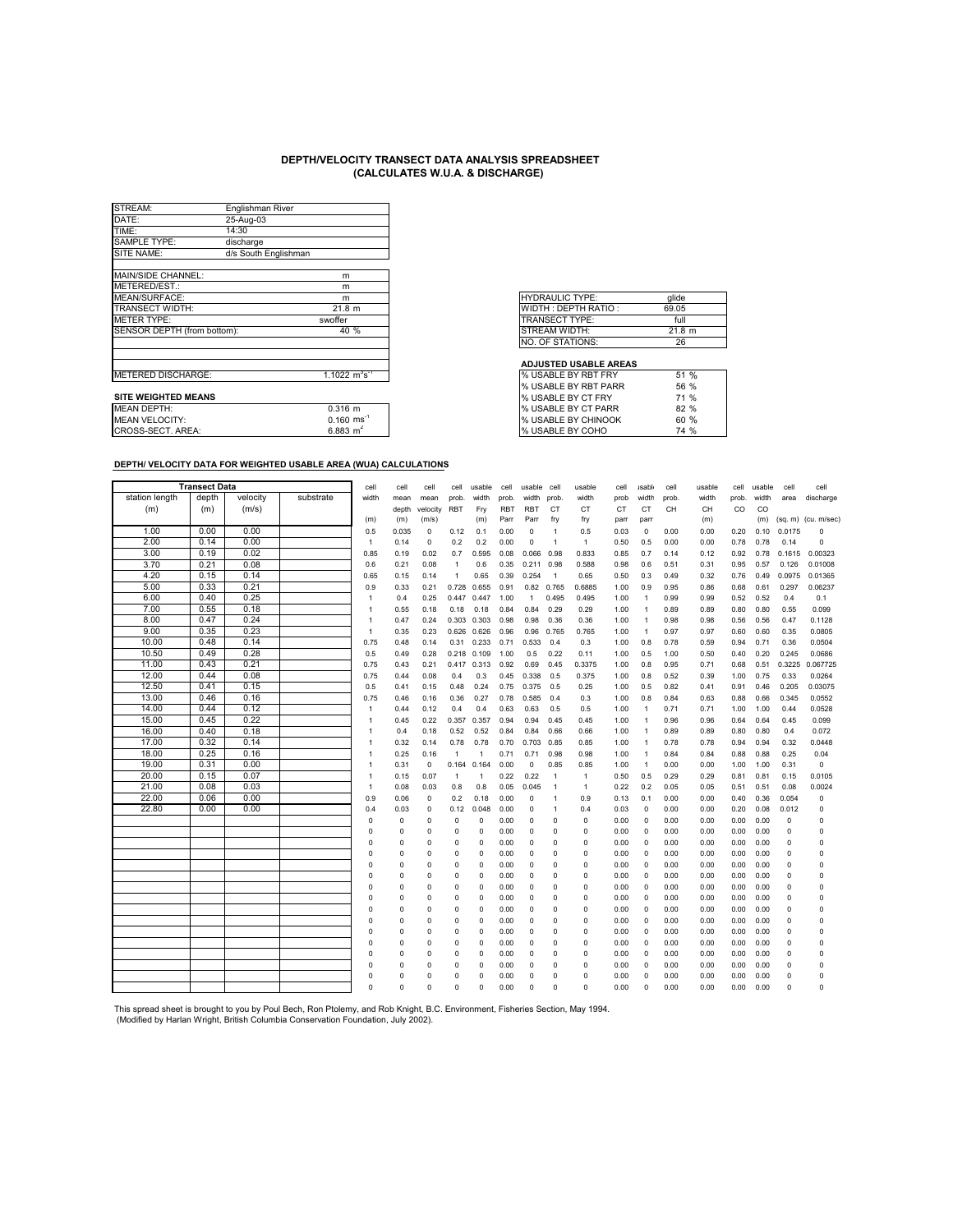# DEPTH/VELOCITY TRANSECT DATA ANALYSIS SPREADSHEET (CALCULATES W.U.A. & DISCHARGE)

| | |
|---|---|
| STREAM: | Englishman River |
| DATE: | 25-Aug-03 |
| TIME: | 14:30 |
| SAMPLE TYPE: | discharge |
| SITE NAME: | d/s South Englishman |

| | |
|---|---|
| MAIN/SIDE CHANNEL: | m |
| METERED/EST.: | m |
| MEAN/SURFACE: | m |
| TRANSECT WIDTH: | 21.8 m |
| METER TYPE: | swoffer |
| SENSOR DEPTH (from bottom): | 40 % |
| | |
| | |
| METERED DISCHARGE: | 1.1022 $m^3s^{-1}$ |

| | |
|---|---|
| HYDRAULIC TYPE: | glide |
| WIDTH : DEPTH RATIO : | 69.05 |
| TRANSECT TYPE: | full |
| STREAM WIDTH: | 21.8 m |
| NO. OF STATIONS: | 26 |

**SITE WEIGHTED MEANS**

| | |
|---|---|
| MEAN DEPTH: | 0.316 m |
| MEAN VELOCITY: | 0.160 $ms^{-1}$ |
| CROSS-SECT. AREA: | 6.883 $m^2$ |

**ADJUSTED USABLE AREAS**

| | |
|---|---|
| % USABLE BY RBT FRY | 51 % |
| % USABLE BY RBT PARR | 56 % |
| % USABLE BY CT FRY | 71 % |
| % USABLE BY CT PARR | 82 % |
| % USABLE BY CHINOOK | 60 % |
| % USABLE BY COHO | 74 % |

**DEPTH/ VELOCITY DATA FOR WEIGHTED USABLE AREA (WUA) CALCULATIONS**

| Transect Data | | | | cell | cell | cell | cell | usable | cell | usable | cell | usable | cell | usable | cell | usable | cell | usable | cell | cell |
|---|---|---|---|---|---|---|---|---|---|---|---|---|---|---|---|---|---|---|---|---|
| station length (m) | depth (m) | velocity (m/s) | substrate | width (m) | mean depth (m) | mean velocity (m/s) | prob. RBT | width Fry (m) | prob. RBT Parr | width RBT Parr | prob. CT fry | width CT fry | prob CT parr | width CT parr | prob. CH | width CH (m) | prob. CO | width CO (m) | area (sq. m) | discharge (cu. m/sec) |
| 1.00 | 0.00 | 0.00 | | 0.5 | 0.035 | 0 | 0.12 | 0.1 | 0.00 | 0 | 1 | 0.5 | 0.03 | 0 | 0.00 | 0.00 | 0.20 | 0.10 | 0.0175 | 0 |
| 2.00 | 0.14 | 0.00 | | 1 | 0.14 | 0 | 0.2 | 0.2 | 0.00 | 0 | 1 | 1 | 0.50 | 0.5 | 0.00 | 0.00 | 0.78 | 0.78 | 0.14 | 0 |
| 3.00 | 0.19 | 0.02 | | 0.85 | 0.19 | 0.02 | 0.7 | 0.595 | 0.08 | 0.066 | 0.98 | 0.833 | 0.85 | 0.7 | 0.14 | 0.12 | 0.92 | 0.78 | 0.1615 | 0.00323 |
| 3.70 | 0.21 | 0.08 | | 0.6 | 0.21 | 0.08 | 1 | 0.6 | 0.35 | 0.211 | 0.98 | 0.588 | 0.98 | 0.6 | 0.51 | 0.31 | 0.95 | 0.57 | 0.126 | 0.01008 |
| 4.20 | 0.15 | 0.14 | | 0.65 | 0.15 | 0.14 | 1 | 0.65 | 0.39 | 0.254 | 1 | 0.65 | 0.50 | 0.3 | 0.49 | 0.32 | 0.76 | 0.49 | 0.0975 | 0.01365 |
| 5.00 | 0.33 | 0.21 | | 0.9 | 0.33 | 0.21 | 0.728 | 0.655 | 0.91 | 0.82 | 0.765 | 0.6885 | 1.00 | 0.9 | 0.95 | 0.86 | 0.68 | 0.61 | 0.297 | 0.06237 |
| 6.00 | 0.40 | 0.25 | | 1 | 0.4 | 0.25 | 0.447 | 0.447 | 1.00 | 1 | 0.495 | 0.495 | 1.00 | 1 | 0.99 | 0.99 | 0.52 | 0.52 | 0.4 | 0.1 |
| 7.00 | 0.55 | 0.18 | | 1 | 0.55 | 0.18 | 0.18 | 0.18 | 0.84 | 0.84 | 0.29 | 0.29 | 1.00 | 1 | 0.89 | 0.89 | 0.80 | 0.80 | 0.55 | 0.099 |
| 8.00 | 0.47 | 0.24 | | 1 | 0.47 | 0.24 | 0.303 | 0.303 | 0.98 | 0.98 | 0.36 | 0.36 | 1.00 | 1 | 0.98 | 0.98 | 0.56 | 0.56 | 0.47 | 0.1128 |
| 9.00 | 0.35 | 0.23 | | 1 | 0.35 | 0.23 | 0.626 | 0.626 | 0.96 | 0.96 | 0.765 | 0.765 | 1.00 | 1 | 0.97 | 0.97 | 0.60 | 0.60 | 0.35 | 0.0805 |
| 10.00 | 0.48 | 0.14 | | 0.75 | 0.48 | 0.14 | 0.31 | 0.233 | 0.71 | 0.533 | 0.4 | 0.3 | 1.00 | 0.8 | 0.78 | 0.59 | 0.94 | 0.71 | 0.36 | 0.0504 |
| 10.50 | 0.49 | 0.28 | | 0.5 | 0.49 | 0.28 | 0.218 | 0.109 | 1.00 | 0.5 | 0.22 | 0.11 | 1.00 | 0.5 | 1.00 | 0.50 | 0.40 | 0.20 | 0.245 | 0.0686 |
| 11.00 | 0.43 | 0.21 | | 0.75 | 0.43 | 0.21 | 0.417 | 0.313 | 0.92 | 0.69 | 0.45 | 0.3375 | 1.00 | 0.8 | 0.95 | 0.71 | 0.68 | 0.51 | 0.3225 | 0.067725 |
| 12.00 | 0.44 | 0.08 | | 0.75 | 0.44 | 0.08 | 0.4 | 0.3 | 0.45 | 0.338 | 0.5 | 0.375 | 1.00 | 0.8 | 0.52 | 0.39 | 1.00 | 0.75 | 0.33 | 0.0264 |
| 12.50 | 0.41 | 0.15 | | 0.5 | 0.41 | 0.15 | 0.48 | 0.24 | 0.75 | 0.375 | 0.5 | 0.25 | 1.00 | 0.5 | 0.82 | 0.41 | 0.91 | 0.46 | 0.205 | 0.03075 |
| 13.00 | 0.46 | 0.16 | | 0.75 | 0.46 | 0.16 | 0.36 | 0.27 | 0.78 | 0.585 | 0.4 | 0.3 | 1.00 | 0.8 | 0.84 | 0.63 | 0.88 | 0.66 | 0.345 | 0.0552 |
| 14.00 | 0.44 | 0.12 | | 1 | 0.44 | 0.12 | 0.4 | 0.4 | 0.63 | 0.63 | 0.5 | 0.5 | 1.00 | 1 | 0.71 | 0.71 | 1.00 | 1.00 | 0.44 | 0.0528 |
| 15.00 | 0.45 | 0.22 | | 1 | 0.45 | 0.22 | 0.357 | 0.357 | 0.94 | 0.94 | 0.45 | 0.45 | 1.00 | 1 | 0.96 | 0.96 | 0.64 | 0.64 | 0.45 | 0.099 |
| 16.00 | 0.40 | 0.18 | | 1 | 0.4 | 0.18 | 0.52 | 0.52 | 0.84 | 0.84 | 0.66 | 0.66 | 1.00 | 1 | 0.89 | 0.89 | 0.80 | 0.80 | 0.4 | 0.072 |
| 17.00 | 0.32 | 0.14 | | 1 | 0.32 | 0.14 | 0.78 | 0.78 | 0.70 | 0.703 | 0.85 | 0.85 | 1.00 | 1 | 0.78 | 0.78 | 0.94 | 0.94 | 0.32 | 0.0448 |
| 18.00 | 0.25 | 0.16 | | 1 | 0.25 | 0.16 | 1 | 1 | 0.71 | 0.71 | 0.98 | 0.98 | 1.00 | 1 | 0.84 | 0.84 | 0.88 | 0.88 | 0.25 | 0.04 |
| 19.00 | 0.31 | 0.00 | | 1 | 0.31 | 0 | 0.164 | 0.164 | 0.00 | 0 | 0.85 | 0.85 | 1.00 | 1 | 0.00 | 0.00 | 1.00 | 1.00 | 0.31 | 0 |
| 20.00 | 0.15 | 0.07 | | 1 | 0.15 | 0.07 | 1 | 1 | 0.22 | 0.22 | 1 | 1 | 0.50 | 0.5 | 0.29 | 0.29 | 0.81 | 0.81 | 0.15 | 0.0105 |
| 21.00 | 0.08 | 0.03 | | 1 | 0.08 | 0.03 | 0.8 | 0.8 | 0.05 | 0.045 | 1 | 1 | 0.22 | 0.2 | 0.05 | 0.05 | 0.51 | 0.51 | 0.08 | 0.0024 |
| 22.00 | 0.06 | 0.00 | | 0.9 | 0.06 | 0 | 0.2 | 0.18 | 0.00 | 0 | 1 | 0.9 | 0.13 | 0.1 | 0.00 | 0.00 | 0.40 | 0.36 | 0.054 | 0 |
| 22.80 | 0.00 | 0.00 | | 0.4 | 0.03 | 0 | 0.12 | 0.048 | 0.00 | 0 | 1 | 0.4 | 0.03 | 0 | 0.00 | 0.00 | 0.20 | 0.08 | 0.012 | 0 |
| | | | | 0 | 0 | 0 | 0 | 0 | 0.00 | 0 | 0 | 0 | 0.00 | 0 | 0.00 | 0.00 | 0.00 | 0.00 | 0 | 0 |
| | | | | 0 | 0 | 0 | 0 | 0 | 0.00 | 0 | 0 | 0 | 0.00 | 0 | 0.00 | 0.00 | 0.00 | 0.00 | 0 | 0 |
| | | | | 0 | 0 | 0 | 0 | 0 | 0.00 | 0 | 0 | 0 | 0.00 | 0 | 0.00 | 0.00 | 0.00 | 0.00 | 0 | 0 |
| | | | | 0 | 0 | 0 | 0 | 0 | 0.00 | 0 | 0 | 0 | 0.00 | 0 | 0.00 | 0.00 | 0.00 | 0.00 | 0 | 0 |
| | | | | 0 | 0 | 0 | 0 | 0 | 0.00 | 0 | 0 | 0 | 0.00 | 0 | 0.00 | 0.00 | 0.00 | 0.00 | 0 | 0 |
| | | | | 0 | 0 | 0 | 0 | 0 | 0.00 | 0 | 0 | 0 | 0.00 | 0 | 0.00 | 0.00 | 0.00 | 0.00 | 0 | 0 |
| | | | | 0 | 0 | 0 | 0 | 0 | 0.00 | 0 | 0 | 0 | 0.00 | 0 | 0.00 | 0.00 | 0.00 | 0.00 | 0 | 0 |
| | | | | 0 | 0 | 0 | 0 | 0 | 0.00 | 0 | 0 | 0 | 0.00 | 0 | 0.00 | 0.00 | 0.00 | 0.00 | 0 | 0 |
| | | | | 0 | 0 | 0 | 0 | 0 | 0.00 | 0 | 0 | 0 | 0.00 | 0 | 0.00 | 0.00 | 0.00 | 0.00 | 0 | 0 |
| | | | | 0 | 0 | 0 | 0 | 0 | 0.00 | 0 | 0 | 0 | 0.00 | 0 | 0.00 | 0.00 | 0.00 | 0.00 | 0 | 0 |
| | | | | 0 | 0 | 0 | 0 | 0 | 0.00 | 0 | 0 | 0 | 0.00 | 0 | 0.00 | 0.00 | 0.00 | 0.00 | 0 | 0 |
| | | | | 0 | 0 | 0 | 0 | 0 | 0.00 | 0 | 0 | 0 | 0.00 | 0 | 0.00 | 0.00 | 0.00 | 0.00 | 0 | 0 |
| | | | | 0 | 0 | 0 | 0 | 0 | 0.00 | 0 | 0 | 0 | 0.00 | 0 | 0.00 | 0.00 | 0.00 | 0.00 | 0 | 0 |
| | | | | 0 | 0 | 0 | 0 | 0 | 0.00 | 0 | 0 | 0 | 0.00 | 0 | 0.00 | 0.00 | 0.00 | 0.00 | 0 | 0 |
| | | | | 0 | 0 | 0 | 0 | 0 | 0.00 | 0 | 0 | 0 | 0.00 | 0 | 0.00 | 0.00 | 0.00 | 0.00 | 0 | 0 |
| | | | | 0 | 0 | 0 | 0 | 0 | 0.00 | 0 | 0 | 0 | 0.00 | 0 | 0.00 | 0.00 | 0.00 | 0.00 | 0 | 0 |

This spread sheet is brought to you by Poul Bech, Ron Ptolemy, and Rob Knight, B.C. Environment, Fisheries Section, May 1994.
(Modified by Harlan Wright, British Columbia Conservation Foundation, July 2002).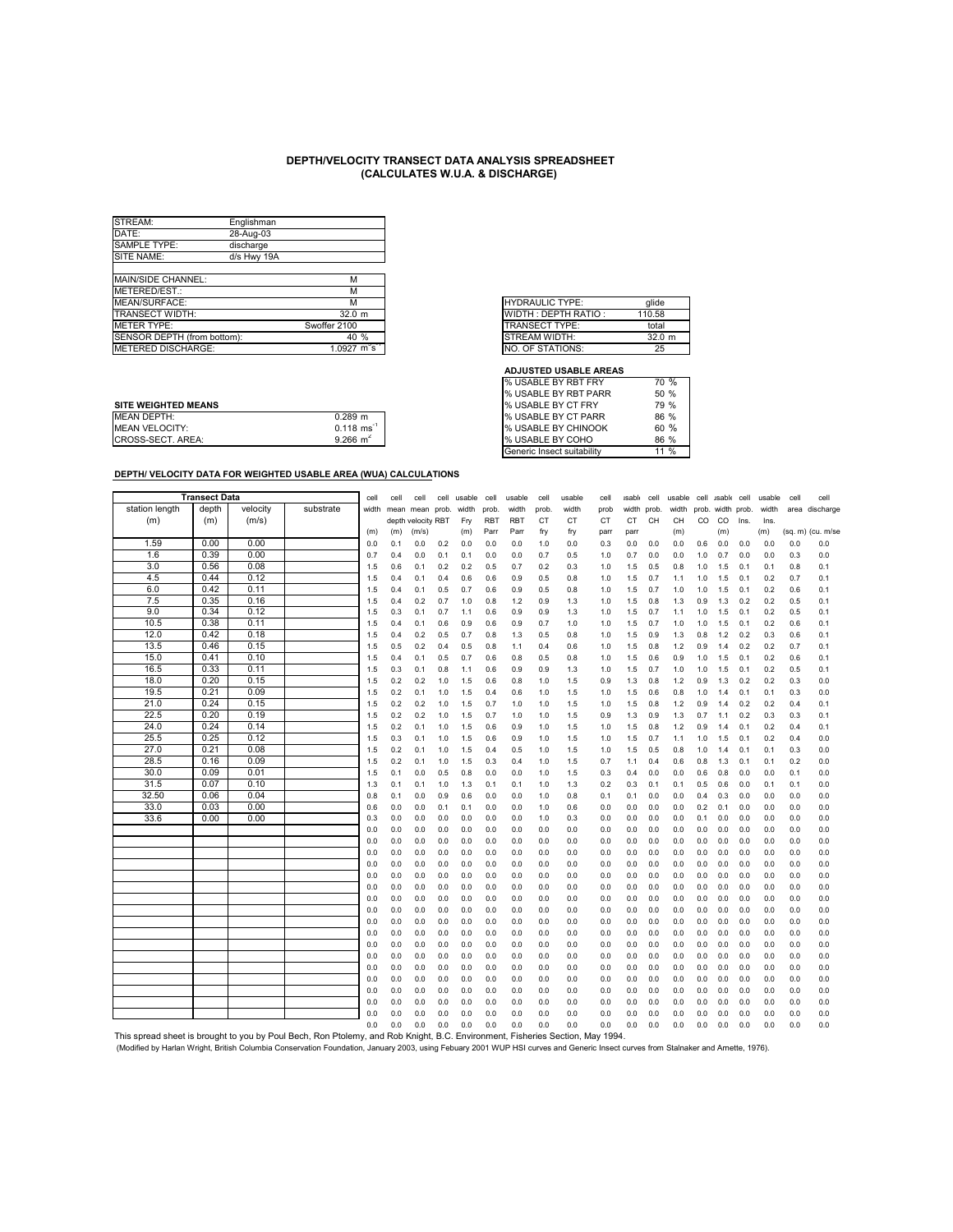**DEPTH/VELOCITY TRANSECT DATA ANALYSIS SPREADSHEET (CALCULATES W.U.A. & DISCHARGE)**

| | | |
|---|---|---|
| STREAM: | Englishman | |
| DATE: | 28-Aug-03 | |
| SAMPLE TYPE: | discharge | |
| SITE NAME: | d/s Hwy 19A | |
| | | |
| MAIN/SIDE CHANNEL: | | M |
| METERED/EST.: | | M |
| MEAN/SURFACE: | | M |
| TRANSECT WIDTH: | | 32.0 m |
| METER TYPE: | | Swoffer 2100 |
| SENSOR DEPTH (from bottom): | | 40 % |
| METERED DISCHARGE: | | 1.0927 $m^3s^{-1}$ |

| | |
|---|---|
| HYDRAULIC TYPE: | glide |
| WIDTH : DEPTH RATIO : | 110.58 |
| TRANSECT TYPE: | total |
| STREAM WIDTH: | 32.0 m |
| NO. OF STATIONS: | 25 |

**ADJUSTED USABLE AREAS**

| | |
|---|---|
| % USABLE BY RBT FRY | 70 % |
| % USABLE BY RBT PARR | 50 % |
| % USABLE BY CT FRY | 79 % |
| % USABLE BY CT PARR | 86 % |
| % USABLE BY CHINOOK | 60 % |
| % USABLE BY COHO | 86 % |
| Generic Insect suitability | 11 % |

**SITE WEIGHTED MEANS**

| | |
|---|---|
| MEAN DEPTH: | 0.289 m |
| MEAN VELOCITY: | 0.118 $ms^{-1}$ |
| CROSS-SECT. AREA: | 9.266 $m^2$ |

**DEPTH/ VELOCITY DATA FOR WEIGHTED USABLE AREA (WUA) CALCULATIONS**

| Transect Data | | | | | | | | | | | | | | | | | | | | | | | | |
|---|---|---|---|---|---|---|---|---|---|---|---|---|---|---|---|---|---|---|---|---|---|---|---|---|
| station length (m) | depth (m) | velocity (m/s) | substrate | cell width (m) | cell mean depth (m) | cell mean velocity (m/s) | cell prob. RBT | usable width Fry (m) | cell prob. RBT Parr | usable width RBT Parr | cell prob. CT fry | usable width CT fry | cell prob CT parr | usable width CT parr | cell prob. CH | usable width CH (m) | cell prob. CO | usable width CO (m) | cell prob. Ins. | usable width Ins. (m) | cell area (sq. m) | cell discharge (cu. m/se |
| 1.59 | 0.00 | 0.00 | | 0.0 | 0.1 | 0.0 | 0.2 | 0.0 | 0.0 | 0.0 | 1.0 | 0.0 | 0.3 | 0.0 | 0.0 | 0.0 | 0.6 | 0.0 | 0.0 | 0.0 | 0.0 | 0.0 |
| 1.6 | 0.39 | 0.00 | | 0.7 | 0.4 | 0.0 | 0.1 | 0.1 | 0.0 | 0.0 | 0.7 | 0.5 | 1.0 | 0.7 | 0.0 | 0.0 | 1.0 | 0.7 | 0.0 | 0.0 | 0.3 | 0.0 |
| 3.0 | 0.56 | 0.08 | | 1.5 | 0.6 | 0.1 | 0.2 | 0.2 | 0.5 | 0.7 | 0.2 | 0.3 | 1.0 | 1.5 | 0.5 | 0.8 | 1.0 | 1.5 | 0.1 | 0.1 | 0.8 | 0.1 |
| 4.5 | 0.44 | 0.12 | | 1.5 | 0.4 | 0.1 | 0.4 | 0.6 | 0.6 | 0.9 | 0.5 | 0.8 | 1.0 | 1.5 | 0.7 | 1.1 | 1.0 | 1.5 | 0.1 | 0.2 | 0.7 | 0.1 |
| 6.0 | 0.42 | 0.11 | | 1.5 | 0.4 | 0.1 | 0.5 | 0.7 | 0.6 | 0.9 | 0.5 | 0.8 | 1.0 | 1.5 | 0.7 | 1.0 | 1.0 | 1.5 | 0.1 | 0.2 | 0.6 | 0.1 |
| 7.5 | 0.35 | 0.16 | | 1.5 | 0.4 | 0.2 | 0.7 | 1.0 | 0.8 | 1.2 | 0.9 | 1.3 | 1.0 | 1.5 | 0.8 | 1.3 | 0.9 | 1.3 | 0.2 | 0.2 | 0.5 | 0.1 |
| 9.0 | 0.34 | 0.12 | | 1.5 | 0.3 | 0.1 | 0.7 | 1.1 | 0.6 | 0.9 | 0.9 | 1.3 | 1.0 | 1.5 | 0.7 | 1.1 | 1.0 | 1.5 | 0.1 | 0.2 | 0.5 | 0.1 |
| 10.5 | 0.38 | 0.11 | | 1.5 | 0.4 | 0.1 | 0.6 | 0.9 | 0.6 | 0.9 | 0.7 | 1.0 | 1.0 | 1.5 | 0.7 | 1.0 | 1.0 | 1.5 | 0.1 | 0.2 | 0.6 | 0.1 |
| 12.0 | 0.42 | 0.18 | | 1.5 | 0.4 | 0.2 | 0.5 | 0.7 | 0.8 | 1.3 | 0.5 | 0.8 | 1.0 | 1.5 | 0.9 | 1.3 | 0.8 | 1.2 | 0.2 | 0.3 | 0.6 | 0.1 |
| 13.5 | 0.46 | 0.15 | | 1.5 | 0.5 | 0.2 | 0.4 | 0.5 | 0.8 | 1.1 | 0.4 | 0.6 | 1.0 | 1.5 | 0.8 | 1.2 | 0.9 | 1.4 | 0.2 | 0.2 | 0.7 | 0.1 |
| 15.0 | 0.41 | 0.10 | | 1.5 | 0.4 | 0.1 | 0.5 | 0.7 | 0.6 | 0.8 | 0.5 | 0.8 | 1.0 | 1.5 | 0.6 | 0.9 | 1.0 | 1.5 | 0.1 | 0.2 | 0.6 | 0.1 |
| 16.5 | 0.33 | 0.11 | | 1.5 | 0.3 | 0.1 | 0.8 | 1.1 | 0.6 | 0.9 | 0.9 | 1.3 | 1.0 | 1.5 | 0.7 | 1.0 | 1.0 | 1.5 | 0.1 | 0.2 | 0.5 | 0.1 |
| 18.0 | 0.20 | 0.15 | | 1.5 | 0.2 | 0.2 | 1.0 | 1.5 | 0.6 | 0.8 | 1.0 | 1.5 | 0.9 | 1.3 | 0.8 | 1.2 | 0.9 | 1.3 | 0.2 | 0.2 | 0.3 | 0.0 |
| 19.5 | 0.21 | 0.09 | | 1.5 | 0.2 | 0.1 | 1.0 | 1.5 | 0.4 | 0.6 | 1.0 | 1.5 | 1.0 | 1.5 | 0.6 | 0.8 | 1.0 | 1.4 | 0.1 | 0.1 | 0.3 | 0.0 |
| 21.0 | 0.24 | 0.15 | | 1.5 | 0.2 | 0.2 | 1.0 | 1.5 | 0.7 | 1.0 | 1.0 | 1.5 | 1.0 | 1.5 | 0.8 | 1.2 | 0.9 | 1.4 | 0.2 | 0.2 | 0.4 | 0.1 |
| 22.5 | 0.20 | 0.19 | | 1.5 | 0.2 | 0.2 | 1.0 | 1.5 | 0.7 | 1.0 | 1.0 | 1.5 | 0.9 | 1.3 | 0.9 | 1.3 | 0.7 | 1.1 | 0.2 | 0.3 | 0.3 | 0.1 |
| 24.0 | 0.24 | 0.14 | | 1.5 | 0.2 | 0.1 | 1.0 | 1.5 | 0.6 | 0.9 | 1.0 | 1.5 | 1.0 | 1.5 | 0.8 | 1.2 | 0.9 | 1.4 | 0.1 | 0.2 | 0.4 | 0.1 |
| 25.5 | 0.25 | 0.12 | | 1.5 | 0.3 | 0.1 | 1.0 | 1.5 | 0.6 | 0.9 | 1.0 | 1.5 | 1.0 | 1.5 | 0.7 | 1.1 | 1.0 | 1.5 | 0.1 | 0.2 | 0.4 | 0.0 |
| 27.0 | 0.21 | 0.08 | | 1.5 | 0.2 | 0.1 | 1.0 | 1.5 | 0.4 | 0.5 | 1.0 | 1.5 | 1.0 | 1.5 | 0.5 | 0.8 | 1.0 | 1.4 | 0.1 | 0.1 | 0.3 | 0.0 |
| 28.5 | 0.16 | 0.09 | | 1.5 | 0.2 | 0.1 | 1.0 | 1.5 | 0.3 | 0.4 | 1.0 | 1.5 | 0.7 | 1.1 | 0.4 | 0.6 | 0.8 | 1.3 | 0.1 | 0.1 | 0.2 | 0.0 |
| 30.0 | 0.09 | 0.01 | | 1.5 | 0.1 | 0.0 | 0.5 | 0.8 | 0.0 | 0.0 | 1.0 | 1.5 | 0.3 | 0.4 | 0.0 | 0.0 | 0.6 | 0.8 | 0.0 | 0.0 | 0.1 | 0.0 |
| 31.5 | 0.07 | 0.10 | | 1.3 | 0.1 | 0.1 | 1.0 | 1.3 | 0.1 | 0.1 | 1.0 | 1.3 | 0.2 | 0.3 | 0.1 | 0.1 | 0.5 | 0.6 | 0.0 | 0.1 | 0.1 | 0.0 |
| 32.50 | 0.06 | 0.04 | | 0.8 | 0.1 | 0.0 | 0.9 | 0.6 | 0.0 | 0.0 | 1.0 | 0.8 | 0.1 | 0.1 | 0.0 | 0.0 | 0.4 | 0.3 | 0.0 | 0.0 | 0.0 | 0.0 |
| 33.0 | 0.03 | 0.00 | | 0.6 | 0.0 | 0.0 | 0.1 | 0.1 | 0.0 | 0.0 | 1.0 | 0.6 | 0.0 | 0.0 | 0.0 | 0.0 | 0.2 | 0.1 | 0.0 | 0.0 | 0.0 | 0.0 |
| 33.6 | 0.00 | 0.00 | | 0.3 | 0.0 | 0.0 | 0.0 | 0.0 | 0.0 | 0.0 | 1.0 | 0.3 | 0.0 | 0.0 | 0.0 | 0.0 | 0.1 | 0.0 | 0.0 | 0.0 | 0.0 | 0.0 |
| | | | | 0.0 | 0.0 | 0.0 | 0.0 | 0.0 | 0.0 | 0.0 | 0.0 | 0.0 | 0.0 | 0.0 | 0.0 | 0.0 | 0.0 | 0.0 | 0.0 | 0.0 | 0.0 | 0.0 |
| | | | | 0.0 | 0.0 | 0.0 | 0.0 | 0.0 | 0.0 | 0.0 | 0.0 | 0.0 | 0.0 | 0.0 | 0.0 | 0.0 | 0.0 | 0.0 | 0.0 | 0.0 | 0.0 | 0.0 |
| | | | | 0.0 | 0.0 | 0.0 | 0.0 | 0.0 | 0.0 | 0.0 | 0.0 | 0.0 | 0.0 | 0.0 | 0.0 | 0.0 | 0.0 | 0.0 | 0.0 | 0.0 | 0.0 | 0.0 |
| | | | | 0.0 | 0.0 | 0.0 | 0.0 | 0.0 | 0.0 | 0.0 | 0.0 | 0.0 | 0.0 | 0.0 | 0.0 | 0.0 | 0.0 | 0.0 | 0.0 | 0.0 | 0.0 | 0.0 |
| | | | | 0.0 | 0.0 | 0.0 | 0.0 | 0.0 | 0.0 | 0.0 | 0.0 | 0.0 | 0.0 | 0.0 | 0.0 | 0.0 | 0.0 | 0.0 | 0.0 | 0.0 | 0.0 | 0.0 |
| | | | | 0.0 | 0.0 | 0.0 | 0.0 | 0.0 | 0.0 | 0.0 | 0.0 | 0.0 | 0.0 | 0.0 | 0.0 | 0.0 | 0.0 | 0.0 | 0.0 | 0.0 | 0.0 | 0.0 |
| | | | | 0.0 | 0.0 | 0.0 | 0.0 | 0.0 | 0.0 | 0.0 | 0.0 | 0.0 | 0.0 | 0.0 | 0.0 | 0.0 | 0.0 | 0.0 | 0.0 | 0.0 | 0.0 | 0.0 |
| | | | | 0.0 | 0.0 | 0.0 | 0.0 | 0.0 | 0.0 | 0.0 | 0.0 | 0.0 | 0.0 | 0.0 | 0.0 | 0.0 | 0.0 | 0.0 | 0.0 | 0.0 | 0.0 | 0.0 |
| | | | | 0.0 | 0.0 | 0.0 | 0.0 | 0.0 | 0.0 | 0.0 | 0.0 | 0.0 | 0.0 | 0.0 | 0.0 | 0.0 | 0.0 | 0.0 | 0.0 | 0.0 | 0.0 | 0.0 |
| | | | | 0.0 | 0.0 | 0.0 | 0.0 | 0.0 | 0.0 | 0.0 | 0.0 | 0.0 | 0.0 | 0.0 | 0.0 | 0.0 | 0.0 | 0.0 | 0.0 | 0.0 | 0.0 | 0.0 |
| | | | | 0.0 | 0.0 | 0.0 | 0.0 | 0.0 | 0.0 | 0.0 | 0.0 | 0.0 | 0.0 | 0.0 | 0.0 | 0.0 | 0.0 | 0.0 | 0.0 | 0.0 | 0.0 | 0.0 |
| | | | | 0.0 | 0.0 | 0.0 | 0.0 | 0.0 | 0.0 | 0.0 | 0.0 | 0.0 | 0.0 | 0.0 | 0.0 | 0.0 | 0.0 | 0.0 | 0.0 | 0.0 | 0.0 | 0.0 |
| | | | | 0.0 | 0.0 | 0.0 | 0.0 | 0.0 | 0.0 | 0.0 | 0.0 | 0.0 | 0.0 | 0.0 | 0.0 | 0.0 | 0.0 | 0.0 | 0.0 | 0.0 | 0.0 | 0.0 |
| | | | | 0.0 | 0.0 | 0.0 | 0.0 | 0.0 | 0.0 | 0.0 | 0.0 | 0.0 | 0.0 | 0.0 | 0.0 | 0.0 | 0.0 | 0.0 | 0.0 | 0.0 | 0.0 | 0.0 |
| | | | | 0.0 | 0.0 | 0.0 | 0.0 | 0.0 | 0.0 | 0.0 | 0.0 | 0.0 | 0.0 | 0.0 | 0.0 | 0.0 | 0.0 | 0.0 | 0.0 | 0.0 | 0.0 | 0.0 |
| | | | | 0.0 | 0.0 | 0.0 | 0.0 | 0.0 | 0.0 | 0.0 | 0.0 | 0.0 | 0.0 | 0.0 | 0.0 | 0.0 | 0.0 | 0.0 | 0.0 | 0.0 | 0.0 | 0.0 |
| | | | | 0.0 | 0.0 | 0.0 | 0.0 | 0.0 | 0.0 | 0.0 | 0.0 | 0.0 | 0.0 | 0.0 | 0.0 | 0.0 | 0.0 | 0.0 | 0.0 | 0.0 | 0.0 | 0.0 |
| | | | | 0.0 | 0.0 | 0.0 | 0.0 | 0.0 | 0.0 | 0.0 | 0.0 | 0.0 | 0.0 | 0.0 | 0.0 | 0.0 | 0.0 | 0.0 | 0.0 | 0.0 | 0.0 | 0.0 |
| | | | | 0.0 | 0.0 | 0.0 | 0.0 | 0.0 | 0.0 | 0.0 | 0.0 | 0.0 | 0.0 | 0.0 | 0.0 | 0.0 | 0.0 | 0.0 | 0.0 | 0.0 | 0.0 | 0.0 |
| | | | | 0.0 | 0.0 | 0.0 | 0.0 | 0.0 | 0.0 | 0.0 | 0.0 | 0.0 | 0.0 | 0.0 | 0.0 | 0.0 | 0.0 | 0.0 | 0.0 | 0.0 | 0.0 | 0.0 |
| | | | | 0.0 | 0.0 | 0.0 | 0.0 | 0.0 | 0.0 | 0.0 | 0.0 | 0.0 | 0.0 | 0.0 | 0.0 | 0.0 | 0.0 | 0.0 | 0.0 | 0.0 | 0.0 | 0.0 |
| | | | | 0.0 | 0.0 | 0.0 | 0.0 | 0.0 | 0.0 | 0.0 | 0.0 | 0.0 | 0.0 | 0.0 | 0.0 | 0.0 | 0.0 | 0.0 | 0.0 | 0.0 | 0.0 | 0.0 |

This spread sheet is brought to you by Poul Bech, Ron Ptolemy, and Rob Knight, B.C. Environment, Fisheries Section, May 1994.

(Modified by Harlan Wright, British Columbia Conservation Foundation, January 2003, using Febuary 2001 WUP HSI curves and Generic Insect curves from Stalnaker and Arnette, 1976).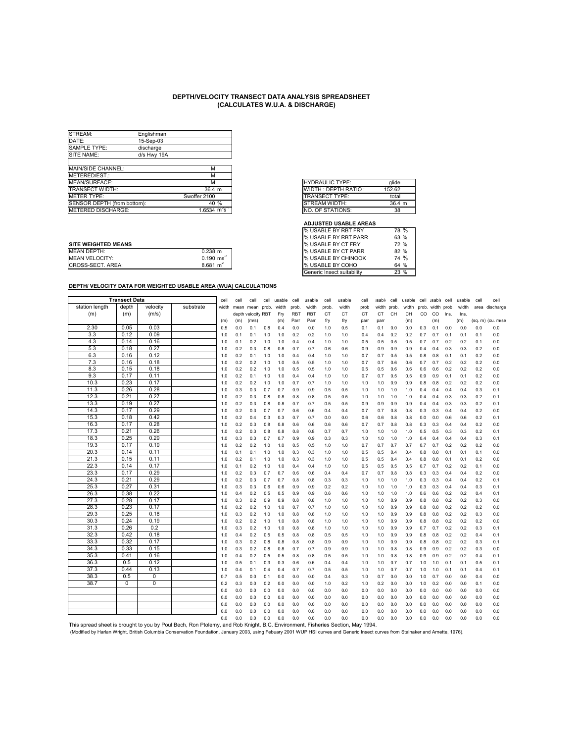# DEPTH/VELOCITY TRANSECT DATA ANALYSIS SPREADSHEET
## (CALCULATES W.U.A. & DISCHARGE)

| | | |
|---|---|---|
| STREAM: | Englishman | |
| DATE: | 15-Sep-03 | |
| SAMPLE TYPE: | discharge | |
| SITE NAME: | d/s Hwy 19A | |
| | | |
| MAIN/SIDE CHANNEL: | | M |
| METERED/EST.: | | M |
| MEAN/SURFACE: | | M |
| TRANSECT WIDTH: | | 36.4 m |
| METER TYPE: | Swoffer 2100 | |
| SENSOR DEPTH (from bottom): | | 40 % |
| METERED DISCHARGE: | | 1.6534 $m^3s^{-1}$ |

| | |
|---|---|
| HYDRAULIC TYPE: | glide |
| WIDTH : DEPTH RATIO : | 152.62 |
| TRANSECT TYPE: | total |
| STREAM WIDTH: | 36.4 m |
| NO. OF STATIONS: | 38 |

**ADJUSTED USABLE AREAS**

| | |
|---|---|
| % USABLE BY RBT FRY | 78 % |
| % USABLE BY RBT PARR | 63 % |
| % USABLE BY CT FRY | 72 % |
| % USABLE BY CT PARR | 82 % |
| % USABLE BY CHINOOK | 74 % |
| % USABLE BY COHO | 64 % |
| Generic Insect suitability | 23 % |

**SITE WEIGHTED MEANS**

| | |
|---|---|
| MEAN DEPTH: | 0.238 m |
| MEAN VELOCITY: | 0.190 $ms^{-1}$ |
| CROSS-SECT. AREA: | 8.681 $m^2$ |

**DEPTH/ VELOCITY DATA FOR WEIGHTED USABLE AREA (WUA) CALCULATIONS**

| Transect Data | | | | cell | cell | cell | cell | usable | cell | usable | cell | usable | cell | usable | cell | usable | cell | usable | cell | usable | cell | cell |
|---|---|---|---|---|---|---|---|---|---|---|---|---|---|---|---|---|---|---|---|---|---|---|
| station length (m) | depth (m) | velocity (m/s) | substrate | width (m) | mean depth (m) | mean velocity (m/s) | prob. RBT | width Fry (m) | prob. RBT Parr | width RBT Parr | prob. CT fry | width CT fry | prob CT parr | width CT parr | prob. CH | width CH (m) | prob. CO | width CO (m) | prob. Ins. | width Ins. (m) | area (sq. m) | discharge (cu. m/se |
| 2.30 | 0.05 | 0.03 | | 0.5 | 0.0 | 0.1 | 0.8 | 0.4 | 0.0 | 0.0 | 1.0 | 0.5 | 0.1 | 0.1 | 0.0 | 0.0 | 0.3 | 0.1 | 0.0 | 0.0 | 0.0 | 0.0 |
| 3.3 | 0.12 | 0.09 | | 1.0 | 0.1 | 0.1 | 1.0 | 1.0 | 0.2 | 0.2 | 1.0 | 1.0 | 0.4 | 0.4 | 0.2 | 0.2 | 0.7 | 0.7 | 0.1 | 0.1 | 0.1 | 0.0 |
| 4.3 | 0.14 | 0.16 | | 1.0 | 0.1 | 0.2 | 1.0 | 1.0 | 0.4 | 0.4 | 1.0 | 1.0 | 0.5 | 0.5 | 0.5 | 0.5 | 0.7 | 0.7 | 0.2 | 0.2 | 0.1 | 0.0 |
| 5.3 | 0.18 | 0.27 | | 1.0 | 0.2 | 0.3 | 0.8 | 0.8 | 0.7 | 0.7 | 0.6 | 0.6 | 0.9 | 0.9 | 0.9 | 0.9 | 0.4 | 0.4 | 0.3 | 0.3 | 0.2 | 0.0 |
| 6.3 | 0.16 | 0.12 | | 1.0 | 0.2 | 0.1 | 1.0 | 1.0 | 0.4 | 0.4 | 1.0 | 1.0 | 0.7 | 0.7 | 0.5 | 0.5 | 0.8 | 0.8 | 0.1 | 0.1 | 0.2 | 0.0 |
| 7.3 | 0.16 | 0.18 | | 1.0 | 0.2 | 0.2 | 1.0 | 1.0 | 0.5 | 0.5 | 1.0 | 1.0 | 0.7 | 0.7 | 0.6 | 0.6 | 0.7 | 0.7 | 0.2 | 0.2 | 0.2 | 0.0 |
| 8.3 | 0.15 | 0.18 | | 1.0 | 0.2 | 0.2 | 1.0 | 1.0 | 0.5 | 0.5 | 1.0 | 1.0 | 0.5 | 0.5 | 0.6 | 0.6 | 0.6 | 0.6 | 0.2 | 0.2 | 0.2 | 0.0 |
| 9.3 | 0.17 | 0.11 | | 1.0 | 0.2 | 0.1 | 1.0 | 1.0 | 0.4 | 0.4 | 1.0 | 1.0 | 0.7 | 0.7 | 0.5 | 0.5 | 0.9 | 0.9 | 0.1 | 0.1 | 0.2 | 0.0 |
| 10.3 | 0.23 | 0.17 | | 1.0 | 0.2 | 0.2 | 1.0 | 1.0 | 0.7 | 0.7 | 1.0 | 1.0 | 1.0 | 1.0 | 0.9 | 0.9 | 0.8 | 0.8 | 0.2 | 0.2 | 0.2 | 0.0 |
| 11.3 | 0.26 | 0.28 | | 1.0 | 0.3 | 0.3 | 0.7 | 0.7 | 0.9 | 0.9 | 0.5 | 0.5 | 1.0 | 1.0 | 1.0 | 1.0 | 0.4 | 0.4 | 0.4 | 0.4 | 0.3 | 0.1 |
| 12.3 | 0.21 | 0.27 | | 1.0 | 0.2 | 0.3 | 0.8 | 0.8 | 0.8 | 0.8 | 0.5 | 0.5 | 1.0 | 1.0 | 1.0 | 1.0 | 0.4 | 0.4 | 0.3 | 0.3 | 0.2 | 0.1 |
| 13.3 | 0.19 | 0.27 | | 1.0 | 0.2 | 0.3 | 0.8 | 0.8 | 0.7 | 0.7 | 0.5 | 0.5 | 0.9 | 0.9 | 0.9 | 0.9 | 0.4 | 0.4 | 0.3 | 0.3 | 0.2 | 0.1 |
| 14.3 | 0.17 | 0.29 | | 1.0 | 0.2 | 0.3 | 0.7 | 0.7 | 0.6 | 0.6 | 0.4 | 0.4 | 0.7 | 0.7 | 0.8 | 0.8 | 0.3 | 0.3 | 0.4 | 0.4 | 0.2 | 0.0 |
| 15.3 | 0.18 | 0.42 | | 1.0 | 0.2 | 0.4 | 0.3 | 0.3 | 0.7 | 0.7 | 0.0 | 0.0 | 0.6 | 0.6 | 0.8 | 0.8 | 0.0 | 0.0 | 0.6 | 0.6 | 0.2 | 0.1 |
| 16.3 | 0.17 | 0.28 | | 1.0 | 0.2 | 0.3 | 0.8 | 0.8 | 0.6 | 0.6 | 0.6 | 0.6 | 0.7 | 0.7 | 0.8 | 0.8 | 0.3 | 0.3 | 0.4 | 0.4 | 0.2 | 0.0 |
| 17.3 | 0.21 | 0.26 | | 1.0 | 0.2 | 0.3 | 0.8 | 0.8 | 0.8 | 0.8 | 0.7 | 0.7 | 1.0 | 1.0 | 1.0 | 1.0 | 0.5 | 0.5 | 0.3 | 0.3 | 0.2 | 0.1 |
| 18.3 | 0.25 | 0.29 | | 1.0 | 0.3 | 0.3 | 0.7 | 0.7 | 0.9 | 0.9 | 0.3 | 0.3 | 1.0 | 1.0 | 1.0 | 1.0 | 0.4 | 0.4 | 0.4 | 0.4 | 0.3 | 0.1 |
| 19.3 | 0.17 | 0.19 | | 1.0 | 0.2 | 0.2 | 1.0 | 1.0 | 0.5 | 0.5 | 1.0 | 1.0 | 0.7 | 0.7 | 0.7 | 0.7 | 0.7 | 0.7 | 0.2 | 0.2 | 0.2 | 0.0 |
| 20.3 | 0.14 | 0.11 | | 1.0 | 0.1 | 0.1 | 1.0 | 1.0 | 0.3 | 0.3 | 1.0 | 1.0 | 0.5 | 0.5 | 0.4 | 0.4 | 0.8 | 0.8 | 0.1 | 0.1 | 0.1 | 0.0 |
| 21.3 | 0.15 | 0.11 | | 1.0 | 0.2 | 0.1 | 1.0 | 1.0 | 0.3 | 0.3 | 1.0 | 1.0 | 0.5 | 0.5 | 0.4 | 0.4 | 0.8 | 0.8 | 0.1 | 0.1 | 0.2 | 0.0 |
| 22.3 | 0.14 | 0.17 | | 1.0 | 0.1 | 0.2 | 1.0 | 1.0 | 0.4 | 0.4 | 1.0 | 1.0 | 0.5 | 0.5 | 0.5 | 0.5 | 0.7 | 0.7 | 0.2 | 0.2 | 0.1 | 0.0 |
| 23.3 | 0.17 | 0.29 | | 1.0 | 0.2 | 0.3 | 0.7 | 0.7 | 0.6 | 0.6 | 0.4 | 0.4 | 0.7 | 0.7 | 0.8 | 0.8 | 0.3 | 0.3 | 0.4 | 0.4 | 0.2 | 0.0 |
| 24.3 | 0.21 | 0.29 | | 1.0 | 0.2 | 0.3 | 0.7 | 0.7 | 0.8 | 0.8 | 0.3 | 0.3 | 1.0 | 1.0 | 1.0 | 1.0 | 0.3 | 0.3 | 0.4 | 0.4 | 0.2 | 0.1 |
| 25.3 | 0.27 | 0.31 | | 1.0 | 0.3 | 0.3 | 0.6 | 0.6 | 0.9 | 0.9 | 0.2 | 0.2 | 1.0 | 1.0 | 1.0 | 1.0 | 0.3 | 0.3 | 0.4 | 0.4 | 0.3 | 0.1 |
| 26.3 | 0.38 | 0.22 | | 1.0 | 0.4 | 0.2 | 0.5 | 0.5 | 0.9 | 0.9 | 0.6 | 0.6 | 1.0 | 1.0 | 1.0 | 1.0 | 0.6 | 0.6 | 0.2 | 0.2 | 0.4 | 0.1 |
| 27.3 | 0.28 | 0.17 | | 1.0 | 0.3 | 0.2 | 0.9 | 0.9 | 0.8 | 0.8 | 1.0 | 1.0 | 1.0 | 1.0 | 0.9 | 0.9 | 0.8 | 0.8 | 0.2 | 0.2 | 0.3 | 0.0 |
| 28.3 | 0.23 | 0.17 | | 1.0 | 0.2 | 0.2 | 1.0 | 1.0 | 0.7 | 0.7 | 1.0 | 1.0 | 1.0 | 1.0 | 0.9 | 0.9 | 0.8 | 0.8 | 0.2 | 0.2 | 0.2 | 0.0 |
| 29.3 | 0.25 | 0.18 | | 1.0 | 0.3 | 0.2 | 1.0 | 1.0 | 0.8 | 0.8 | 1.0 | 1.0 | 1.0 | 1.0 | 0.9 | 0.9 | 0.8 | 0.8 | 0.2 | 0.2 | 0.3 | 0.0 |
| 30.3 | 0.24 | 0.19 | | 1.0 | 0.2 | 0.2 | 1.0 | 1.0 | 0.8 | 0.8 | 1.0 | 1.0 | 1.0 | 1.0 | 0.9 | 0.9 | 0.8 | 0.8 | 0.2 | 0.2 | 0.2 | 0.0 |
| 31.3 | 0.26 | 0.2 | | 1.0 | 0.3 | 0.2 | 1.0 | 1.0 | 0.8 | 0.8 | 1.0 | 1.0 | 1.0 | 1.0 | 0.9 | 0.9 | 0.7 | 0.7 | 0.2 | 0.2 | 0.3 | 0.1 |
| 32.3 | 0.42 | 0.18 | | 1.0 | 0.4 | 0.2 | 0.5 | 0.5 | 0.8 | 0.8 | 0.5 | 0.5 | 1.0 | 1.0 | 0.9 | 0.9 | 0.8 | 0.8 | 0.2 | 0.2 | 0.4 | 0.1 |
| 33.3 | 0.32 | 0.17 | | 1.0 | 0.3 | 0.2 | 0.8 | 0.8 | 0.8 | 0.8 | 0.9 | 0.9 | 1.0 | 1.0 | 0.9 | 0.9 | 0.8 | 0.8 | 0.2 | 0.2 | 0.3 | 0.1 |
| 34.3 | 0.33 | 0.15 | | 1.0 | 0.3 | 0.2 | 0.8 | 0.8 | 0.7 | 0.7 | 0.9 | 0.9 | 1.0 | 1.0 | 0.8 | 0.8 | 0.9 | 0.9 | 0.2 | 0.2 | 0.3 | 0.0 |
| 35.3 | 0.41 | 0.16 | | 1.0 | 0.4 | 0.2 | 0.5 | 0.5 | 0.8 | 0.8 | 0.5 | 0.5 | 1.0 | 1.0 | 0.8 | 0.8 | 0.9 | 0.9 | 0.2 | 0.2 | 0.4 | 0.1 |
| 36.3 | 0.5 | 0.12 | | 1.0 | 0.5 | 0.1 | 0.3 | 0.3 | 0.6 | 0.6 | 0.4 | 0.4 | 1.0 | 1.0 | 0.7 | 0.7 | 1.0 | 1.0 | 0.1 | 0.1 | 0.5 | 0.1 |
| 37.3 | 0.44 | 0.13 | | 1.0 | 0.4 | 0.1 | 0.4 | 0.4 | 0.7 | 0.7 | 0.5 | 0.5 | 1.0 | 1.0 | 0.7 | 0.7 | 1.0 | 1.0 | 0.1 | 0.1 | 0.4 | 0.1 |
| 38.3 | 0.5 | 0 | | 0.7 | 0.5 | 0.0 | 0.1 | 0.0 | 0.0 | 0.0 | 0.4 | 0.3 | 1.0 | 0.7 | 0.0 | 0.0 | 1.0 | 0.7 | 0.0 | 0.0 | 0.4 | 0.0 |
| 38.7 | 0 | 0 | | 0.2 | 0.3 | 0.0 | 0.2 | 0.0 | 0.0 | 0.0 | 1.0 | 0.2 | 1.0 | 0.2 | 0.0 | 0.0 | 1.0 | 0.2 | 0.0 | 0.0 | 0.1 | 0.0 |
| | | | | 0.0 | 0.0 | 0.0 | 0.0 | 0.0 | 0.0 | 0.0 | 0.0 | 0.0 | 0.0 | 0.0 | 0.0 | 0.0 | 0.0 | 0.0 | 0.0 | 0.0 | 0.0 | 0.0 |
| | | | | 0.0 | 0.0 | 0.0 | 0.0 | 0.0 | 0.0 | 0.0 | 0.0 | 0.0 | 0.0 | 0.0 | 0.0 | 0.0 | 0.0 | 0.0 | 0.0 | 0.0 | 0.0 | 0.0 |
| | | | | 0.0 | 0.0 | 0.0 | 0.0 | 0.0 | 0.0 | 0.0 | 0.0 | 0.0 | 0.0 | 0.0 | 0.0 | 0.0 | 0.0 | 0.0 | 0.0 | 0.0 | 0.0 | 0.0 |
| | | | | 0.0 | 0.0 | 0.0 | 0.0 | 0.0 | 0.0 | 0.0 | 0.0 | 0.0 | 0.0 | 0.0 | 0.0 | 0.0 | 0.0 | 0.0 | 0.0 | 0.0 | 0.0 | 0.0 |
| | | | | 0.0 | 0.0 | 0.0 | 0.0 | 0.0 | 0.0 | 0.0 | 0.0 | 0.0 | 0.0 | 0.0 | 0.0 | 0.0 | 0.0 | 0.0 | 0.0 | 0.0 | 0.0 | 0.0 |

This spread sheet is brought to you by Poul Bech, Ron Ptolemy, and Rob Knight, B.C. Environment, Fisheries Section, May 1994.

(Modified by Harlan Wright, British Columbia Conservation Foundation, January 2003, using Febuary 2001 WUP HSI curves and Generic Insect curves from Stalnaker and Arnette, 1976).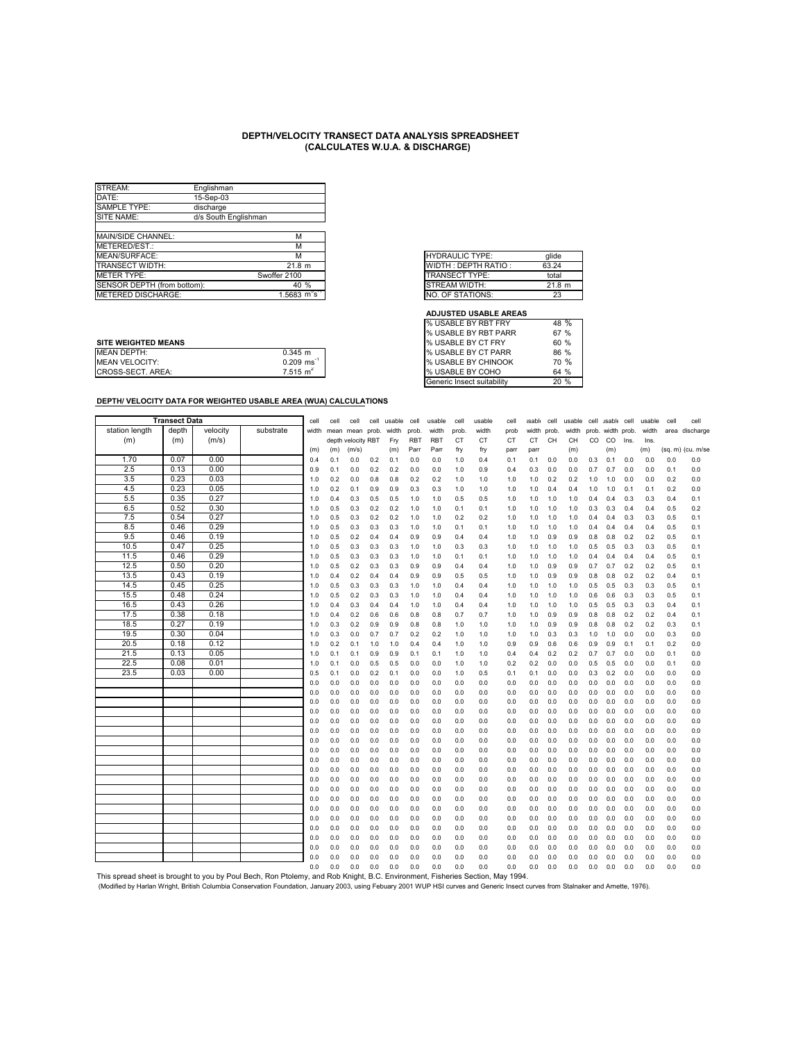## DEPTH/VELOCITY TRANSECT DATA ANALYSIS SPREADSHEET (CALCULATES W.U.A. & DISCHARGE)

| | |
|---|---|
| STREAM: | Englishman |
| DATE: | 15-Sep-03 |
| SAMPLE TYPE: | discharge |
| SITE NAME: | d/s South Englishman |
| | |
| MAIN/SIDE CHANNEL: | M |
| METERED/EST.: | M |
| MEAN/SURFACE: | M |
| TRANSECT WIDTH: | 21.8 m |
| METER TYPE: | Swoffer 2100 |
| SENSOR DEPTH (from bottom): | 40 % |
| METERED DISCHARGE: | 1.5683 $m^3s^{-1}$ |

| | |
|---|---|
| HYDRAULIC TYPE: | glide |
| WIDTH : DEPTH RATIO : | 63.24 |
| TRANSECT TYPE: | total |
| STREAM WIDTH: | 21.8 m |
| NO. OF STATIONS: | 23 |

**ADJUSTED USABLE AREAS**

| | |
|---|---|
| % USABLE BY RBT FRY | 48 % |
| % USABLE BY RBT PARR | 67 % |
| % USABLE BY CT FRY | 60 % |
| % USABLE BY CT PARR | 86 % |
| % USABLE BY CHINOOK | 70 % |
| % USABLE BY COHO | 64 % |
| Generic Insect suitability | 20 % |

**SITE WEIGHTED MEANS**

| | |
|---|---|
| MEAN DEPTH: | 0.345 m |
| MEAN VELOCITY: | 0.209 $ms^{-1}$ |
| CROSS-SECT. AREA: | 7.515 $m^2$ |

**DEPTH/ VELOCITY DATA FOR WEIGHTED USABLE AREA (WUA) CALCULATIONS**

| Transect Data | | | | | | | | | | | | | | | | | | | | | | | | |
|---|---|---|---|---|---|---|---|---|---|---|---|---|---|---|---|---|---|---|---|---|---|---|---|---|
| station length (m) | depth (m) | velocity (m/s) | substrate | cell width (m) | cell mean depth (m) | cell mean velocity (m/s) | cell prob. RBT | usable width Fry (m) | cell prob. RBT Parr | usable width RBT Parr | cell prob. CT fry | usable width CT fry | cell prob CT parr | usable width CT parr | cell prob. CH | usable width CH (m) | cell prob. CO | usable width CO (m) | cell prob. Ins. | usable width Ins. (m) | cell area (sq. m) | cell discharge (cu. m/se) |
| 1.70 | 0.07 | 0.00 | | 0.4 | 0.1 | 0.0 | 0.2 | 0.1 | 0.0 | 0.0 | 1.0 | 0.4 | 0.1 | 0.1 | 0.0 | 0.0 | 0.3 | 0.1 | 0.0 | 0.0 | 0.0 | 0.0 |
| 2.5 | 0.13 | 0.00 | | 0.9 | 0.1 | 0.0 | 0.2 | 0.2 | 0.0 | 0.0 | 1.0 | 0.9 | 0.4 | 0.3 | 0.0 | 0.0 | 0.7 | 0.7 | 0.0 | 0.0 | 0.1 | 0.0 |
| 3.5 | 0.23 | 0.03 | | 1.0 | 0.2 | 0.0 | 0.8 | 0.8 | 0.2 | 0.2 | 1.0 | 1.0 | 1.0 | 1.0 | 0.2 | 0.2 | 1.0 | 1.0 | 0.0 | 0.0 | 0.2 | 0.0 |
| 4.5 | 0.23 | 0.05 | | 1.0 | 0.2 | 0.1 | 0.9 | 0.9 | 0.3 | 0.3 | 1.0 | 1.0 | 1.0 | 1.0 | 0.4 | 0.4 | 1.0 | 1.0 | 0.1 | 0.1 | 0.2 | 0.0 |
| 5.5 | 0.35 | 0.27 | | 1.0 | 0.4 | 0.3 | 0.5 | 0.5 | 1.0 | 1.0 | 0.5 | 0.5 | 1.0 | 1.0 | 1.0 | 1.0 | 0.4 | 0.4 | 0.3 | 0.3 | 0.4 | 0.1 |
| 6.5 | 0.52 | 0.30 | | 1.0 | 0.5 | 0.3 | 0.2 | 0.2 | 1.0 | 1.0 | 0.1 | 0.1 | 1.0 | 1.0 | 1.0 | 1.0 | 0.3 | 0.3 | 0.4 | 0.4 | 0.5 | 0.2 |
| 7.5 | 0.54 | 0.27 | | 1.0 | 0.5 | 0.3 | 0.2 | 0.2 | 1.0 | 1.0 | 0.2 | 0.2 | 1.0 | 1.0 | 1.0 | 1.0 | 0.4 | 0.4 | 0.3 | 0.3 | 0.5 | 0.1 |
| 8.5 | 0.46 | 0.29 | | 1.0 | 0.5 | 0.3 | 0.3 | 0.3 | 1.0 | 1.0 | 0.1 | 0.1 | 1.0 | 1.0 | 1.0 | 1.0 | 0.4 | 0.4 | 0.4 | 0.4 | 0.5 | 0.1 |
| 9.5 | 0.46 | 0.19 | | 1.0 | 0.5 | 0.2 | 0.4 | 0.4 | 0.9 | 0.9 | 0.4 | 0.4 | 1.0 | 1.0 | 0.9 | 0.9 | 0.8 | 0.8 | 0.2 | 0.2 | 0.5 | 0.1 |
| 10.5 | 0.47 | 0.25 | | 1.0 | 0.5 | 0.3 | 0.3 | 0.3 | 1.0 | 1.0 | 0.3 | 0.3 | 1.0 | 1.0 | 1.0 | 1.0 | 0.5 | 0.5 | 0.3 | 0.3 | 0.5 | 0.1 |
| 11.5 | 0.46 | 0.29 | | 1.0 | 0.5 | 0.3 | 0.3 | 0.3 | 1.0 | 1.0 | 0.1 | 0.1 | 1.0 | 1.0 | 1.0 | 1.0 | 0.4 | 0.4 | 0.4 | 0.4 | 0.5 | 0.1 |
| 12.5 | 0.50 | 0.20 | | 1.0 | 0.5 | 0.2 | 0.3 | 0.3 | 0.9 | 0.9 | 0.4 | 0.4 | 1.0 | 1.0 | 0.9 | 0.9 | 0.7 | 0.7 | 0.2 | 0.2 | 0.5 | 0.1 |
| 13.5 | 0.43 | 0.19 | | 1.0 | 0.4 | 0.2 | 0.4 | 0.4 | 0.9 | 0.9 | 0.5 | 0.5 | 1.0 | 1.0 | 0.9 | 0.9 | 0.8 | 0.8 | 0.2 | 0.2 | 0.4 | 0.1 |
| 14.5 | 0.45 | 0.25 | | 1.0 | 0.5 | 0.3 | 0.3 | 0.3 | 1.0 | 1.0 | 0.4 | 0.4 | 1.0 | 1.0 | 1.0 | 1.0 | 0.5 | 0.5 | 0.3 | 0.3 | 0.5 | 0.1 |
| 15.5 | 0.48 | 0.24 | | 1.0 | 0.5 | 0.2 | 0.3 | 0.3 | 1.0 | 1.0 | 0.4 | 0.4 | 1.0 | 1.0 | 1.0 | 1.0 | 0.6 | 0.6 | 0.3 | 0.3 | 0.5 | 0.1 |
| 16.5 | 0.43 | 0.26 | | 1.0 | 0.4 | 0.3 | 0.4 | 0.4 | 1.0 | 1.0 | 0.4 | 0.4 | 1.0 | 1.0 | 1.0 | 1.0 | 0.5 | 0.5 | 0.3 | 0.3 | 0.4 | 0.1 |
| 17.5 | 0.38 | 0.18 | | 1.0 | 0.4 | 0.2 | 0.6 | 0.6 | 0.8 | 0.8 | 0.7 | 0.7 | 1.0 | 1.0 | 0.9 | 0.9 | 0.8 | 0.8 | 0.2 | 0.2 | 0.4 | 0.1 |
| 18.5 | 0.27 | 0.19 | | 1.0 | 0.3 | 0.2 | 0.9 | 0.9 | 0.8 | 0.8 | 1.0 | 1.0 | 1.0 | 1.0 | 0.9 | 0.9 | 0.8 | 0.8 | 0.2 | 0.2 | 0.3 | 0.1 |
| 19.5 | 0.30 | 0.04 | | 1.0 | 0.3 | 0.0 | 0.7 | 0.7 | 0.2 | 0.2 | 1.0 | 1.0 | 1.0 | 1.0 | 0.3 | 0.3 | 1.0 | 1.0 | 0.0 | 0.0 | 0.3 | 0.0 |
| 20.5 | 0.18 | 0.12 | | 1.0 | 0.2 | 0.1 | 1.0 | 1.0 | 0.4 | 0.4 | 1.0 | 1.0 | 0.9 | 0.9 | 0.6 | 0.6 | 0.9 | 0.9 | 0.1 | 0.1 | 0.2 | 0.0 |
| 21.5 | 0.13 | 0.05 | | 1.0 | 0.1 | 0.1 | 0.9 | 0.9 | 0.1 | 0.1 | 1.0 | 1.0 | 0.4 | 0.4 | 0.2 | 0.2 | 0.7 | 0.7 | 0.0 | 0.0 | 0.1 | 0.0 |
| 22.5 | 0.08 | 0.01 | | 1.0 | 0.1 | 0.0 | 0.5 | 0.5 | 0.0 | 0.0 | 1.0 | 1.0 | 0.2 | 0.2 | 0.0 | 0.0 | 0.5 | 0.5 | 0.0 | 0.0 | 0.1 | 0.0 |
| 23.5 | 0.03 | 0.00 | | 0.5 | 0.1 | 0.0 | 0.2 | 0.1 | 0.0 | 0.0 | 1.0 | 0.5 | 0.1 | 0.1 | 0.0 | 0.0 | 0.3 | 0.2 | 0.0 | 0.0 | 0.0 | 0.0 |
| | | | | 0.0 | 0.0 | 0.0 | 0.0 | 0.0 | 0.0 | 0.0 | 0.0 | 0.0 | 0.0 | 0.0 | 0.0 | 0.0 | 0.0 | 0.0 | 0.0 | 0.0 | 0.0 | 0.0 |
| | | | | 0.0 | 0.0 | 0.0 | 0.0 | 0.0 | 0.0 | 0.0 | 0.0 | 0.0 | 0.0 | 0.0 | 0.0 | 0.0 | 0.0 | 0.0 | 0.0 | 0.0 | 0.0 | 0.0 |
| | | | | 0.0 | 0.0 | 0.0 | 0.0 | 0.0 | 0.0 | 0.0 | 0.0 | 0.0 | 0.0 | 0.0 | 0.0 | 0.0 | 0.0 | 0.0 | 0.0 | 0.0 | 0.0 | 0.0 |
| | | | | 0.0 | 0.0 | 0.0 | 0.0 | 0.0 | 0.0 | 0.0 | 0.0 | 0.0 | 0.0 | 0.0 | 0.0 | 0.0 | 0.0 | 0.0 | 0.0 | 0.0 | 0.0 | 0.0 |
| | | | | 0.0 | 0.0 | 0.0 | 0.0 | 0.0 | 0.0 | 0.0 | 0.0 | 0.0 | 0.0 | 0.0 | 0.0 | 0.0 | 0.0 | 0.0 | 0.0 | 0.0 | 0.0 | 0.0 |
| | | | | 0.0 | 0.0 | 0.0 | 0.0 | 0.0 | 0.0 | 0.0 | 0.0 | 0.0 | 0.0 | 0.0 | 0.0 | 0.0 | 0.0 | 0.0 | 0.0 | 0.0 | 0.0 | 0.0 |
| | | | | 0.0 | 0.0 | 0.0 | 0.0 | 0.0 | 0.0 | 0.0 | 0.0 | 0.0 | 0.0 | 0.0 | 0.0 | 0.0 | 0.0 | 0.0 | 0.0 | 0.0 | 0.0 | 0.0 |
| | | | | 0.0 | 0.0 | 0.0 | 0.0 | 0.0 | 0.0 | 0.0 | 0.0 | 0.0 | 0.0 | 0.0 | 0.0 | 0.0 | 0.0 | 0.0 | 0.0 | 0.0 | 0.0 | 0.0 |
| | | | | 0.0 | 0.0 | 0.0 | 0.0 | 0.0 | 0.0 | 0.0 | 0.0 | 0.0 | 0.0 | 0.0 | 0.0 | 0.0 | 0.0 | 0.0 | 0.0 | 0.0 | 0.0 | 0.0 |
| | | | | 0.0 | 0.0 | 0.0 | 0.0 | 0.0 | 0.0 | 0.0 | 0.0 | 0.0 | 0.0 | 0.0 | 0.0 | 0.0 | 0.0 | 0.0 | 0.0 | 0.0 | 0.0 | 0.0 |
| | | | | 0.0 | 0.0 | 0.0 | 0.0 | 0.0 | 0.0 | 0.0 | 0.0 | 0.0 | 0.0 | 0.0 | 0.0 | 0.0 | 0.0 | 0.0 | 0.0 | 0.0 | 0.0 | 0.0 |
| | | | | 0.0 | 0.0 | 0.0 | 0.0 | 0.0 | 0.0 | 0.0 | 0.0 | 0.0 | 0.0 | 0.0 | 0.0 | 0.0 | 0.0 | 0.0 | 0.0 | 0.0 | 0.0 | 0.0 |
| | | | | 0.0 | 0.0 | 0.0 | 0.0 | 0.0 | 0.0 | 0.0 | 0.0 | 0.0 | 0.0 | 0.0 | 0.0 | 0.0 | 0.0 | 0.0 | 0.0 | 0.0 | 0.0 | 0.0 |
| | | | | 0.0 | 0.0 | 0.0 | 0.0 | 0.0 | 0.0 | 0.0 | 0.0 | 0.0 | 0.0 | 0.0 | 0.0 | 0.0 | 0.0 | 0.0 | 0.0 | 0.0 | 0.0 | 0.0 |
| | | | | 0.0 | 0.0 | 0.0 | 0.0 | 0.0 | 0.0 | 0.0 | 0.0 | 0.0 | 0.0 | 0.0 | 0.0 | 0.0 | 0.0 | 0.0 | 0.0 | 0.0 | 0.0 | 0.0 |
| | | | | 0.0 | 0.0 | 0.0 | 0.0 | 0.0 | 0.0 | 0.0 | 0.0 | 0.0 | 0.0 | 0.0 | 0.0 | 0.0 | 0.0 | 0.0 | 0.0 | 0.0 | 0.0 | 0.0 |
| | | | | 0.0 | 0.0 | 0.0 | 0.0 | 0.0 | 0.0 | 0.0 | 0.0 | 0.0 | 0.0 | 0.0 | 0.0 | 0.0 | 0.0 | 0.0 | 0.0 | 0.0 | 0.0 | 0.0 |
| | | | | 0.0 | 0.0 | 0.0 | 0.0 | 0.0 | 0.0 | 0.0 | 0.0 | 0.0 | 0.0 | 0.0 | 0.0 | 0.0 | 0.0 | 0.0 | 0.0 | 0.0 | 0.0 | 0.0 |
| | | | | 0.0 | 0.0 | 0.0 | 0.0 | 0.0 | 0.0 | 0.0 | 0.0 | 0.0 | 0.0 | 0.0 | 0.0 | 0.0 | 0.0 | 0.0 | 0.0 | 0.0 | 0.0 | 0.0 |
| | | | | 0.0 | 0.0 | 0.0 | 0.0 | 0.0 | 0.0 | 0.0 | 0.0 | 0.0 | 0.0 | 0.0 | 0.0 | 0.0 | 0.0 | 0.0 | 0.0 | 0.0 | 0.0 | 0.0 |
| | | | | 0.0 | 0.0 | 0.0 | 0.0 | 0.0 | 0.0 | 0.0 | 0.0 | 0.0 | 0.0 | 0.0 | 0.0 | 0.0 | 0.0 | 0.0 | 0.0 | 0.0 | 0.0 | 0.0 |
| | | | | 0.0 | 0.0 | 0.0 | 0.0 | 0.0 | 0.0 | 0.0 | 0.0 | 0.0 | 0.0 | 0.0 | 0.0 | 0.0 | 0.0 | 0.0 | 0.0 | 0.0 | 0.0 | 0.0 |
| | | | | 0.0 | 0.0 | 0.0 | 0.0 | 0.0 | 0.0 | 0.0 | 0.0 | 0.0 | 0.0 | 0.0 | 0.0 | 0.0 | 0.0 | 0.0 | 0.0 | 0.0 | 0.0 | 0.0 |
| | | | | 0.0 | 0.0 | 0.0 | 0.0 | 0.0 | 0.0 | 0.0 | 0.0 | 0.0 | 0.0 | 0.0 | 0.0 | 0.0 | 0.0 | 0.0 | 0.0 | 0.0 | 0.0 | 0.0 |
| | | | | 0.0 | 0.0 | 0.0 | 0.0 | 0.0 | 0.0 | 0.0 | 0.0 | 0.0 | 0.0 | 0.0 | 0.0 | 0.0 | 0.0 | 0.0 | 0.0 | 0.0 | 0.0 | 0.0 |

This spread sheet is brought to you by Poul Bech, Ron Ptolemy, and Rob Knight, B.C. Environment, Fisheries Section, May 1994.

(Modified by Harlan Wright, British Columbia Conservation Foundation, January 2003, using Febuary 2001 WUP HSI curves and Generic Insect curves from Stalnaker and Arnette, 1976).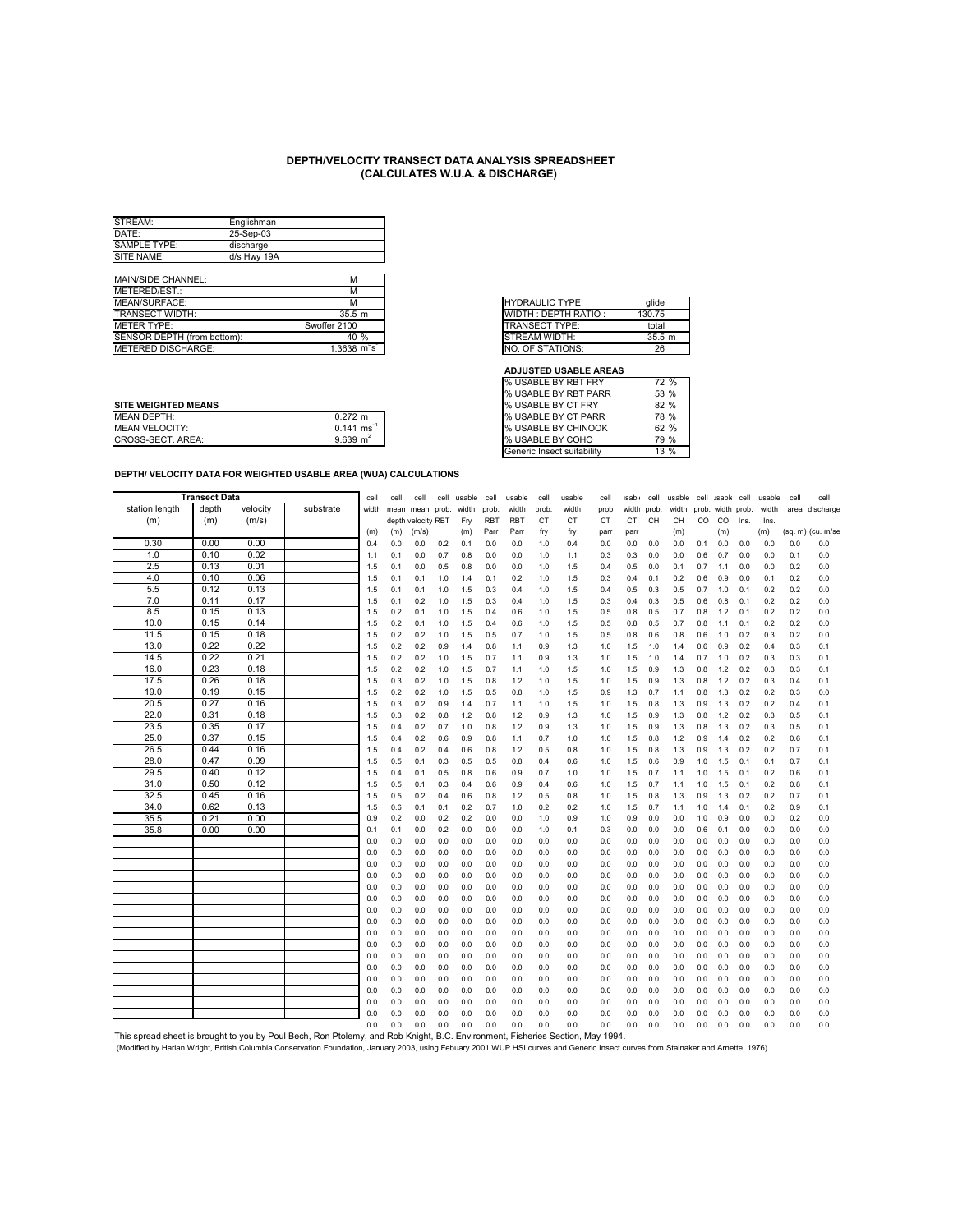# DEPTH/VELOCITY TRANSECT DATA ANALYSIS SPREADSHEET
## (CALCULATES W.U.A. & DISCHARGE)

| | | |
|---|---|---|
| STREAM: | Englishman | |
| DATE: | 25-Sep-03 | |
| SAMPLE TYPE: | discharge | |
| SITE NAME: | d/s Hwy 19A | |
| | | |
| MAIN/SIDE CHANNEL: | | M |
| METERED/EST.: | | M |
| MEAN/SURFACE: | | M |
| TRANSECT WIDTH: | | 35.5 m |
| METER TYPE: | | Swoffer 2100 |
| SENSOR DEPTH (from bottom): | | 40 % |
| METERED DISCHARGE: | | 1.3638 $m^3s$ |

| | |
|---|---|
| HYDRAULIC TYPE: | glide |
| WIDTH : DEPTH RATIO : | 130.75 |
| TRANSECT TYPE: | total |
| STREAM WIDTH: | 35.5 m |
| NO. OF STATIONS: | 26 |

**ADJUSTED USABLE AREAS**

| | |
|---|---|
| % USABLE BY RBT FRY | 72 % |
| % USABLE BY RBT PARR | 53 % |
| % USABLE BY CT FRY | 82 % |
| % USABLE BY CT PARR | 78 % |
| % USABLE BY CHINOOK | 62 % |
| % USABLE BY COHO | 79 % |
| Generic Insect suitability | 13 % |

**SITE WEIGHTED MEANS**

| | |
|---|---|
| MEAN DEPTH: | 0.272 m |
| MEAN VELOCITY: | 0.141 $ms^{-1}$ |
| CROSS-SECT. AREA: | 9.639 $m^2$ |

**DEPTH/ VELOCITY DATA FOR WEIGHTED USABLE AREA (WUA) CALCULATIONS**

| Transect Data | | | | cell | cell | cell | cell | usable | cell | usable | cell | usable | cell | usable | cell | usable | cell | usable | cell | usable | cell | cell |
|---|---|---|---|---|---|---|---|---|---|---|---|---|---|---|---|---|---|---|---|---|---|---|
| station length (m) | depth (m) | velocity (m/s) | substrate | width (m) | mean depth (m) | mean velocity (m/s) | prob. RBT | width Fry (m) | prob. RBT Parr | width RBT Parr | prob. CT fry | width CT fry | prob CT parr | width CT parr | prob. CH | width CH (m) | prob. CO | width CO (m) | prob. Ins. | width Ins. (m) | area (sq. m) | discharge (cu. m/se |
| 0.30 | 0.00 | 0.00 | | 0.4 | 0.0 | 0.0 | 0.2 | 0.1 | 0.0 | 0.0 | 1.0 | 0.4 | 0.0 | 0.0 | 0.0 | 0.0 | 0.1 | 0.0 | 0.0 | 0.0 | 0.0 | 0.0 |
| 1.0 | 0.10 | 0.02 | | 1.1 | 0.1 | 0.0 | 0.7 | 0.8 | 0.0 | 0.0 | 1.0 | 1.1 | 0.3 | 0.3 | 0.0 | 0.0 | 0.6 | 0.7 | 0.0 | 0.0 | 0.1 | 0.0 |
| 2.5 | 0.13 | 0.01 | | 1.5 | 0.1 | 0.0 | 0.5 | 0.8 | 0.0 | 0.0 | 1.0 | 1.5 | 0.4 | 0.5 | 0.0 | 0.1 | 0.7 | 1.1 | 0.0 | 0.0 | 0.2 | 0.0 |
| 4.0 | 0.10 | 0.06 | | 1.5 | 0.1 | 0.1 | 1.0 | 1.4 | 0.1 | 0.2 | 1.0 | 1.5 | 0.3 | 0.4 | 0.1 | 0.2 | 0.6 | 0.9 | 0.0 | 0.1 | 0.2 | 0.0 |
| 5.5 | 0.12 | 0.13 | | 1.5 | 0.1 | 0.1 | 1.0 | 1.5 | 0.3 | 0.4 | 1.0 | 1.5 | 0.4 | 0.5 | 0.3 | 0.5 | 0.7 | 1.0 | 0.1 | 0.2 | 0.2 | 0.0 |
| 7.0 | 0.11 | 0.17 | | 1.5 | 0.1 | 0.2 | 1.0 | 1.5 | 0.3 | 0.4 | 1.0 | 1.5 | 0.3 | 0.4 | 0.3 | 0.5 | 0.6 | 0.8 | 0.1 | 0.2 | 0.2 | 0.0 |
| 8.5 | 0.15 | 0.13 | | 1.5 | 0.2 | 0.1 | 1.0 | 1.5 | 0.4 | 0.6 | 1.0 | 1.5 | 0.5 | 0.8 | 0.5 | 0.7 | 0.8 | 1.2 | 0.1 | 0.2 | 0.2 | 0.0 |
| 10.0 | 0.15 | 0.14 | | 1.5 | 0.2 | 0.1 | 1.0 | 1.5 | 0.4 | 0.6 | 1.0 | 1.5 | 0.5 | 0.8 | 0.5 | 0.7 | 0.8 | 1.1 | 0.1 | 0.2 | 0.2 | 0.0 |
| 11.5 | 0.15 | 0.18 | | 1.5 | 0.2 | 0.2 | 1.0 | 1.5 | 0.5 | 0.7 | 1.0 | 1.5 | 0.5 | 0.8 | 0.6 | 0.8 | 0.6 | 1.0 | 0.2 | 0.3 | 0.2 | 0.0 |
| 13.0 | 0.22 | 0.22 | | 1.5 | 0.2 | 0.2 | 0.9 | 1.4 | 0.8 | 1.1 | 0.9 | 1.3 | 1.0 | 1.5 | 1.0 | 1.4 | 0.6 | 0.9 | 0.2 | 0.4 | 0.3 | 0.1 |
| 14.5 | 0.22 | 0.21 | | 1.5 | 0.2 | 0.2 | 1.0 | 1.5 | 0.7 | 1.1 | 0.9 | 1.3 | 1.0 | 1.5 | 1.0 | 1.4 | 0.7 | 1.0 | 0.2 | 0.3 | 0.3 | 0.1 |
| 16.0 | 0.23 | 0.18 | | 1.5 | 0.2 | 0.2 | 1.0 | 1.5 | 0.7 | 1.1 | 1.0 | 1.5 | 1.0 | 1.5 | 0.9 | 1.3 | 0.8 | 1.2 | 0.2 | 0.3 | 0.3 | 0.1 |
| 17.5 | 0.26 | 0.18 | | 1.5 | 0.3 | 0.2 | 1.0 | 1.5 | 0.8 | 1.2 | 1.0 | 1.5 | 1.0 | 1.5 | 0.9 | 1.3 | 0.8 | 1.2 | 0.2 | 0.3 | 0.4 | 0.1 |
| 19.0 | 0.19 | 0.15 | | 1.5 | 0.2 | 0.2 | 1.0 | 1.5 | 0.5 | 0.8 | 1.0 | 1.5 | 0.9 | 1.3 | 0.7 | 1.1 | 0.8 | 1.3 | 0.2 | 0.2 | 0.3 | 0.0 |
| 20.5 | 0.27 | 0.16 | | 1.5 | 0.3 | 0.2 | 0.9 | 1.4 | 0.7 | 1.1 | 1.0 | 1.5 | 1.0 | 1.5 | 0.8 | 1.3 | 0.9 | 1.3 | 0.2 | 0.2 | 0.4 | 0.1 |
| 22.0 | 0.31 | 0.18 | | 1.5 | 0.3 | 0.2 | 0.8 | 1.2 | 0.8 | 1.2 | 0.9 | 1.3 | 1.0 | 1.5 | 0.9 | 1.3 | 0.8 | 1.2 | 0.2 | 0.3 | 0.5 | 0.1 |
| 23.5 | 0.35 | 0.17 | | 1.5 | 0.4 | 0.2 | 0.7 | 1.0 | 0.8 | 1.2 | 0.9 | 1.3 | 1.0 | 1.5 | 0.9 | 1.3 | 0.8 | 1.3 | 0.2 | 0.3 | 0.5 | 0.1 |
| 25.0 | 0.37 | 0.15 | | 1.5 | 0.4 | 0.2 | 0.6 | 0.9 | 0.8 | 1.1 | 0.7 | 1.0 | 1.0 | 1.5 | 0.8 | 1.2 | 0.9 | 1.4 | 0.2 | 0.2 | 0.6 | 0.1 |
| 26.5 | 0.44 | 0.16 | | 1.5 | 0.4 | 0.2 | 0.4 | 0.6 | 0.8 | 1.2 | 0.5 | 0.8 | 1.0 | 1.5 | 0.8 | 1.3 | 0.9 | 1.3 | 0.2 | 0.2 | 0.7 | 0.1 |
| 28.0 | 0.47 | 0.09 | | 1.5 | 0.5 | 0.1 | 0.3 | 0.5 | 0.5 | 0.8 | 0.4 | 0.6 | 1.0 | 1.5 | 0.6 | 0.9 | 1.0 | 1.5 | 0.1 | 0.1 | 0.7 | 0.1 |
| 29.5 | 0.40 | 0.12 | | 1.5 | 0.4 | 0.1 | 0.5 | 0.8 | 0.6 | 0.9 | 0.7 | 1.0 | 1.0 | 1.5 | 0.7 | 1.1 | 1.0 | 1.5 | 0.1 | 0.2 | 0.6 | 0.1 |
| 31.0 | 0.50 | 0.12 | | 1.5 | 0.5 | 0.1 | 0.3 | 0.4 | 0.6 | 0.9 | 0.4 | 0.6 | 1.0 | 1.5 | 0.7 | 1.1 | 1.0 | 1.5 | 0.1 | 0.2 | 0.8 | 0.1 |
| 32.5 | 0.45 | 0.16 | | 1.5 | 0.5 | 0.2 | 0.4 | 0.6 | 0.8 | 1.2 | 0.5 | 0.8 | 1.0 | 1.5 | 0.8 | 1.3 | 0.9 | 1.3 | 0.2 | 0.2 | 0.7 | 0.1 |
| 34.0 | 0.62 | 0.13 | | 1.5 | 0.6 | 0.1 | 0.1 | 0.2 | 0.7 | 1.0 | 0.2 | 0.2 | 1.0 | 1.5 | 0.7 | 1.1 | 1.0 | 1.4 | 0.1 | 0.2 | 0.9 | 0.1 |
| 35.5 | 0.21 | 0.00 | | 0.9 | 0.2 | 0.0 | 0.2 | 0.2 | 0.0 | 0.0 | 1.0 | 0.9 | 1.0 | 0.9 | 0.0 | 0.0 | 1.0 | 0.9 | 0.0 | 0.0 | 0.2 | 0.0 |
| 35.8 | 0.00 | 0.00 | | 0.1 | 0.1 | 0.0 | 0.2 | 0.0 | 0.0 | 0.0 | 1.0 | 0.1 | 0.3 | 0.0 | 0.0 | 0.0 | 0.6 | 0.1 | 0.0 | 0.0 | 0.0 | 0.0 |
| | | | | 0.0 | 0.0 | 0.0 | 0.0 | 0.0 | 0.0 | 0.0 | 0.0 | 0.0 | 0.0 | 0.0 | 0.0 | 0.0 | 0.0 | 0.0 | 0.0 | 0.0 | 0.0 | 0.0 |
| | | | | 0.0 | 0.0 | 0.0 | 0.0 | 0.0 | 0.0 | 0.0 | 0.0 | 0.0 | 0.0 | 0.0 | 0.0 | 0.0 | 0.0 | 0.0 | 0.0 | 0.0 | 0.0 | 0.0 |
| | | | | 0.0 | 0.0 | 0.0 | 0.0 | 0.0 | 0.0 | 0.0 | 0.0 | 0.0 | 0.0 | 0.0 | 0.0 | 0.0 | 0.0 | 0.0 | 0.0 | 0.0 | 0.0 | 0.0 |
| | | | | 0.0 | 0.0 | 0.0 | 0.0 | 0.0 | 0.0 | 0.0 | 0.0 | 0.0 | 0.0 | 0.0 | 0.0 | 0.0 | 0.0 | 0.0 | 0.0 | 0.0 | 0.0 | 0.0 |
| | | | | 0.0 | 0.0 | 0.0 | 0.0 | 0.0 | 0.0 | 0.0 | 0.0 | 0.0 | 0.0 | 0.0 | 0.0 | 0.0 | 0.0 | 0.0 | 0.0 | 0.0 | 0.0 | 0.0 |
| | | | | 0.0 | 0.0 | 0.0 | 0.0 | 0.0 | 0.0 | 0.0 | 0.0 | 0.0 | 0.0 | 0.0 | 0.0 | 0.0 | 0.0 | 0.0 | 0.0 | 0.0 | 0.0 | 0.0 |
| | | | | 0.0 | 0.0 | 0.0 | 0.0 | 0.0 | 0.0 | 0.0 | 0.0 | 0.0 | 0.0 | 0.0 | 0.0 | 0.0 | 0.0 | 0.0 | 0.0 | 0.0 | 0.0 | 0.0 |
| | | | | 0.0 | 0.0 | 0.0 | 0.0 | 0.0 | 0.0 | 0.0 | 0.0 | 0.0 | 0.0 | 0.0 | 0.0 | 0.0 | 0.0 | 0.0 | 0.0 | 0.0 | 0.0 | 0.0 |
| | | | | 0.0 | 0.0 | 0.0 | 0.0 | 0.0 | 0.0 | 0.0 | 0.0 | 0.0 | 0.0 | 0.0 | 0.0 | 0.0 | 0.0 | 0.0 | 0.0 | 0.0 | 0.0 | 0.0 |
| | | | | 0.0 | 0.0 | 0.0 | 0.0 | 0.0 | 0.0 | 0.0 | 0.0 | 0.0 | 0.0 | 0.0 | 0.0 | 0.0 | 0.0 | 0.0 | 0.0 | 0.0 | 0.0 | 0.0 |
| | | | | 0.0 | 0.0 | 0.0 | 0.0 | 0.0 | 0.0 | 0.0 | 0.0 | 0.0 | 0.0 | 0.0 | 0.0 | 0.0 | 0.0 | 0.0 | 0.0 | 0.0 | 0.0 | 0.0 |
| | | | | 0.0 | 0.0 | 0.0 | 0.0 | 0.0 | 0.0 | 0.0 | 0.0 | 0.0 | 0.0 | 0.0 | 0.0 | 0.0 | 0.0 | 0.0 | 0.0 | 0.0 | 0.0 | 0.0 |
| | | | | 0.0 | 0.0 | 0.0 | 0.0 | 0.0 | 0.0 | 0.0 | 0.0 | 0.0 | 0.0 | 0.0 | 0.0 | 0.0 | 0.0 | 0.0 | 0.0 | 0.0 | 0.0 | 0.0 |
| | | | | 0.0 | 0.0 | 0.0 | 0.0 | 0.0 | 0.0 | 0.0 | 0.0 | 0.0 | 0.0 | 0.0 | 0.0 | 0.0 | 0.0 | 0.0 | 0.0 | 0.0 | 0.0 | 0.0 |
| | | | | 0.0 | 0.0 | 0.0 | 0.0 | 0.0 | 0.0 | 0.0 | 0.0 | 0.0 | 0.0 | 0.0 | 0.0 | 0.0 | 0.0 | 0.0 | 0.0 | 0.0 | 0.0 | 0.0 |
| | | | | 0.0 | 0.0 | 0.0 | 0.0 | 0.0 | 0.0 | 0.0 | 0.0 | 0.0 | 0.0 | 0.0 | 0.0 | 0.0 | 0.0 | 0.0 | 0.0 | 0.0 | 0.0 | 0.0 |
| | | | | 0.0 | 0.0 | 0.0 | 0.0 | 0.0 | 0.0 | 0.0 | 0.0 | 0.0 | 0.0 | 0.0 | 0.0 | 0.0 | 0.0 | 0.0 | 0.0 | 0.0 | 0.0 | 0.0 |
| | | | | 0.0 | 0.0 | 0.0 | 0.0 | 0.0 | 0.0 | 0.0 | 0.0 | 0.0 | 0.0 | 0.0 | 0.0 | 0.0 | 0.0 | 0.0 | 0.0 | 0.0 | 0.0 | 0.0 |
| | | | | 0.0 | 0.0 | 0.0 | 0.0 | 0.0 | 0.0 | 0.0 | 0.0 | 0.0 | 0.0 | 0.0 | 0.0 | 0.0 | 0.0 | 0.0 | 0.0 | 0.0 | 0.0 | 0.0 |
| | | | | 0.0 | 0.0 | 0.0 | 0.0 | 0.0 | 0.0 | 0.0 | 0.0 | 0.0 | 0.0 | 0.0 | 0.0 | 0.0 | 0.0 | 0.0 | 0.0 | 0.0 | 0.0 | 0.0 |
| | | | | 0.0 | 0.0 | 0.0 | 0.0 | 0.0 | 0.0 | 0.0 | 0.0 | 0.0 | 0.0 | 0.0 | 0.0 | 0.0 | 0.0 | 0.0 | 0.0 | 0.0 | 0.0 | 0.0 |

This spread sheet is brought to you by Poul Bech, Ron Ptolemy, and Rob Knight, B.C. Environment, Fisheries Section, May 1994.
(Modified by Harlan Wright, British Columbia Conservation Foundation, January 2003, using Febuary 2001 WUP HSI curves and Generic Insect curves from Stalnaker and Arnette, 1976).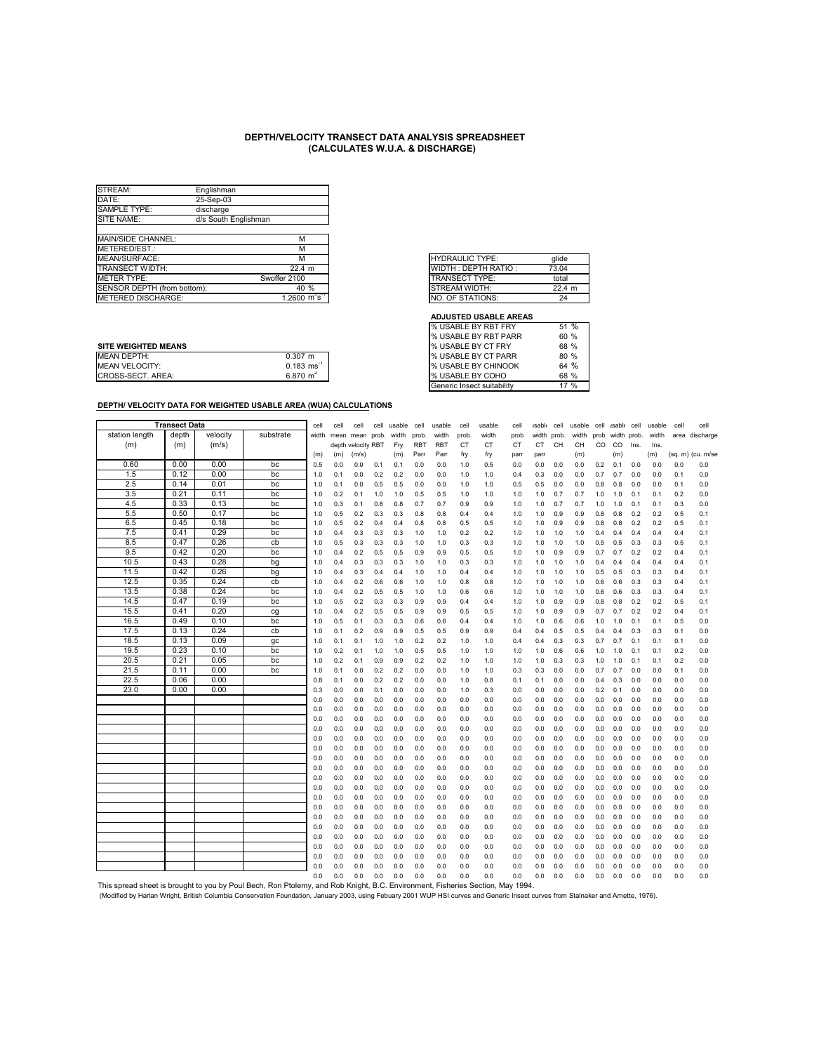# DEPTH/VELOCITY TRANSECT DATA ANALYSIS SPREADSHEET
## (CALCULATES W.U.A. & DISCHARGE)

| | |
|---|---|
| STREAM: | Englishman |
| DATE: | 25-Sep-03 |
| SAMPLE TYPE: | discharge |
| SITE NAME: | d/s South Englishman |
| | |
| MAIN/SIDE CHANNEL: | M |
| METERED/EST.: | M |
| MEAN/SURFACE: | M |
| TRANSECT WIDTH: | 22.4 m |
| METER TYPE: | Swoffer 2100 |
| SENSOR DEPTH (from bottom): | 40 % |
| METERED DISCHARGE: | 1.2600 $m^3s$ |

| | |
|---|---|
| HYDRAULIC TYPE: | glide |
| WIDTH : DEPTH RATIO : | 73.04 |
| TRANSECT TYPE: | total |
| STREAM WIDTH: | 22.4 m |
| NO. OF STATIONS: | 24 |

**ADJUSTED USABLE AREAS**

| | |
|---|---|
| % USABLE BY RBT FRY | 51 % |
| % USABLE BY RBT PARR | 60 % |
| % USABLE BY CT FRY | 68 % |
| % USABLE BY CT PARR | 80 % |
| % USABLE BY CHINOOK | 64 % |
| % USABLE BY COHO | 68 % |
| Generic Insect suitability | 17 % |

**SITE WEIGHTED MEANS**

| | |
|---|---|
| MEAN DEPTH: | 0.307 m |
| MEAN VELOCITY: | 0.183 $ms^{-1}$ |
| CROSS-SECT. AREA: | 6.870 $m^2$ |

**DEPTH/ VELOCITY DATA FOR WEIGHTED USABLE AREA (WUA) CALCULATIONS**

| Transect Data | | | | cell | cell | cell | cell | usable | cell | usable | cell | usable | cell | usable | cell | usable | cell | usable | cell | usable | cell | cell |
|---|---|---|---|---|---|---|---|---|---|---|---|---|---|---|---|---|---|---|---|---|---|---|
| station length (m) | depth (m) | velocity (m/s) | substrate | width (m) | mean depth (m) | mean velocity (m/s) | prob. RBT | width Fry (m) | prob. RBT Parr | width RBT Parr | prob. CT fry | width CT fry | prob CT parr | width CT parr | prob. CH | width CH (m) | prob. CO | width CO (m) | prob. Ins. | width Ins. (m) | area (sq. m) | discharge (cu. m/se |
| 0.60 | 0.00 | 0.00 | bc | 0.5 | 0.0 | 0.0 | 0.1 | 0.1 | 0.0 | 0.0 | 1.0 | 0.5 | 0.0 | 0.0 | 0.0 | 0.0 | 0.2 | 0.1 | 0.0 | 0.0 | 0.0 | 0.0 |
| 1.5 | 0.12 | 0.00 | bc | 1.0 | 0.1 | 0.0 | 0.2 | 0.2 | 0.0 | 0.0 | 1.0 | 1.0 | 0.4 | 0.3 | 0.0 | 0.0 | 0.7 | 0.7 | 0.0 | 0.0 | 0.1 | 0.0 |
| 2.5 | 0.14 | 0.01 | bc | 1.0 | 0.1 | 0.0 | 0.5 | 0.5 | 0.0 | 0.0 | 1.0 | 1.0 | 0.5 | 0.5 | 0.0 | 0.0 | 0.8 | 0.8 | 0.0 | 0.0 | 0.1 | 0.0 |
| 3.5 | 0.21 | 0.11 | bc | 1.0 | 0.2 | 0.1 | 1.0 | 1.0 | 0.5 | 0.5 | 1.0 | 1.0 | 1.0 | 1.0 | 0.7 | 0.7 | 1.0 | 1.0 | 0.1 | 0.1 | 0.2 | 0.0 |
| 4.5 | 0.33 | 0.13 | bc | 1.0 | 0.3 | 0.1 | 0.8 | 0.8 | 0.7 | 0.7 | 0.9 | 0.9 | 1.0 | 1.0 | 0.7 | 0.7 | 1.0 | 1.0 | 0.1 | 0.1 | 0.3 | 0.0 |
| 5.5 | 0.50 | 0.17 | bc | 1.0 | 0.5 | 0.2 | 0.3 | 0.3 | 0.8 | 0.8 | 0.4 | 0.4 | 1.0 | 1.0 | 0.9 | 0.9 | 0.8 | 0.8 | 0.2 | 0.2 | 0.5 | 0.1 |
| 6.5 | 0.45 | 0.18 | bc | 1.0 | 0.5 | 0.2 | 0.4 | 0.4 | 0.8 | 0.8 | 0.5 | 0.5 | 1.0 | 1.0 | 0.9 | 0.9 | 0.8 | 0.8 | 0.2 | 0.2 | 0.5 | 0.1 |
| 7.5 | 0.41 | 0.29 | bc | 1.0 | 0.4 | 0.3 | 0.3 | 0.3 | 1.0 | 1.0 | 0.2 | 0.2 | 1.0 | 1.0 | 1.0 | 1.0 | 0.4 | 0.4 | 0.4 | 0.4 | 0.4 | 0.1 |
| 8.5 | 0.47 | 0.26 | cb | 1.0 | 0.5 | 0.3 | 0.3 | 0.3 | 1.0 | 1.0 | 0.3 | 0.3 | 1.0 | 1.0 | 1.0 | 1.0 | 0.5 | 0.5 | 0.3 | 0.3 | 0.5 | 0.1 |
| 9.5 | 0.42 | 0.20 | bc | 1.0 | 0.4 | 0.2 | 0.5 | 0.5 | 0.9 | 0.9 | 0.5 | 0.5 | 1.0 | 1.0 | 0.9 | 0.9 | 0.7 | 0.7 | 0.2 | 0.2 | 0.4 | 0.1 |
| 10.5 | 0.43 | 0.28 | bg | 1.0 | 0.4 | 0.3 | 0.3 | 0.3 | 1.0 | 1.0 | 0.3 | 0.3 | 1.0 | 1.0 | 1.0 | 1.0 | 0.4 | 0.4 | 0.4 | 0.4 | 0.4 | 0.1 |
| 11.5 | 0.42 | 0.26 | bg | 1.0 | 0.4 | 0.3 | 0.4 | 0.4 | 1.0 | 1.0 | 0.4 | 0.4 | 1.0 | 1.0 | 1.0 | 1.0 | 0.5 | 0.5 | 0.3 | 0.3 | 0.4 | 0.1 |
| 12.5 | 0.35 | 0.24 | cb | 1.0 | 0.4 | 0.2 | 0.6 | 0.6 | 1.0 | 1.0 | 0.8 | 0.8 | 1.0 | 1.0 | 1.0 | 1.0 | 0.6 | 0.6 | 0.3 | 0.3 | 0.4 | 0.1 |
| 13.5 | 0.38 | 0.24 | bc | 1.0 | 0.4 | 0.2 | 0.5 | 0.5 | 1.0 | 1.0 | 0.6 | 0.6 | 1.0 | 1.0 | 1.0 | 1.0 | 0.6 | 0.6 | 0.3 | 0.3 | 0.4 | 0.1 |
| 14.5 | 0.47 | 0.19 | bc | 1.0 | 0.5 | 0.2 | 0.3 | 0.3 | 0.9 | 0.9 | 0.4 | 0.4 | 1.0 | 1.0 | 0.9 | 0.9 | 0.8 | 0.8 | 0.2 | 0.2 | 0.5 | 0.1 |
| 15.5 | 0.41 | 0.20 | cg | 1.0 | 0.4 | 0.2 | 0.5 | 0.5 | 0.9 | 0.9 | 0.5 | 0.5 | 1.0 | 1.0 | 0.9 | 0.9 | 0.7 | 0.7 | 0.2 | 0.2 | 0.4 | 0.1 |
| 16.5 | 0.49 | 0.10 | bc | 1.0 | 0.5 | 0.1 | 0.3 | 0.3 | 0.6 | 0.6 | 0.4 | 0.4 | 1.0 | 1.0 | 0.6 | 0.6 | 1.0 | 1.0 | 0.1 | 0.1 | 0.5 | 0.0 |
| 17.5 | 0.13 | 0.24 | cb | 1.0 | 0.1 | 0.2 | 0.9 | 0.9 | 0.5 | 0.5 | 0.9 | 0.9 | 0.4 | 0.4 | 0.5 | 0.5 | 0.4 | 0.4 | 0.3 | 0.3 | 0.1 | 0.0 |
| 18.5 | 0.13 | 0.09 | gc | 1.0 | 0.1 | 0.1 | 1.0 | 1.0 | 0.2 | 0.2 | 1.0 | 1.0 | 0.4 | 0.4 | 0.3 | 0.3 | 0.7 | 0.7 | 0.1 | 0.1 | 0.1 | 0.0 |
| 19.5 | 0.23 | 0.10 | bc | 1.0 | 0.2 | 0.1 | 1.0 | 1.0 | 0.5 | 0.5 | 1.0 | 1.0 | 1.0 | 1.0 | 0.6 | 0.6 | 1.0 | 1.0 | 0.1 | 0.1 | 0.2 | 0.0 |
| 20.5 | 0.21 | 0.05 | bc | 1.0 | 0.2 | 0.1 | 0.9 | 0.9 | 0.2 | 0.2 | 1.0 | 1.0 | 1.0 | 1.0 | 0.3 | 0.3 | 1.0 | 1.0 | 0.1 | 0.1 | 0.2 | 0.0 |
| 21.5 | 0.11 | 0.00 | bc | 1.0 | 0.1 | 0.0 | 0.2 | 0.2 | 0.0 | 0.0 | 1.0 | 1.0 | 0.3 | 0.3 | 0.0 | 0.0 | 0.7 | 0.7 | 0.0 | 0.0 | 0.1 | 0.0 |
| 22.5 | 0.06 | 0.00 | | 0.8 | 0.1 | 0.0 | 0.2 | 0.2 | 0.0 | 0.0 | 1.0 | 0.8 | 0.1 | 0.1 | 0.0 | 0.0 | 0.4 | 0.3 | 0.0 | 0.0 | 0.0 | 0.0 |
| 23.0 | 0.00 | 0.00 | | 0.3 | 0.0 | 0.0 | 0.1 | 0.0 | 0.0 | 0.0 | 1.0 | 0.3 | 0.0 | 0.0 | 0.0 | 0.0 | 0.2 | 0.1 | 0.0 | 0.0 | 0.0 | 0.0 |
| | | | | 0.0 | 0.0 | 0.0 | 0.0 | 0.0 | 0.0 | 0.0 | 0.0 | 0.0 | 0.0 | 0.0 | 0.0 | 0.0 | 0.0 | 0.0 | 0.0 | 0.0 | 0.0 | 0.0 |
| | | | | 0.0 | 0.0 | 0.0 | 0.0 | 0.0 | 0.0 | 0.0 | 0.0 | 0.0 | 0.0 | 0.0 | 0.0 | 0.0 | 0.0 | 0.0 | 0.0 | 0.0 | 0.0 | 0.0 |
| | | | | 0.0 | 0.0 | 0.0 | 0.0 | 0.0 | 0.0 | 0.0 | 0.0 | 0.0 | 0.0 | 0.0 | 0.0 | 0.0 | 0.0 | 0.0 | 0.0 | 0.0 | 0.0 | 0.0 |
| | | | | 0.0 | 0.0 | 0.0 | 0.0 | 0.0 | 0.0 | 0.0 | 0.0 | 0.0 | 0.0 | 0.0 | 0.0 | 0.0 | 0.0 | 0.0 | 0.0 | 0.0 | 0.0 | 0.0 |
| | | | | 0.0 | 0.0 | 0.0 | 0.0 | 0.0 | 0.0 | 0.0 | 0.0 | 0.0 | 0.0 | 0.0 | 0.0 | 0.0 | 0.0 | 0.0 | 0.0 | 0.0 | 0.0 | 0.0 |
| | | | | 0.0 | 0.0 | 0.0 | 0.0 | 0.0 | 0.0 | 0.0 | 0.0 | 0.0 | 0.0 | 0.0 | 0.0 | 0.0 | 0.0 | 0.0 | 0.0 | 0.0 | 0.0 | 0.0 |
| | | | | 0.0 | 0.0 | 0.0 | 0.0 | 0.0 | 0.0 | 0.0 | 0.0 | 0.0 | 0.0 | 0.0 | 0.0 | 0.0 | 0.0 | 0.0 | 0.0 | 0.0 | 0.0 | 0.0 |
| | | | | 0.0 | 0.0 | 0.0 | 0.0 | 0.0 | 0.0 | 0.0 | 0.0 | 0.0 | 0.0 | 0.0 | 0.0 | 0.0 | 0.0 | 0.0 | 0.0 | 0.0 | 0.0 | 0.0 |
| | | | | 0.0 | 0.0 | 0.0 | 0.0 | 0.0 | 0.0 | 0.0 | 0.0 | 0.0 | 0.0 | 0.0 | 0.0 | 0.0 | 0.0 | 0.0 | 0.0 | 0.0 | 0.0 | 0.0 |
| | | | | 0.0 | 0.0 | 0.0 | 0.0 | 0.0 | 0.0 | 0.0 | 0.0 | 0.0 | 0.0 | 0.0 | 0.0 | 0.0 | 0.0 | 0.0 | 0.0 | 0.0 | 0.0 | 0.0 |
| | | | | 0.0 | 0.0 | 0.0 | 0.0 | 0.0 | 0.0 | 0.0 | 0.0 | 0.0 | 0.0 | 0.0 | 0.0 | 0.0 | 0.0 | 0.0 | 0.0 | 0.0 | 0.0 | 0.0 |
| | | | | 0.0 | 0.0 | 0.0 | 0.0 | 0.0 | 0.0 | 0.0 | 0.0 | 0.0 | 0.0 | 0.0 | 0.0 | 0.0 | 0.0 | 0.0 | 0.0 | 0.0 | 0.0 | 0.0 |
| | | | | 0.0 | 0.0 | 0.0 | 0.0 | 0.0 | 0.0 | 0.0 | 0.0 | 0.0 | 0.0 | 0.0 | 0.0 | 0.0 | 0.0 | 0.0 | 0.0 | 0.0 | 0.0 | 0.0 |
| | | | | 0.0 | 0.0 | 0.0 | 0.0 | 0.0 | 0.0 | 0.0 | 0.0 | 0.0 | 0.0 | 0.0 | 0.0 | 0.0 | 0.0 | 0.0 | 0.0 | 0.0 | 0.0 | 0.0 |
| | | | | 0.0 | 0.0 | 0.0 | 0.0 | 0.0 | 0.0 | 0.0 | 0.0 | 0.0 | 0.0 | 0.0 | 0.0 | 0.0 | 0.0 | 0.0 | 0.0 | 0.0 | 0.0 | 0.0 |
| | | | | 0.0 | 0.0 | 0.0 | 0.0 | 0.0 | 0.0 | 0.0 | 0.0 | 0.0 | 0.0 | 0.0 | 0.0 | 0.0 | 0.0 | 0.0 | 0.0 | 0.0 | 0.0 | 0.0 |
| | | | | 0.0 | 0.0 | 0.0 | 0.0 | 0.0 | 0.0 | 0.0 | 0.0 | 0.0 | 0.0 | 0.0 | 0.0 | 0.0 | 0.0 | 0.0 | 0.0 | 0.0 | 0.0 | 0.0 |
| | | | | 0.0 | 0.0 | 0.0 | 0.0 | 0.0 | 0.0 | 0.0 | 0.0 | 0.0 | 0.0 | 0.0 | 0.0 | 0.0 | 0.0 | 0.0 | 0.0 | 0.0 | 0.0 | 0.0 |
| | | | | 0.0 | 0.0 | 0.0 | 0.0 | 0.0 | 0.0 | 0.0 | 0.0 | 0.0 | 0.0 | 0.0 | 0.0 | 0.0 | 0.0 | 0.0 | 0.0 | 0.0 | 0.0 | 0.0 |
| | | | | 0.0 | 0.0 | 0.0 | 0.0 | 0.0 | 0.0 | 0.0 | 0.0 | 0.0 | 0.0 | 0.0 | 0.0 | 0.0 | 0.0 | 0.0 | 0.0 | 0.0 | 0.0 | 0.0 |
| | | | | 0.0 | 0.0 | 0.0 | 0.0 | 0.0 | 0.0 | 0.0 | 0.0 | 0.0 | 0.0 | 0.0 | 0.0 | 0.0 | 0.0 | 0.0 | 0.0 | 0.0 | 0.0 | 0.0 |
| | | | | 0.0 | 0.0 | 0.0 | 0.0 | 0.0 | 0.0 | 0.0 | 0.0 | 0.0 | 0.0 | 0.0 | 0.0 | 0.0 | 0.0 | 0.0 | 0.0 | 0.0 | 0.0 | 0.0 |
| | | | | 0.0 | 0.0 | 0.0 | 0.0 | 0.0 | 0.0 | 0.0 | 0.0 | 0.0 | 0.0 | 0.0 | 0.0 | 0.0 | 0.0 | 0.0 | 0.0 | 0.0 | 0.0 | 0.0 |
| | | | | 0.0 | 0.0 | 0.0 | 0.0 | 0.0 | 0.0 | 0.0 | 0.0 | 0.0 | 0.0 | 0.0 | 0.0 | 0.0 | 0.0 | 0.0 | 0.0 | 0.0 | 0.0 | 0.0 |

This spread sheet is brought to you by Poul Bech, Ron Ptolemy, and Rob Knight, B.C. Environment, Fisheries Section, May 1994.
(Modified by Harlan Wright, British Columbia Conservation Foundation, January 2003, using Febuary 2001 WUP HSI curves and Generic Insect curves from Stalnaker and Arnette, 1976).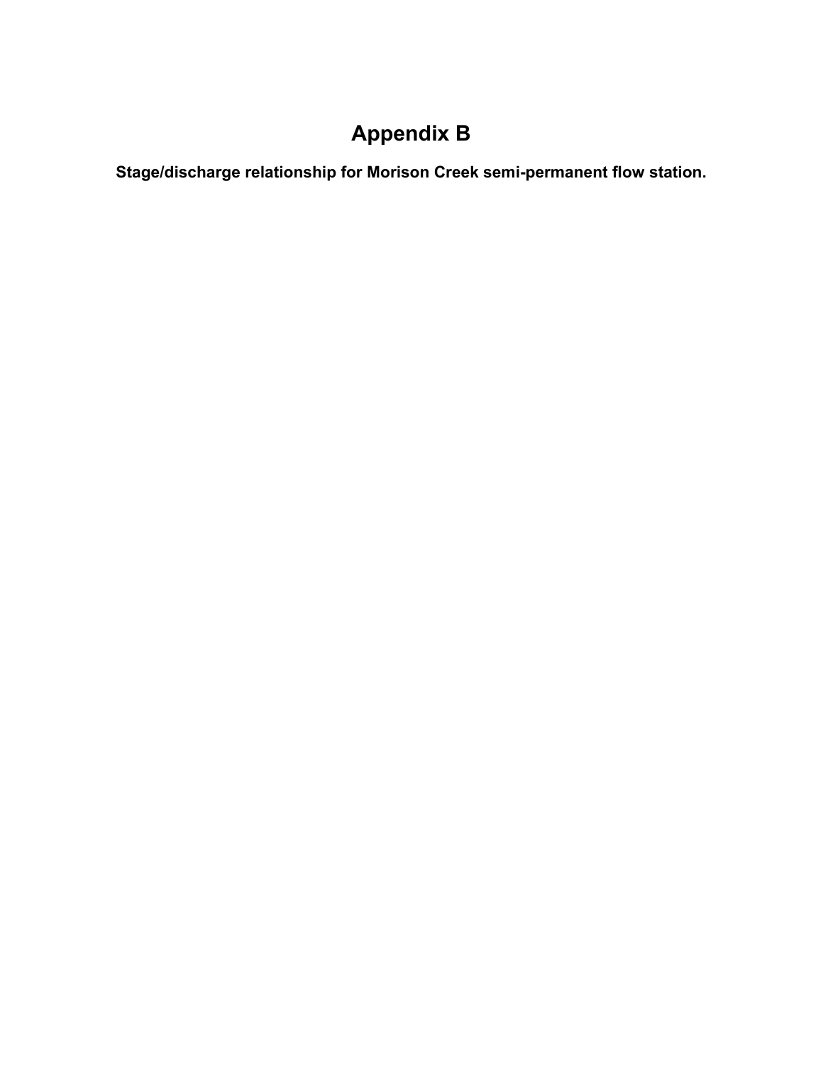# Appendix B

**Stage/discharge relationship for Morison Creek semi-permanent flow station.**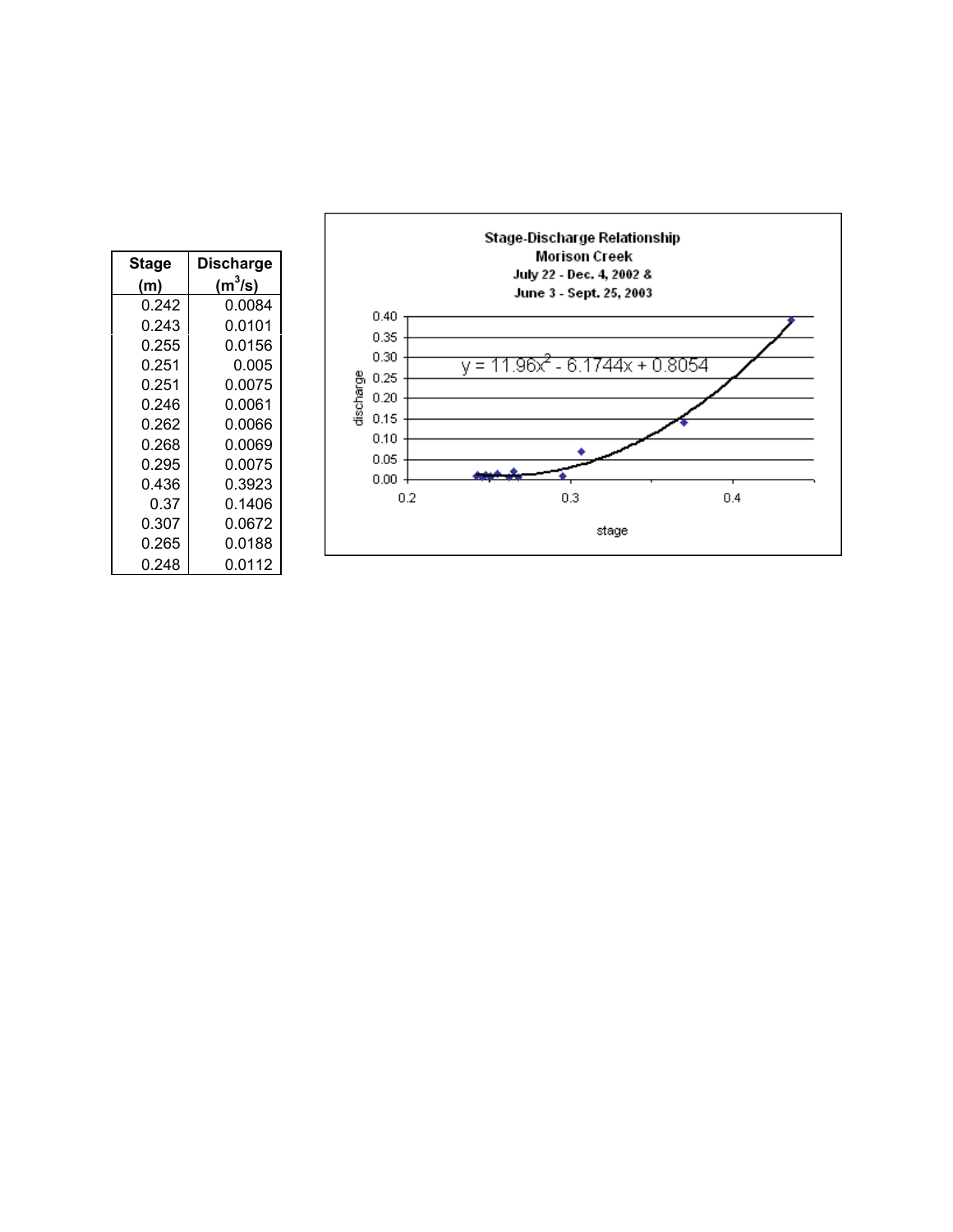| Stage (m) | Discharge ($m^3$/s) |
|---|---|
| 0.242 | 0.0084 |
| 0.243 | 0.0101 |
| 0.255 | 0.0156 |
| 0.251 | 0.005 |
| 0.251 | 0.0075 |
| 0.246 | 0.0061 |
| 0.262 | 0.0066 |
| 0.268 | 0.0069 |
| 0.295 | 0.0075 |
| 0.436 | 0.3923 |
| 0.37 | 0.1406 |
| 0.307 | 0.0672 |
| 0.265 | 0.0188 |
| 0.248 | 0.0112 |

Stage-Discharge Relationship
Morison Creek
July 22 - Dec. 4, 2002 &
June 3 - Sept. 25, 2003

$y = 11.96x^2 - 6.1744x + 0.8054$

discharge

0.40
0.35
0.30
0.25
0.20
0.15
0.10
0.05
0.00

0.2
0.3
0.4

stage